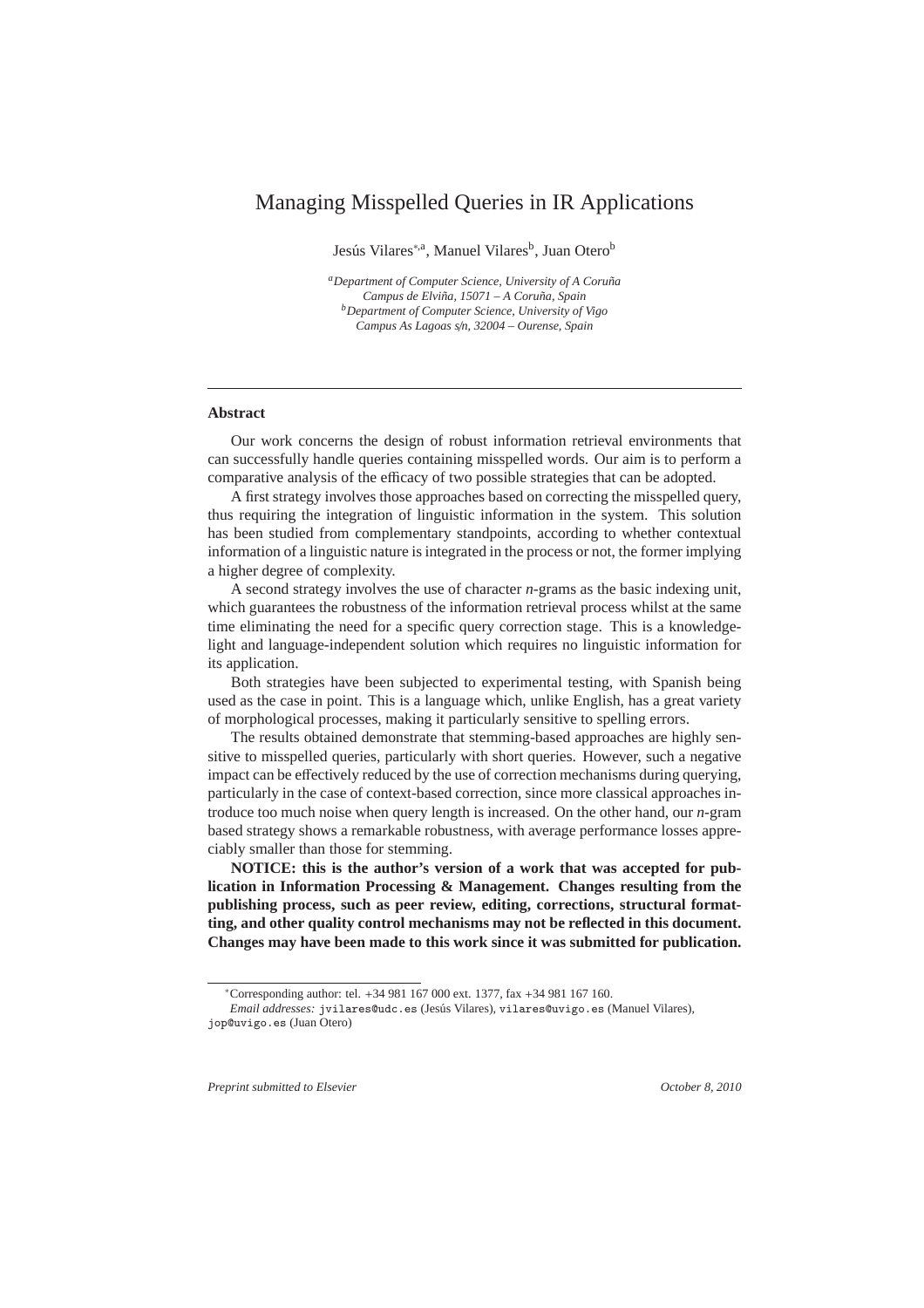# Managing Misspelled Queries in IR Applications

Jesús Vilares[*,a], Manuel Vilares[b], Juan Otero[b]

[a] *Department of Computer Science, University of A Coruña*
*Campus de Elviña, 15071 – A Coruña, Spain*
[b] *Department of Computer Science, University of Vigo*
*Campus As Lagoas s/n, 32004 – Ourense, Spain*

---

### Abstract

Our work concerns the design of robust information retrieval environments that can successfully handle queries containing misspelled words. Our aim is to perform a comparative analysis of the efficacy of two possible strategies that can be adopted.

A first strategy involves those approaches based on correcting the misspelled query, thus requiring the integration of linguistic information in the system. This solution has been studied from complementary standpoints, according to whether contextual information of a linguistic nature is integrated in the process or not, the former implying a higher degree of complexity.

A second strategy involves the use of character *n*-grams as the basic indexing unit, which guarantees the robustness of the information retrieval process whilst at the same time eliminating the need for a specific query correction stage. This is a knowledge-light and language-independent solution which requires no linguistic information for its application.

Both strategies have been subjected to experimental testing, with Spanish being used as the case in point. This is a language which, unlike English, has a great variety of morphological processes, making it particularly sensitive to spelling errors.

The results obtained demonstrate that stemming-based approaches are highly sensitive to misspelled queries, particularly with short queries. However, such a negative impact can be effectively reduced by the use of correction mechanisms during querying, particularly in the case of context-based correction, since more classical approaches introduce too much noise when query length is increased. On the other hand, our *n*-gram based strategy shows a remarkable robustness, with average performance losses appreciably smaller than those for stemming.

**NOTICE: this is the author's version of a work that was accepted for publication in Information Processing & Management. Changes resulting from the publishing process, such as peer review, editing, corrections, structural formatting, and other quality control mechanisms may not be reflected in this document. Changes may have been made to this work since it was submitted for publication.**

---

[*] Corresponding author: tel. +34 981 167 000 ext. 1377, fax +34 981 167 160.
*Email addresses:* jvilares@udc.es (Jesús Vilares), vilares@uvigo.es (Manuel Vilares), jop@uvigo.es (Juan Otero)

*Preprint submitted to Elsevier* *October 8, 2010*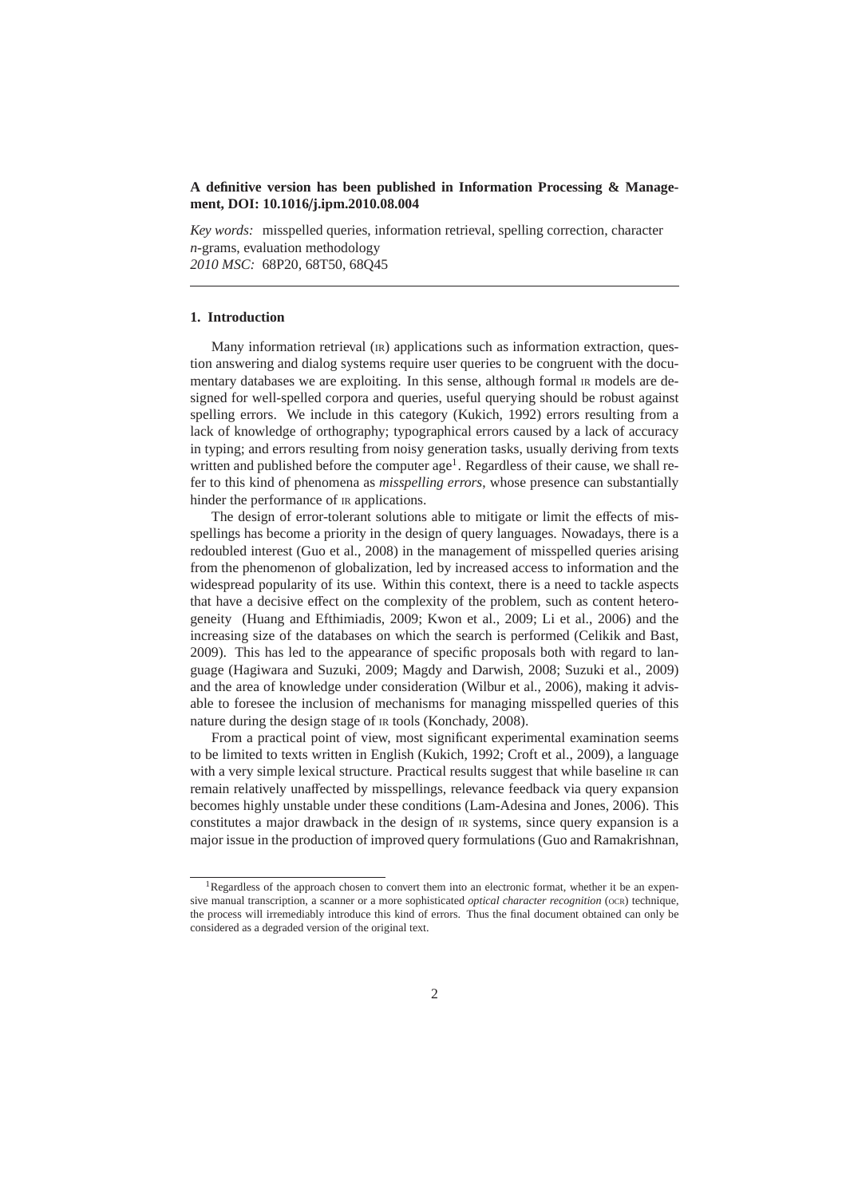**A definitive version has been published in Information Processing & Management, DOI: 10.1016/j.ipm.2010.08.004**

*Key words:* misspelled queries, information retrieval, spelling correction, character *n*-grams, evaluation methodology
*2010 MSC:* 68P20, 68T50, 68Q45

---

## 1. Introduction

Many information retrieval (IR) applications such as information extraction, question answering and dialog systems require user queries to be congruent with the documentary databases we are exploiting. In this sense, although formal IR models are designed for well-spelled corpora and queries, useful querying should be robust against spelling errors. We include in this category (Kukich, 1992) errors resulting from a lack of knowledge of orthography; typographical errors caused by a lack of accuracy in typing; and errors resulting from noisy generation tasks, usually deriving from texts written and published before the computer age[1]. Regardless of their cause, we shall refer to this kind of phenomena as *misspelling errors*, whose presence can substantially hinder the performance of IR applications.

The design of error-tolerant solutions able to mitigate or limit the effects of misspellings has become a priority in the design of query languages. Nowadays, there is a redoubled interest (Guo et al., 2008) in the management of misspelled queries arising from the phenomenon of globalization, led by increased access to information and the widespread popularity of its use. Within this context, there is a need to tackle aspects that have a decisive effect on the complexity of the problem, such as content heterogeneity (Huang and Efthimiadis, 2009; Kwon et al., 2009; Li et al., 2006) and the increasing size of the databases on which the search is performed (Celikik and Bast, 2009). This has led to the appearance of specific proposals both with regard to language (Hagiwara and Suzuki, 2009; Magdy and Darwish, 2008; Suzuki et al., 2009) and the area of knowledge under consideration (Wilbur et al., 2006), making it advisable to foresee the inclusion of mechanisms for managing misspelled queries of this nature during the design stage of IR tools (Konchady, 2008).

From a practical point of view, most significant experimental examination seems to be limited to texts written in English (Kukich, 1992; Croft et al., 2009), a language with a very simple lexical structure. Practical results suggest that while baseline IR can remain relatively unaffected by misspellings, relevance feedback via query expansion becomes highly unstable under these conditions (Lam-Adesina and Jones, 2006). This constitutes a major drawback in the design of IR systems, since query expansion is a major issue in the production of improved query formulations (Guo and Ramakrishnan,

---

[1] Regardless of the approach chosen to convert them into an electronic format, whether it be an expensive manual transcription, a scanner or a more sophisticated *optical character recognition* (OCR) technique, the process will irremediably introduce this kind of errors. Thus the final document obtained can only be considered as a degraded version of the original text.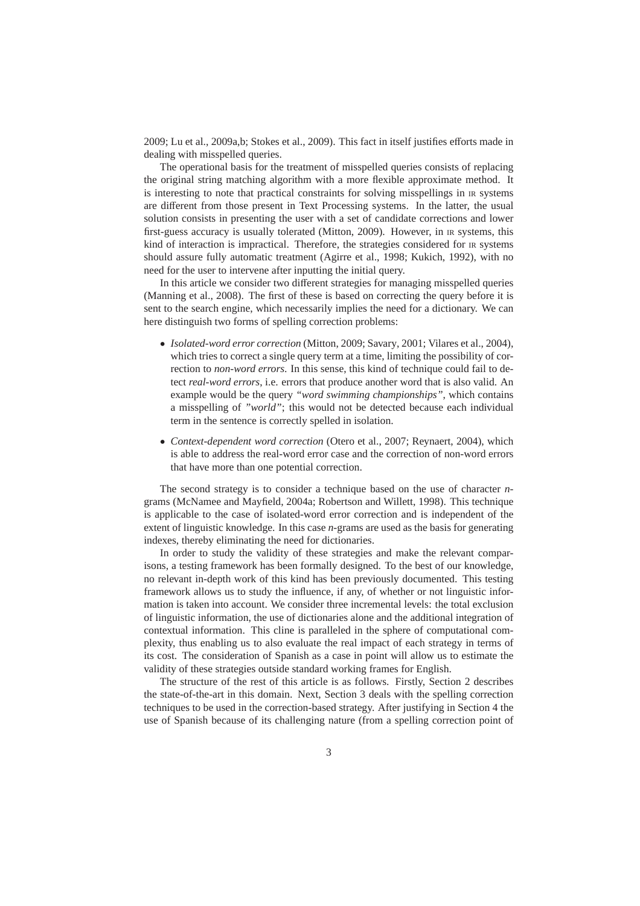2009; Lu et al., 2009a,b; Stokes et al., 2009). This fact in itself justifies efforts made in dealing with misspelled queries.

The operational basis for the treatment of misspelled queries consists of replacing the original string matching algorithm with a more flexible approximate method. It is interesting to note that practical constraints for solving misspellings in IR systems are different from those present in Text Processing systems. In the latter, the usual solution consists in presenting the user with a set of candidate corrections and lower first-guess accuracy is usually tolerated (Mitton, 2009). However, in IR systems, this kind of interaction is impractical. Therefore, the strategies considered for IR systems should assure fully automatic treatment (Agirre et al., 1998; Kukich, 1992), with no need for the user to intervene after inputting the initial query.

In this article we consider two different strategies for managing misspelled queries (Manning et al., 2008). The first of these is based on correcting the query before it is sent to the search engine, which necessarily implies the need for a dictionary. We can here distinguish two forms of spelling correction problems:

- *Isolated-word error correction* (Mitton, 2009; Savary, 2001; Vilares et al., 2004), which tries to correct a single query term at a time, limiting the possibility of correction to *non-word errors*. In this sense, this kind of technique could fail to detect *real-word errors*, i.e. errors that produce another word that is also valid. An example would be the query *"word swimming championships"*, which contains a misspelling of *"world"*; this would not be detected because each individual term in the sentence is correctly spelled in isolation.
- *Context-dependent word correction* (Otero et al., 2007; Reynaert, 2004), which is able to address the real-word error case and the correction of non-word errors that have more than one potential correction.

The second strategy is to consider a technique based on the use of character *n*-grams (McNamee and Mayfield, 2004a; Robertson and Willett, 1998). This technique is applicable to the case of isolated-word error correction and is independent of the extent of linguistic knowledge. In this case *n*-grams are used as the basis for generating indexes, thereby eliminating the need for dictionaries.

In order to study the validity of these strategies and make the relevant comparisons, a testing framework has been formally designed. To the best of our knowledge, no relevant in-depth work of this kind has been previously documented. This testing framework allows us to study the influence, if any, of whether or not linguistic information is taken into account. We consider three incremental levels: the total exclusion of linguistic information, the use of dictionaries alone and the additional integration of contextual information. This cline is paralleled in the sphere of computational complexity, thus enabling us to also evaluate the real impact of each strategy in terms of its cost. The consideration of Spanish as a case in point will allow us to estimate the validity of these strategies outside standard working frames for English.

The structure of the rest of this article is as follows. Firstly, Section 2 describes the state-of-the-art in this domain. Next, Section 3 deals with the spelling correction techniques to be used in the correction-based strategy. After justifying in Section 4 the use of Spanish because of its challenging nature (from a spelling correction point of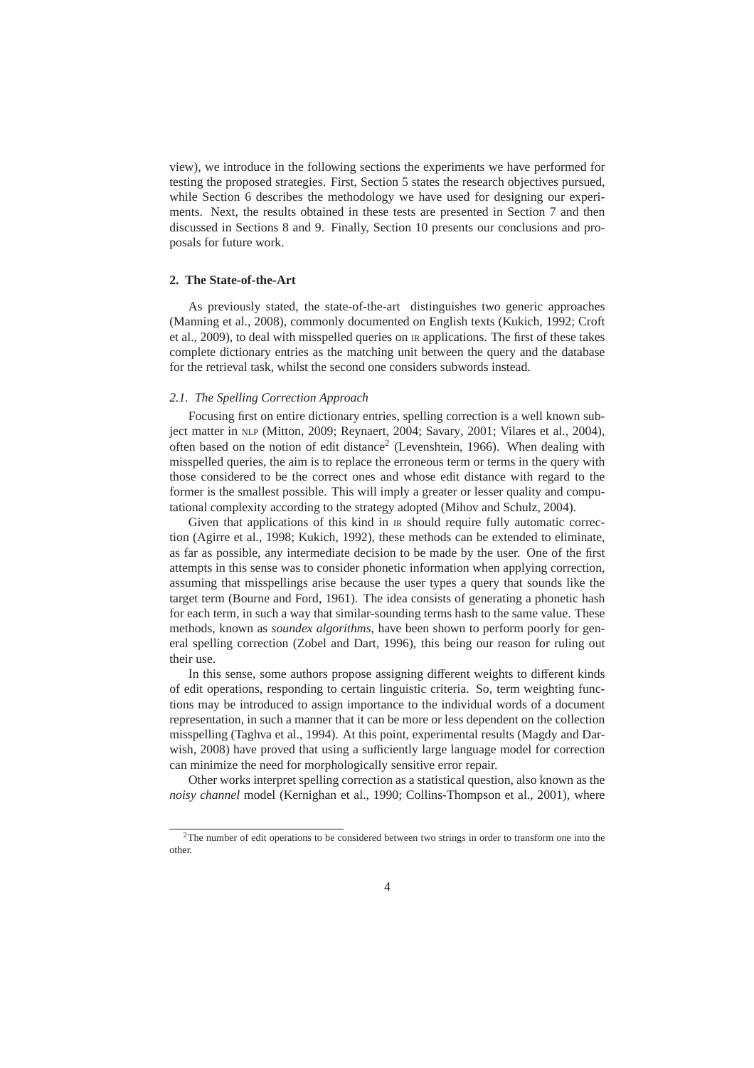view), we introduce in the following sections the experiments we have performed for testing the proposed strategies. First, Section 5 states the research objectives pursued, while Section 6 describes the methodology we have used for designing our experiments. Next, the results obtained in these tests are presented in Section 7 and then discussed in Sections 8 and 9. Finally, Section 10 presents our conclusions and proposals for future work.

## 2. The State-of-the-Art

As previously stated, the state-of-the-art distinguishes two generic approaches (Manning et al., 2008), commonly documented on English texts (Kukich, 1992; Croft et al., 2009), to deal with misspelled queries on IR applications. The first of these takes complete dictionary entries as the matching unit between the query and the database for the retrieval task, whilst the second one considers subwords instead.

### *2.1. The Spelling Correction Approach*

Focusing first on entire dictionary entries, spelling correction is a well known subject matter in NLP (Mitton, 2009; Reynaert, 2004; Savary, 2001; Vilares et al., 2004), often based on the notion of edit distance[2] (Levenshtein, 1966). When dealing with misspelled queries, the aim is to replace the erroneous term or terms in the query with those considered to be the correct ones and whose edit distance with regard to the former is the smallest possible. This will imply a greater or lesser quality and computational complexity according to the strategy adopted (Mihov and Schulz, 2004).

Given that applications of this kind in IR should require fully automatic correction (Agirre et al., 1998; Kukich, 1992), these methods can be extended to eliminate, as far as possible, any intermediate decision to be made by the user. One of the first attempts in this sense was to consider phonetic information when applying correction, assuming that misspellings arise because the user types a query that sounds like the target term (Bourne and Ford, 1961). The idea consists of generating a phonetic hash for each term, in such a way that similar-sounding terms hash to the same value. These methods, known as *soundex algorithms*, have been shown to perform poorly for general spelling correction (Zobel and Dart, 1996), this being our reason for ruling out their use.

In this sense, some authors propose assigning different weights to different kinds of edit operations, responding to certain linguistic criteria. So, term weighting functions may be introduced to assign importance to the individual words of a document representation, in such a manner that it can be more or less dependent on the collection misspelling (Taghva et al., 1994). At this point, experimental results (Magdy and Darwish, 2008) have proved that using a sufficiently large language model for correction can minimize the need for morphologically sensitive error repair.

Other works interpret spelling correction as a statistical question, also known as the *noisy channel* model (Kernighan et al., 1990; Collins-Thompson et al., 2001), where

[2] The number of edit operations to be considered between two strings in order to transform one into the other.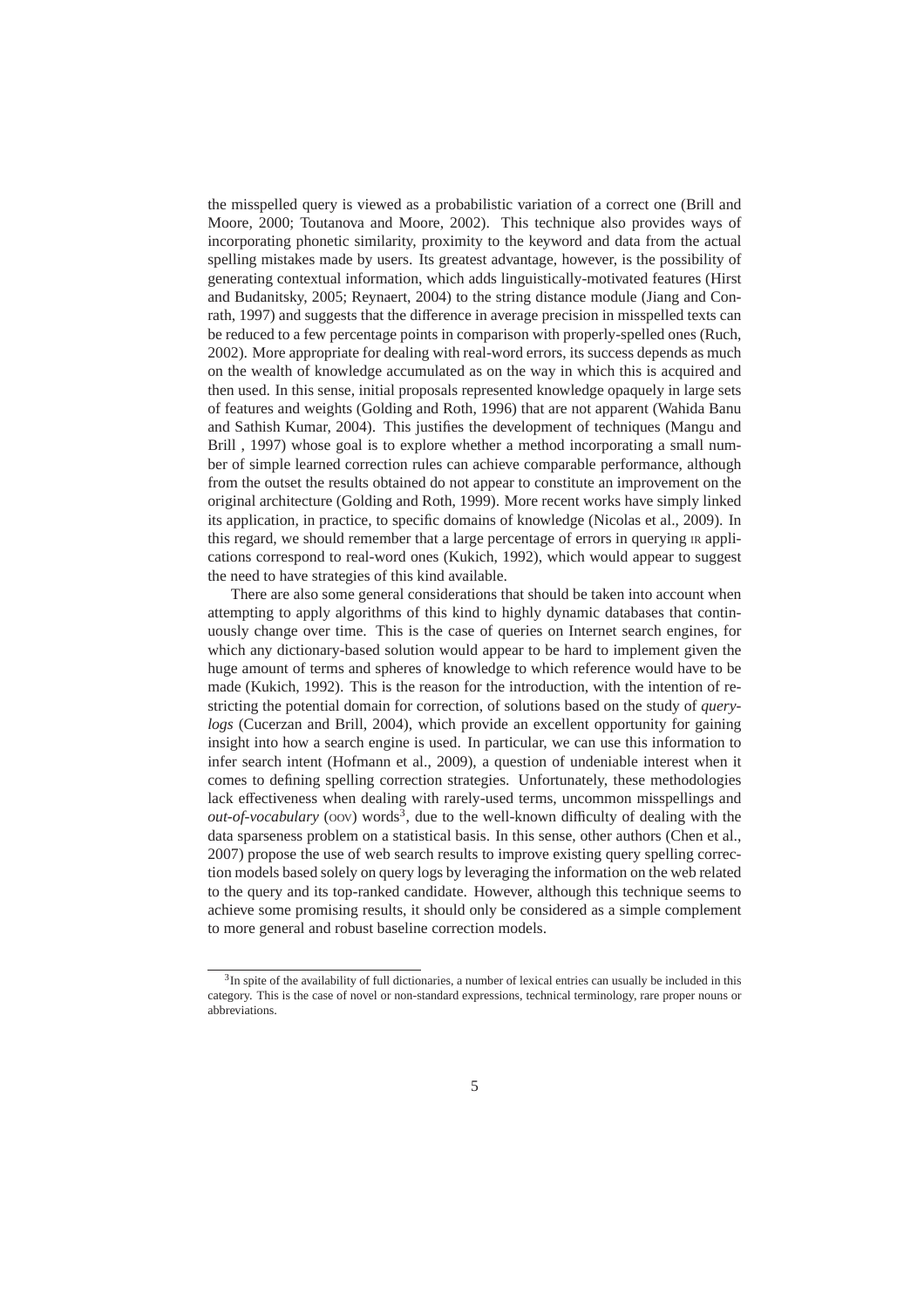the misspelled query is viewed as a probabilistic variation of a correct one (Brill and Moore, 2000; Toutanova and Moore, 2002). This technique also provides ways of incorporating phonetic similarity, proximity to the keyword and data from the actual spelling mistakes made by users. Its greatest advantage, however, is the possibility of generating contextual information, which adds linguistically-motivated features (Hirst and Budanitsky, 2005; Reynaert, 2004) to the string distance module (Jiang and Conrath, 1997) and suggests that the difference in average precision in misspelled texts can be reduced to a few percentage points in comparison with properly-spelled ones (Ruch, 2002). More appropriate for dealing with real-word errors, its success depends as much on the wealth of knowledge accumulated as on the way in which this is acquired and then used. In this sense, initial proposals represented knowledge opaquely in large sets of features and weights (Golding and Roth, 1996) that are not apparent (Wahida Banu and Sathish Kumar, 2004). This justifies the development of techniques (Mangu and Brill , 1997) whose goal is to explore whether a method incorporating a small number of simple learned correction rules can achieve comparable performance, although from the outset the results obtained do not appear to constitute an improvement on the original architecture (Golding and Roth, 1999). More recent works have simply linked its application, in practice, to specific domains of knowledge (Nicolas et al., 2009). In this regard, we should remember that a large percentage of errors in querying IR applications correspond to real-word ones (Kukich, 1992), which would appear to suggest the need to have strategies of this kind available.

There are also some general considerations that should be taken into account when attempting to apply algorithms of this kind to highly dynamic databases that continuously change over time. This is the case of queries on Internet search engines, for which any dictionary-based solution would appear to be hard to implement given the huge amount of terms and spheres of knowledge to which reference would have to be made (Kukich, 1992). This is the reason for the introduction, with the intention of restricting the potential domain for correction, of solutions based on the study of *query-logs* (Cucerzan and Brill, 2004), which provide an excellent opportunity for gaining insight into how a search engine is used. In particular, we can use this information to infer search intent (Hofmann et al., 2009), a question of undeniable interest when it comes to defining spelling correction strategies. Unfortunately, these methodologies lack effectiveness when dealing with rarely-used terms, uncommon misspellings and *out-of-vocabulary* (OOV) words[3], due to the well-known difficulty of dealing with the data sparseness problem on a statistical basis. In this sense, other authors (Chen et al., 2007) propose the use of web search results to improve existing query spelling correction models based solely on query logs by leveraging the information on the web related to the query and its top-ranked candidate. However, although this technique seems to achieve some promising results, it should only be considered as a simple complement to more general and robust baseline correction models.

[3] In spite of the availability of full dictionaries, a number of lexical entries can usually be included in this category. This is the case of novel or non-standard expressions, technical terminology, rare proper nouns or abbreviations.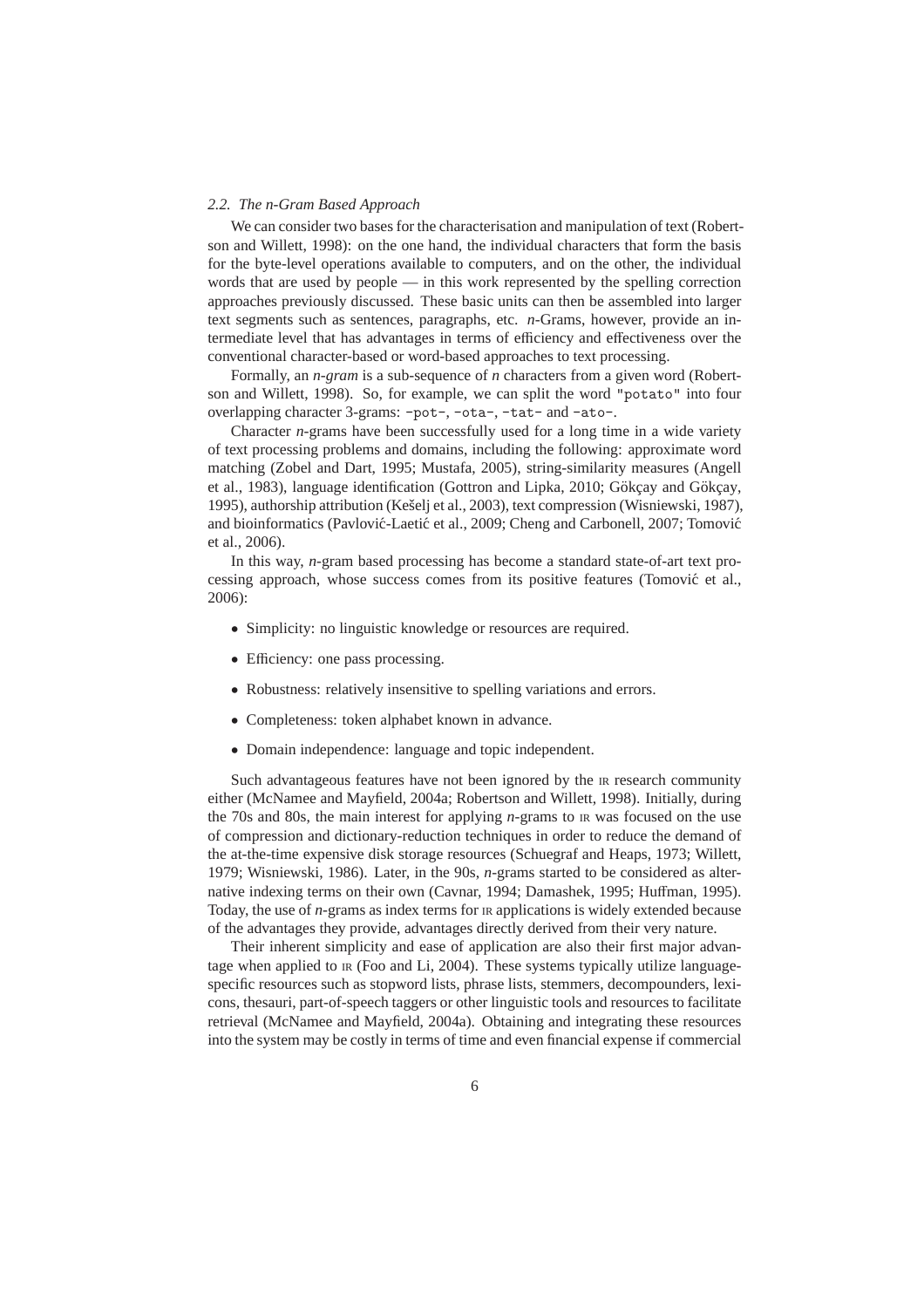### 2.2. The n-Gram Based Approach

We can consider two bases for the characterisation and manipulation of text (Robertson and Willett, 1998): on the one hand, the individual characters that form the basis for the byte-level operations available to computers, and on the other, the individual words that are used by people — in this work represented by the spelling correction approaches previously discussed. These basic units can then be assembled into larger text segments such as sentences, paragraphs, etc. *n*-Grams, however, provide an intermediate level that has advantages in terms of efficiency and effectiveness over the conventional character-based or word-based approaches to text processing.

Formally, an *n-gram* is a sub-sequence of *n* characters from a given word (Robertson and Willett, 1998). So, for example, we can split the word `"potato"` into four overlapping character 3-grams: `-pot-`, `-ota-`, `-tat-` and `-ato-`.

Character *n*-grams have been successfully used for a long time in a wide variety of text processing problems and domains, including the following: approximate word matching (Zobel and Dart, 1995; Mustafa, 2005), string-similarity measures (Angell et al., 1983), language identification (Gottron and Lipka, 2010; Gökçay and Gökçay, 1995), authorship attribution (Kešelj et al., 2003), text compression (Wisniewski, 1987), and bioinformatics (Pavlović-Laetić et al., 2009; Cheng and Carbonell, 2007; Tomović et al., 2006).

In this way, *n*-gram based processing has become a standard state-of-art text processing approach, whose success comes from its positive features (Tomović et al., 2006):

- Simplicity: no linguistic knowledge or resources are required.
- Efficiency: one pass processing.
- Robustness: relatively insensitive to spelling variations and errors.
- Completeness: token alphabet known in advance.
- Domain independence: language and topic independent.

Such advantageous features have not been ignored by the IR research community either (McNamee and Mayfield, 2004a; Robertson and Willett, 1998). Initially, during the 70s and 80s, the main interest for applying *n*-grams to IR was focused on the use of compression and dictionary-reduction techniques in order to reduce the demand of the at-the-time expensive disk storage resources (Schuegraf and Heaps, 1973; Willett, 1979; Wisniewski, 1986). Later, in the 90s, *n*-grams started to be considered as alternative indexing terms on their own (Cavnar, 1994; Damashek, 1995; Huffman, 1995). Today, the use of *n*-grams as index terms for IR applications is widely extended because of the advantages they provide, advantages directly derived from their very nature.

Their inherent simplicity and ease of application are also their first major advantage when applied to IR (Foo and Li, 2004). These systems typically utilize language-specific resources such as stopword lists, phrase lists, stemmers, decompounders, lexicons, thesauri, part-of-speech taggers or other linguistic tools and resources to facilitate retrieval (McNamee and Mayfield, 2004a). Obtaining and integrating these resources into the system may be costly in terms of time and even financial expense if commercial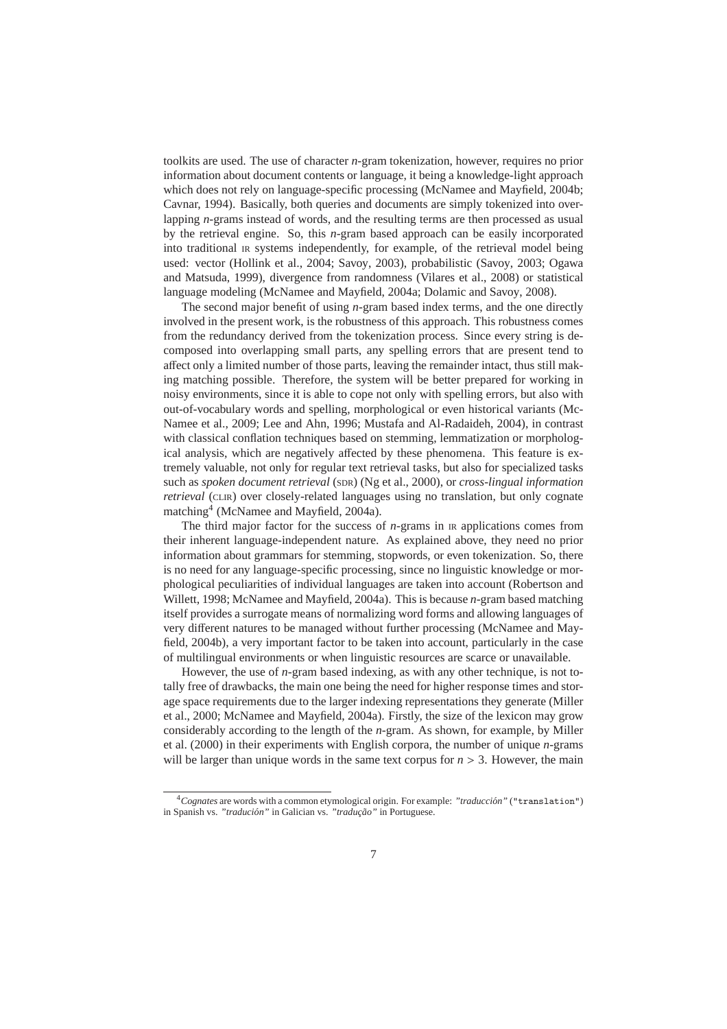toolkits are used. The use of character *n*-gram tokenization, however, requires no prior information about document contents or language, it being a knowledge-light approach which does not rely on language-specific processing (McNamee and Mayfield, 2004b; Cavnar, 1994). Basically, both queries and documents are simply tokenized into overlapping *n*-grams instead of words, and the resulting terms are then processed as usual by the retrieval engine. So, this *n*-gram based approach can be easily incorporated into traditional IR systems independently, for example, of the retrieval model being used: vector (Hollink et al., 2004; Savoy, 2003), probabilistic (Savoy, 2003; Ogawa and Matsuda, 1999), divergence from randomness (Vilares et al., 2008) or statistical language modeling (McNamee and Mayfield, 2004a; Dolamic and Savoy, 2008).

The second major benefit of using *n*-gram based index terms, and the one directly involved in the present work, is the robustness of this approach. This robustness comes from the redundancy derived from the tokenization process. Since every string is decomposed into overlapping small parts, any spelling errors that are present tend to affect only a limited number of those parts, leaving the remainder intact, thus still making matching possible. Therefore, the system will be better prepared for working in noisy environments, since it is able to cope not only with spelling errors, but also with out-of-vocabulary words and spelling, morphological or even historical variants (McNamee et al., 2009; Lee and Ahn, 1996; Mustafa and Al-Radaideh, 2004), in contrast with classical conflation techniques based on stemming, lemmatization or morphological analysis, which are negatively affected by these phenomena. This feature is extremely valuable, not only for regular text retrieval tasks, but also for specialized tasks such as *spoken document retrieval* (SDR) (Ng et al., 2000), or *cross-lingual information retrieval* (CLIR) over closely-related languages using no translation, but only cognate matching[4] (McNamee and Mayfield, 2004a).

The third major factor for the success of *n*-grams in IR applications comes from their inherent language-independent nature. As explained above, they need no prior information about grammars for stemming, stopwords, or even tokenization. So, there is no need for any language-specific processing, since no linguistic knowledge or morphological peculiarities of individual languages are taken into account (Robertson and Willett, 1998; McNamee and Mayfield, 2004a). This is because *n*-gram based matching itself provides a surrogate means of normalizing word forms and allowing languages of very different natures to be managed without further processing (McNamee and Mayfield, 2004b), a very important factor to be taken into account, particularly in the case of multilingual environments or when linguistic resources are scarce or unavailable.

However, the use of *n*-gram based indexing, as with any other technique, is not totally free of drawbacks, the main one being the need for higher response times and storage space requirements due to the larger indexing representations they generate (Miller et al., 2000; McNamee and Mayfield, 2004a). Firstly, the size of the lexicon may grow considerably according to the length of the *n*-gram. As shown, for example, by Miller et al. (2000) in their experiments with English corpora, the number of unique *n*-grams will be larger than unique words in the same text corpus for $n > 3$. However, the main

[4] *Cognates* are words with a common etymological origin. For example: *"traducción"* ("translation") in Spanish vs. *"tradución"* in Galician vs. *"tradução"* in Portuguese.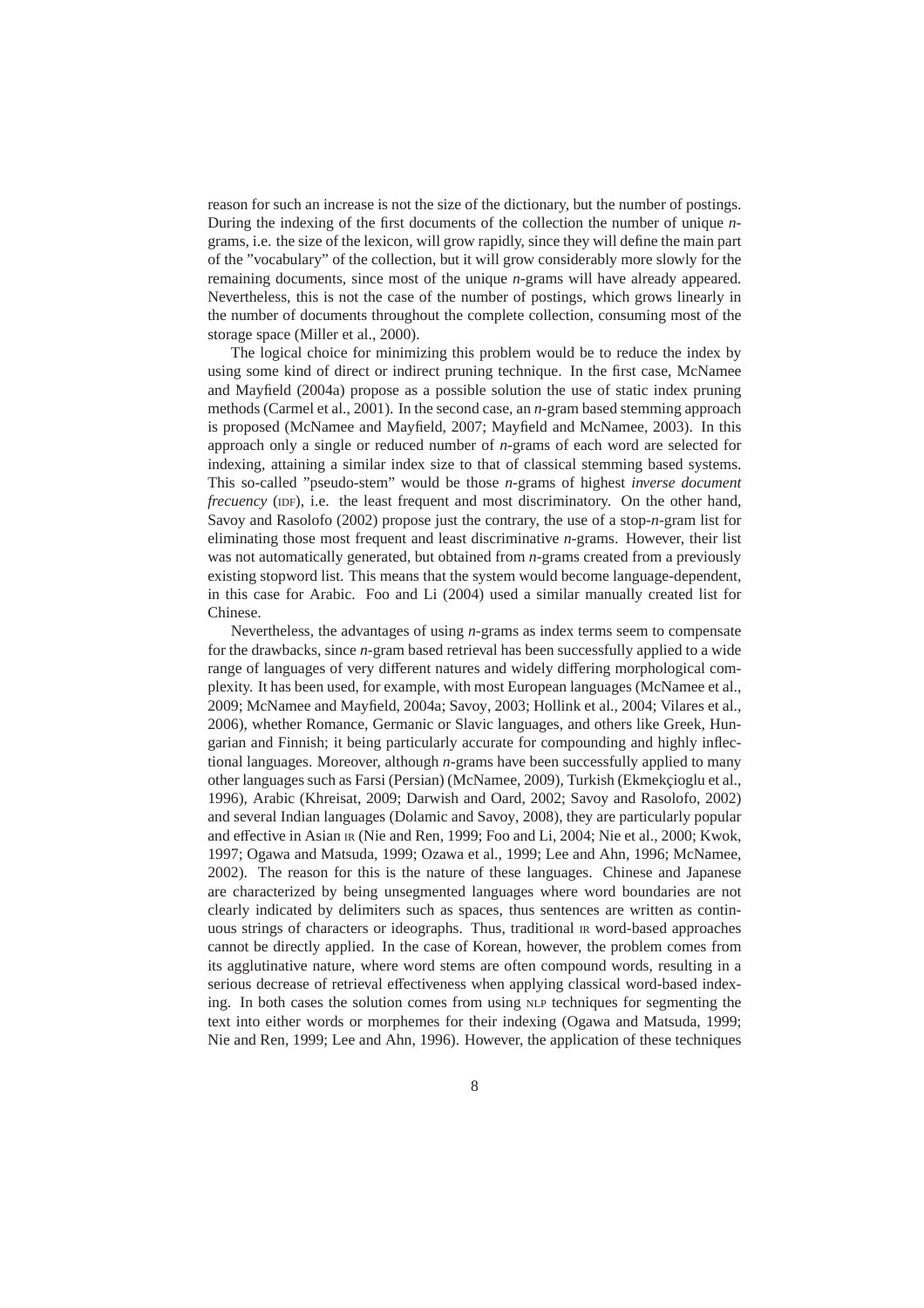reason for such an increase is not the size of the dictionary, but the number of postings. During the indexing of the first documents of the collection the number of unique *n*-grams, i.e. the size of the lexicon, will grow rapidly, since they will define the main part of the "vocabulary" of the collection, but it will grow considerably more slowly for the remaining documents, since most of the unique *n*-grams will have already appeared. Nevertheless, this is not the case of the number of postings, which grows linearly in the number of documents throughout the complete collection, consuming most of the storage space (Miller et al., 2000).

The logical choice for minimizing this problem would be to reduce the index by using some kind of direct or indirect pruning technique. In the first case, McNamee and Mayfield (2004a) propose as a possible solution the use of static index pruning methods (Carmel et al., 2001). In the second case, an *n*-gram based stemming approach is proposed (McNamee and Mayfield, 2007; Mayfield and McNamee, 2003). In this approach only a single or reduced number of *n*-grams of each word are selected for indexing, attaining a similar index size to that of classical stemming based systems. This so-called "pseudo-stem" would be those *n*-grams of highest *inverse document frecuency* (IDF), i.e. the least frequent and most discriminatory. On the other hand, Savoy and Rasolofo (2002) propose just the contrary, the use of a stop-*n*-gram list for eliminating those most frequent and least discriminative *n*-grams. However, their list was not automatically generated, but obtained from *n*-grams created from a previously existing stopword list. This means that the system would become language-dependent, in this case for Arabic. Foo and Li (2004) used a similar manually created list for Chinese.

Nevertheless, the advantages of using *n*-grams as index terms seem to compensate for the drawbacks, since *n*-gram based retrieval has been successfully applied to a wide range of languages of very different natures and widely differing morphological complexity. It has been used, for example, with most European languages (McNamee et al., 2009; McNamee and Mayfield, 2004a; Savoy, 2003; Hollink et al., 2004; Vilares et al., 2006), whether Romance, Germanic or Slavic languages, and others like Greek, Hungarian and Finnish; it being particularly accurate for compounding and highly inflectional languages. Moreover, although *n*-grams have been successfully applied to many other languages such as Farsi (Persian) (McNamee, 2009), Turkish (Ekmekçioglu et al., 1996), Arabic (Khreisat, 2009; Darwish and Oard, 2002; Savoy and Rasolofo, 2002) and several Indian languages (Dolamic and Savoy, 2008), they are particularly popular and effective in Asian IR (Nie and Ren, 1999; Foo and Li, 2004; Nie et al., 2000; Kwok, 1997; Ogawa and Matsuda, 1999; Ozawa et al., 1999; Lee and Ahn, 1996; McNamee, 2002). The reason for this is the nature of these languages. Chinese and Japanese are characterized by being unsegmented languages where word boundaries are not clearly indicated by delimiters such as spaces, thus sentences are written as continuous strings of characters or ideographs. Thus, traditional IR word-based approaches cannot be directly applied. In the case of Korean, however, the problem comes from its agglutinative nature, where word stems are often compound words, resulting in a serious decrease of retrieval effectiveness when applying classical word-based indexing. In both cases the solution comes from using NLP techniques for segmenting the text into either words or morphemes for their indexing (Ogawa and Matsuda, 1999; Nie and Ren, 1999; Lee and Ahn, 1996). However, the application of these techniques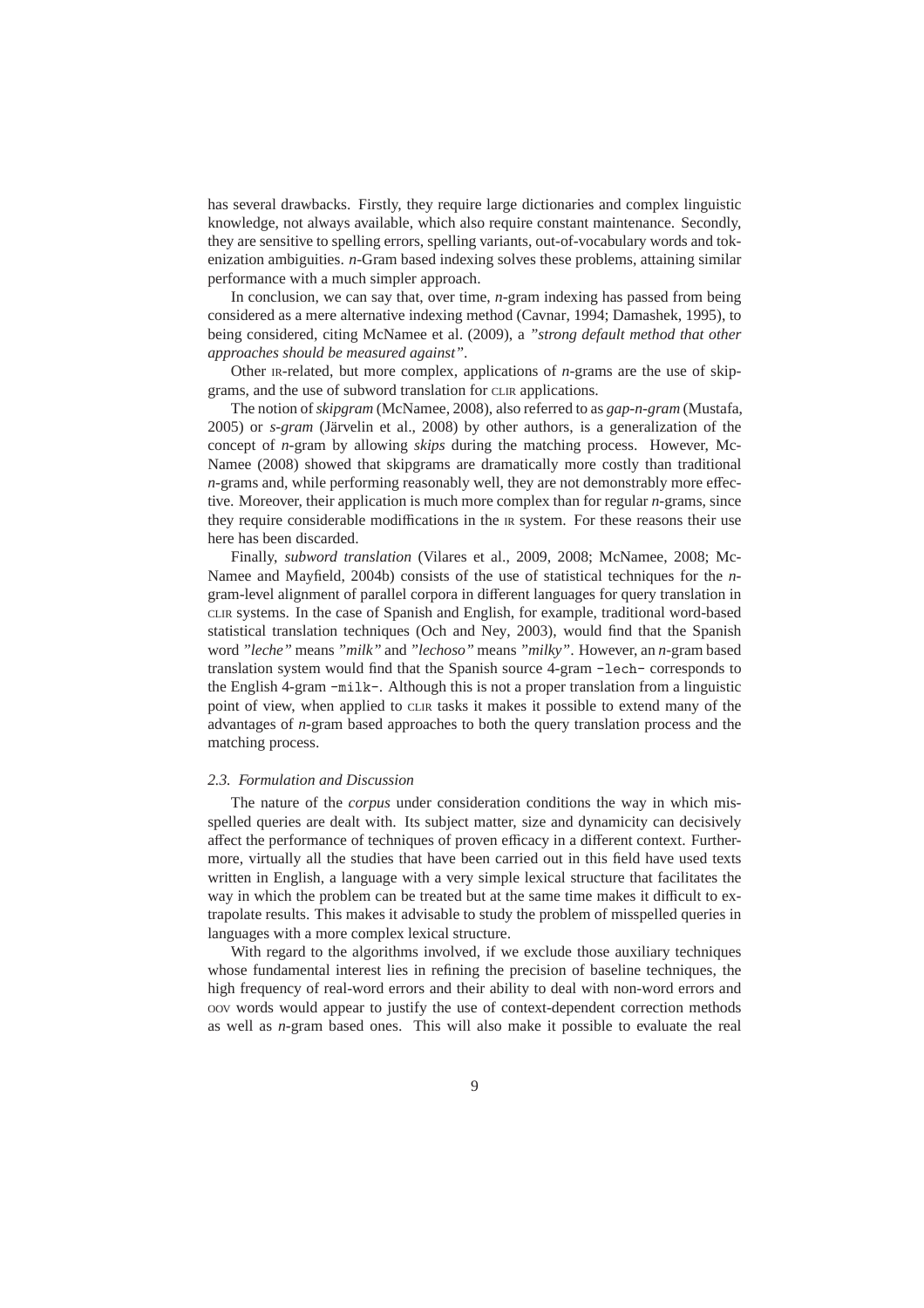has several drawbacks. Firstly, they require large dictionaries and complex linguistic knowledge, not always available, which also require constant maintenance. Secondly, they are sensitive to spelling errors, spelling variants, out-of-vocabulary words and tokenization ambiguities. *n*-Gram based indexing solves these problems, attaining similar performance with a much simpler approach.

In conclusion, we can say that, over time, *n*-gram indexing has passed from being considered as a mere alternative indexing method (Cavnar, 1994; Damashek, 1995), to being considered, citing McNamee et al. (2009), a *"strong default method that other approaches should be measured against"*.

Other IR-related, but more complex, applications of *n*-grams are the use of skipgrams, and the use of subword translation for CLIR applications.

The notion of *skipgram* (McNamee, 2008), also referred to as *gap-n-gram* (Mustafa, 2005) or *s-gram* (Järvelin et al., 2008) by other authors, is a generalization of the concept of *n*-gram by allowing *skips* during the matching process. However, McNamee (2008) showed that skipgrams are dramatically more costly than traditional *n*-grams and, while performing reasonably well, they are not demonstrably more effective. Moreover, their application is much more complex than for regular *n*-grams, since they require considerable modifications in the IR system. For these reasons their use here has been discarded.

Finally, *subword translation* (Vilares et al., 2009, 2008; McNamee, 2008; McNamee and Mayfield, 2004b) consists of the use of statistical techniques for the *n*-gram-level alignment of parallel corpora in different languages for query translation in CLIR systems. In the case of Spanish and English, for example, traditional word-based statistical translation techniques (Och and Ney, 2003), would find that the Spanish word *"leche"* means *"milk"* and *"lechoso"* means *"milky"*. However, an *n*-gram based translation system would find that the Spanish source 4-gram `-lech-` corresponds to the English 4-gram `-milk-`. Although this is not a proper translation from a linguistic point of view, when applied to CLIR tasks it makes it possible to extend many of the advantages of *n*-gram based approaches to both the query translation process and the matching process.

### *2.3. Formulation and Discussion*

The nature of the *corpus* under consideration conditions the way in which misspelled queries are dealt with. Its subject matter, size and dynamicity can decisively affect the performance of techniques of proven efficacy in a different context. Furthermore, virtually all the studies that have been carried out in this field have used texts written in English, a language with a very simple lexical structure that facilitates the way in which the problem can be treated but at the same time makes it difficult to extrapolate results. This makes it advisable to study the problem of misspelled queries in languages with a more complex lexical structure.

With regard to the algorithms involved, if we exclude those auxiliary techniques whose fundamental interest lies in refining the precision of baseline techniques, the high frequency of real-word errors and their ability to deal with non-word errors and OOV words would appear to justify the use of context-dependent correction methods as well as *n*-gram based ones. This will also make it possible to evaluate the real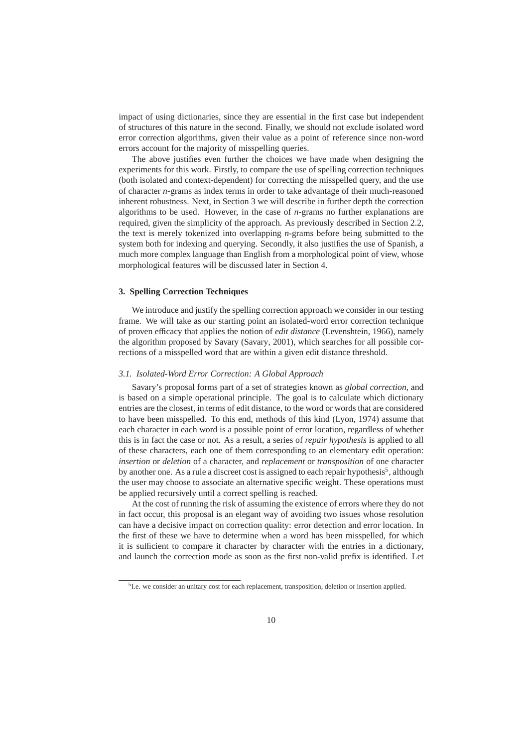impact of using dictionaries, since they are essential in the first case but independent of structures of this nature in the second. Finally, we should not exclude isolated word error correction algorithms, given their value as a point of reference since non-word errors account for the majority of misspelling queries.

The above justifies even further the choices we have made when designing the experiments for this work. Firstly, to compare the use of spelling correction techniques (both isolated and context-dependent) for correcting the misspelled query, and the use of character *n*-grams as index terms in order to take advantage of their much-reasoned inherent robustness. Next, in Section 3 we will describe in further depth the correction algorithms to be used. However, in the case of *n*-grams no further explanations are required, given the simplicity of the approach. As previously described in Section 2.2, the text is merely tokenized into overlapping *n*-grams before being submitted to the system both for indexing and querying. Secondly, it also justifies the use of Spanish, a much more complex language than English from a morphological point of view, whose morphological features will be discussed later in Section 4.

## 3. Spelling Correction Techniques

We introduce and justify the spelling correction approach we consider in our testing frame. We will take as our starting point an isolated-word error correction technique of proven efficacy that applies the notion of *edit distance* (Levenshtein, 1966), namely the algorithm proposed by Savary (Savary, 2001), which searches for all possible corrections of a misspelled word that are within a given edit distance threshold.

### *3.1. Isolated-Word Error Correction: A Global Approach*

Savary's proposal forms part of a set of strategies known as *global correction*, and is based on a simple operational principle. The goal is to calculate which dictionary entries are the closest, in terms of edit distance, to the word or words that are considered to have been misspelled. To this end, methods of this kind (Lyon, 1974) assume that each character in each word is a possible point of error location, regardless of whether this is in fact the case or not. As a result, a series of *repair hypothesis* is applied to all of these characters, each one of them corresponding to an elementary edit operation: *insertion* or *deletion* of a character, and *replacement* or *transposition* of one character by another one. As a rule a discreet cost is assigned to each repair hypothesis[5], although the user may choose to associate an alternative specific weight. These operations must be applied recursively until a correct spelling is reached.

At the cost of running the risk of assuming the existence of errors where they do not in fact occur, this proposal is an elegant way of avoiding two issues whose resolution can have a decisive impact on correction quality: error detection and error location. In the first of these we have to determine when a word has been misspelled, for which it is sufficient to compare it character by character with the entries in a dictionary, and launch the correction mode as soon as the first non-valid prefix is identified. Let

[5] I.e. we consider an unitary cost for each replacement, transposition, deletion or insertion applied.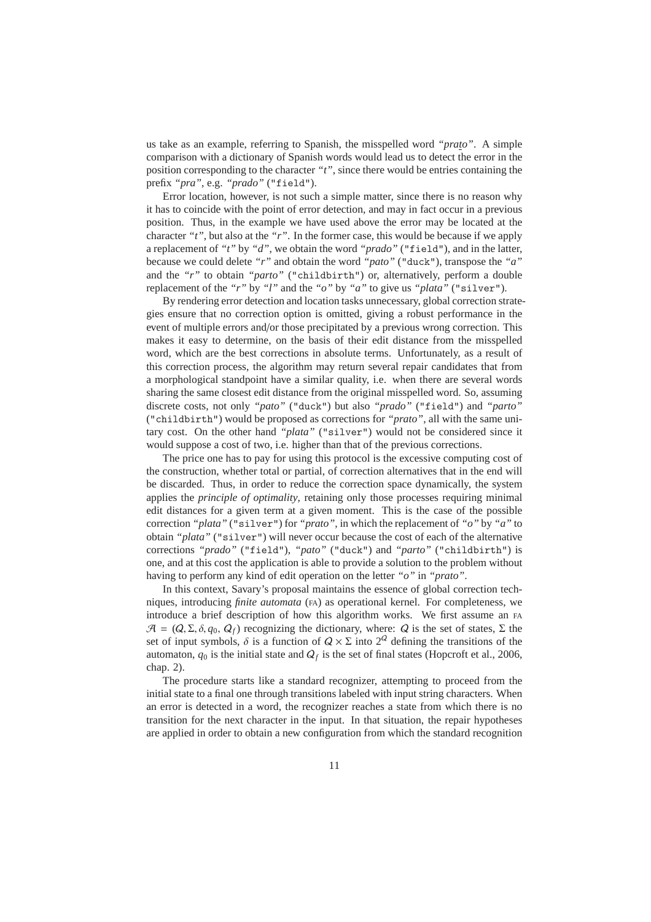us take as an example, referring to Spanish, the misspelled word *"prato"*. A simple comparison with a dictionary of Spanish words would lead us to detect the error in the position corresponding to the character *"t"*, since there would be entries containing the prefix *"pra"*, e.g. *"prado"* ("field").

Error location, however, is not such a simple matter, since there is no reason why it has to coincide with the point of error detection, and may in fact occur in a previous position. Thus, in the example we have used above the error may be located at the character *"t"*, but also at the *"r"*. In the former case, this would be because if we apply a replacement of *"t"* by *"d"*, we obtain the word *"prado"* ("field"), and in the latter, because we could delete *"r"* and obtain the word *"pato"* ("duck"), transpose the *"a"* and the *"r"* to obtain *"parto"* ("childbirth") or, alternatively, perform a double replacement of the *"r"* by *"l"* and the *"o"* by *"a"* to give us *"plata"* ("silver").

By rendering error detection and location tasks unnecessary, global correction strategies ensure that no correction option is omitted, giving a robust performance in the event of multiple errors and/or those precipitated by a previous wrong correction. This makes it easy to determine, on the basis of their edit distance from the misspelled word, which are the best corrections in absolute terms. Unfortunately, as a result of this correction process, the algorithm may return several repair candidates that from a morphological standpoint have a similar quality, i.e. when there are several words sharing the same closest edit distance from the original misspelled word. So, assuming discrete costs, not only *"pato"* ("duck") but also *"prado"* ("field") and *"parto"* ("childbirth") would be proposed as corrections for *"prato"*, all with the same unitary cost. On the other hand *"plata"* ("silver") would not be considered since it would suppose a cost of two, i.e. higher than that of the previous corrections.

The price one has to pay for using this protocol is the excessive computing cost of the construction, whether total or partial, of correction alternatives that in the end will be discarded. Thus, in order to reduce the correction space dynamically, the system applies the *principle of optimality*, retaining only those processes requiring minimal edit distances for a given term at a given moment. This is the case of the possible correction *"plata"* ("silver") for *"prato"*, in which the replacement of *"o"* by *"a"* to obtain *"plata"* ("silver") will never occur because the cost of each of the alternative corrections *"prado"* ("field"), *"pato"* ("duck") and *"parto"* ("childbirth") is one, and at this cost the application is able to provide a solution to the problem without having to perform any kind of edit operation on the letter *"o"* in *"prato"*.

In this context, Savary's proposal maintains the essence of global correction techniques, introducing *finite automata* (FA) as operational kernel. For completeness, we introduce a brief description of how this algorithm works. We first assume an FA $\mathcal{A} = (Q, \Sigma, \delta, q_0, Q_f)$ recognizing the dictionary, where: $Q$ is the set of states, $\Sigma$ the set of input symbols, $\delta$ is a function of $Q \times \Sigma$ into $2^Q$ defining the transitions of the automaton, $q_0$ is the initial state and $Q_f$ is the set of final states (Hopcroft et al., 2006, chap. 2).

The procedure starts like a standard recognizer, attempting to proceed from the initial state to a final one through transitions labeled with input string characters. When an error is detected in a word, the recognizer reaches a state from which there is no transition for the next character in the input. In that situation, the repair hypotheses are applied in order to obtain a new configuration from which the standard recognition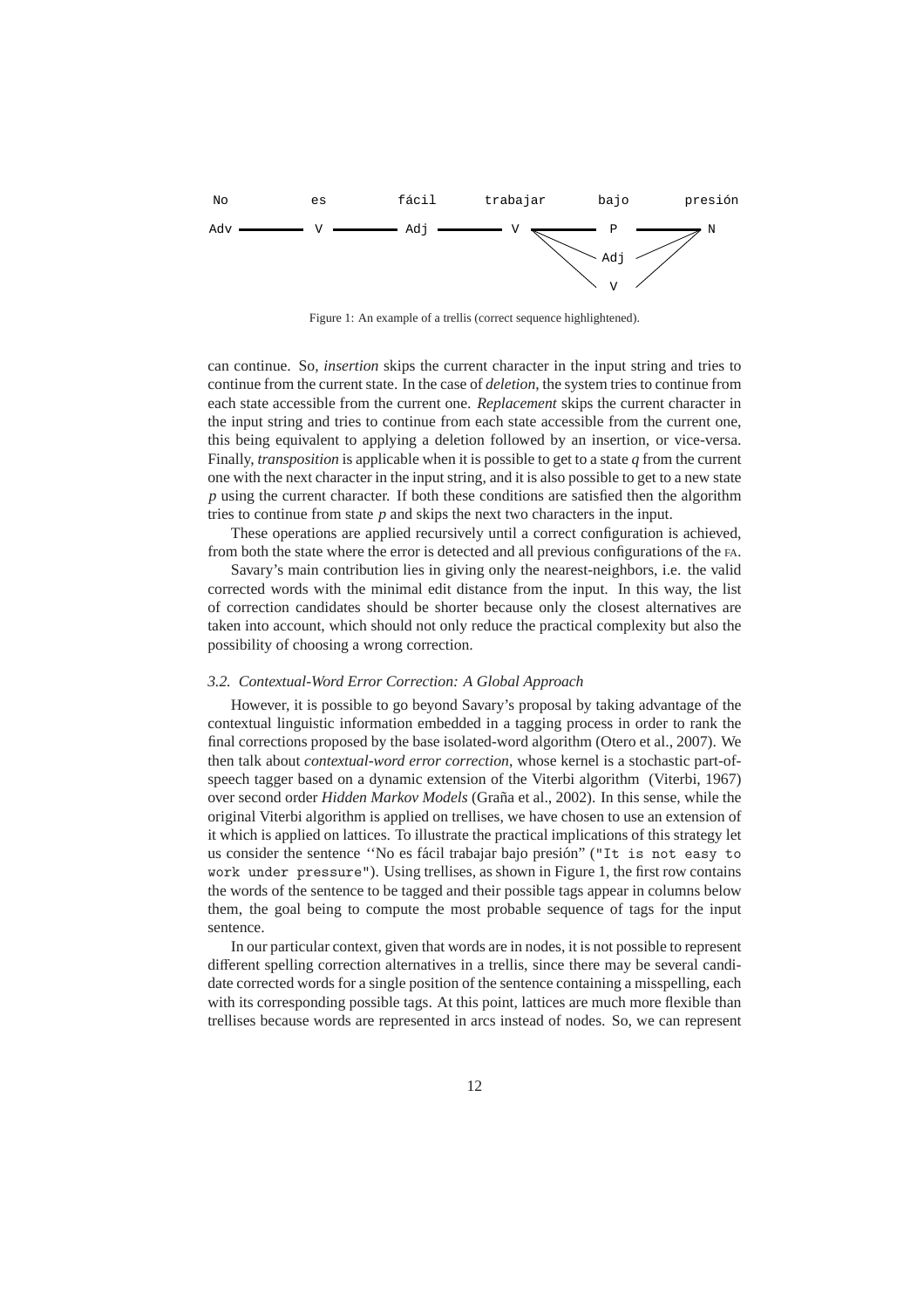```
No          es          fácil       trabajar       bajo        presión

Adv ------- V --------- Adj ------- V ------------ P --------- N
                                      \                        /
                                       \---------- Adj -------/
                                        \                    /
                                         \-------- V -------/
```

Figure 1: An example of a trellis (correct sequence highlightened).

can continue. So, *insertion* skips the current character in the input string and tries to continue from the current state. In the case of *deletion*, the system tries to continue from each state accessible from the current one. *Replacement* skips the current character in the input string and tries to continue from each state accessible from the current one, this being equivalent to applying a deletion followed by an insertion, or vice-versa. Finally, *transposition* is applicable when it is possible to get to a state $q$ from the current one with the next character in the input string, and it is also possible to get to a new state $p$ using the current character. If both these conditions are satisfied then the algorithm tries to continue from state $p$ and skips the next two characters in the input.

These operations are applied recursively until a correct configuration is achieved, from both the state where the error is detected and all previous configurations of the FA.

Savary's main contribution lies in giving only the nearest-neighbors, i.e. the valid corrected words with the minimal edit distance from the input. In this way, the list of correction candidates should be shorter because only the closest alternatives are taken into account, which should not only reduce the practical complexity but also the possibility of choosing a wrong correction.

### *3.2. Contextual-Word Error Correction: A Global Approach*

However, it is possible to go beyond Savary's proposal by taking advantage of the contextual linguistic information embedded in a tagging process in order to rank the final corrections proposed by the base isolated-word algorithm (Otero et al., 2007). We then talk about *contextual-word error correction*, whose kernel is a stochastic part-of-speech tagger based on a dynamic extension of the Viterbi algorithm (Viterbi, 1967) over second order *Hidden Markov Models* (Graña et al., 2002). In this sense, while the original Viterbi algorithm is applied on trellises, we have chosen to use an extension of it which is applied on lattices. To illustrate the practical implications of this strategy let us consider the sentence "No es fácil trabajar bajo presión" (`"It is not easy to work under pressure"`). Using trellises, as shown in Figure 1, the first row contains the words of the sentence to be tagged and their possible tags appear in columns below them, the goal being to compute the most probable sequence of tags for the input sentence.

In our particular context, given that words are in nodes, it is not possible to represent different spelling correction alternatives in a trellis, since there may be several candidate corrected words for a single position of the sentence containing a misspelling, each with its corresponding possible tags. At this point, lattices are much more flexible than trellises because words are represented in arcs instead of nodes. So, we can represent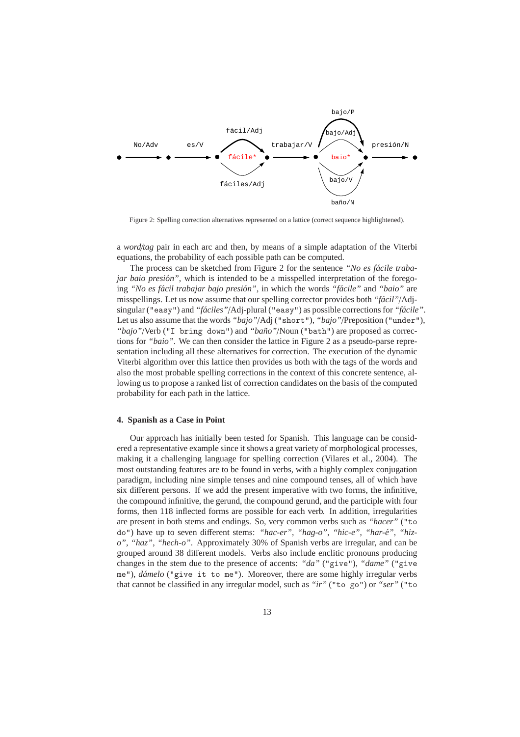Figure 2: Spelling correction alternatives represented on a lattice (correct sequence highlightened).

a *word/tag* pair in each arc and then, by means of a simple adaptation of the Viterbi equations, the probability of each possible path can be computed.

The process can be sketched from Figure 2 for the sentence *"No es fácile trabajar baio presión"*, which is intended to be a misspelled interpretation of the foregoing *"No es fácil trabajar bajo presión"*, in which the words *"fácile"* and *"baio"* are misspellings. Let us now assume that our spelling corrector provides both *"fácil"*/Adj-singular (`"easy"`) and *"fáciles"*/Adj-plural (`"easy"`) as possible corrections for *"fácile"*. Let us also assume that the words *"bajo"*/Adj (`"short"`), *"bajo"*/Preposition (`"under"`), *"bajo"*/Verb (`"I bring down"`) and *"baño"*/Noun (`"bath"`) are proposed as corrections for *"baio"*. We can then consider the lattice in Figure 2 as a pseudo-parse representation including all these alternatives for correction. The execution of the dynamic Viterbi algorithm over this lattice then provides us both with the tags of the words and also the most probable spelling corrections in the context of this concrete sentence, allowing us to propose a ranked list of correction candidates on the basis of the computed probability for each path in the lattice.

#### 4. Spanish as a Case in Point

Our approach has initially been tested for Spanish. This language can be considered a representative example since it shows a great variety of morphological processes, making it a challenging language for spelling correction (Vilares et al., 2004). The most outstanding features are to be found in verbs, with a highly complex conjugation paradigm, including nine simple tenses and nine compound tenses, all of which have six different persons. If we add the present imperative with two forms, the infinitive, the compound infinitive, the gerund, the compound gerund, and the participle with four forms, then 118 inflected forms are possible for each verb. In addition, irregularities are present in both stems and endings. So, very common verbs such as *"hacer"* (`"to do"`) have up to seven different stems: *"hac-er"*, *"hag-o"*, *"hic-e"*, *"har-é"*, *"hiz-o"*, *"haz"*, *"hech-o"*. Approximately 30% of Spanish verbs are irregular, and can be grouped around 38 different models. Verbs also include enclitic pronouns producing changes in the stem due to the presence of accents: *"da"* (`"give"`), *"dame"* (`"give me"`), *dámelo* (`"give it to me"`). Moreover, there are some highly irregular verbs that cannot be classified in any irregular model, such as *"ir"* (`"to go"`) or *"ser"* (`"to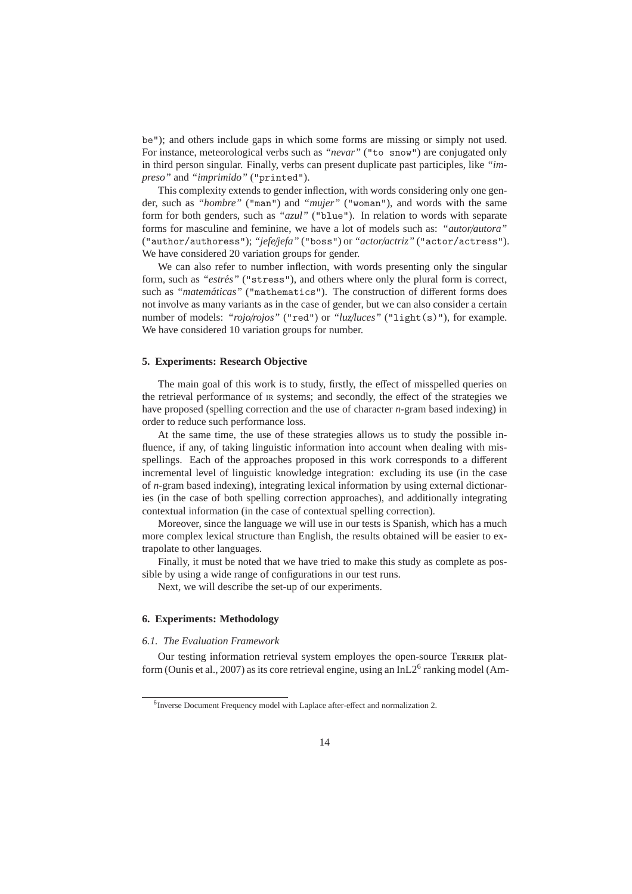be"); and others include gaps in which some forms are missing or simply not used. For instance, meteorological verbs such as *"nevar"* ("to snow") are conjugated only in third person singular. Finally, verbs can present duplicate past participles, like *"impreso"* and *"imprimido"* ("printed").

This complexity extends to gender inflection, with words considering only one gender, such as *"hombre"* ("man") and *"mujer"* ("woman"), and words with the same form for both genders, such as *"azul"* ("blue"). In relation to words with separate forms for masculine and feminine, we have a lot of models such as: *"autor/autora"* ("author/authoress"); *"jefe/jefa"* ("boss") or *"actor/actriz"* ("actor/actress"). We have considered 20 variation groups for gender.

We can also refer to number inflection, with words presenting only the singular form, such as *"estrés"* ("stress"), and others where only the plural form is correct, such as *"matemáticas"* ("mathematics"). The construction of different forms does not involve as many variants as in the case of gender, but we can also consider a certain number of models: *"rojo/rojos"* ("red") or *"luz/luces"* ("light(s)"), for example. We have considered 10 variation groups for number.

## 5. Experiments: Research Objective

The main goal of this work is to study, firstly, the effect of misspelled queries on the retrieval performance of IR systems; and secondly, the effect of the strategies we have proposed (spelling correction and the use of character *n*-gram based indexing) in order to reduce such performance loss.

At the same time, the use of these strategies allows us to study the possible influence, if any, of taking linguistic information into account when dealing with misspellings. Each of the approaches proposed in this work corresponds to a different incremental level of linguistic knowledge integration: excluding its use (in the case of *n*-gram based indexing), integrating lexical information by using external dictionaries (in the case of both spelling correction approaches), and additionally integrating contextual information (in the case of contextual spelling correction).

Moreover, since the language we will use in our tests is Spanish, which has a much more complex lexical structure than English, the results obtained will be easier to extrapolate to other languages.

Finally, it must be noted that we have tried to make this study as complete as possible by using a wide range of configurations in our test runs.

Next, we will describe the set-up of our experiments.

## 6. Experiments: Methodology

### *6.1. The Evaluation Framework*

Our testing information retrieval system employs the open-source TERRIER platform (Ounis et al., 2007) as its core retrieval engine, using an InL2[6] ranking model (Am-

[6] Inverse Document Frequency model with Laplace after-effect and normalization 2.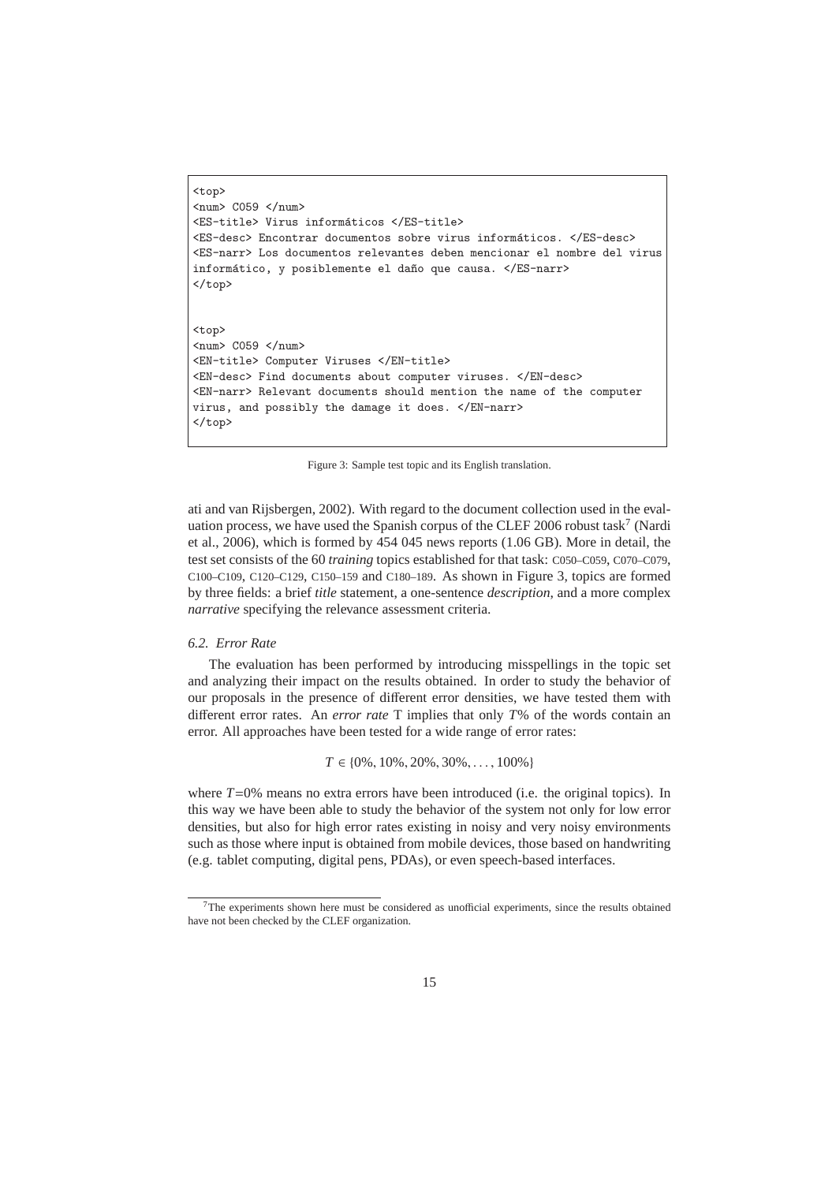```
<top>
<num> C059 </num>
<ES-title> Virus informáticos </ES-title>
<ES-desc> Encontrar documentos sobre virus informáticos. </ES-desc>
<ES-narr> Los documentos relevantes deben mencionar el nombre del virus
informático, y posiblemente el daño que causa. </ES-narr>
</top>


<top>
<num> C059 </num>
<EN-title> Computer Viruses </EN-title>
<EN-desc> Find documents about computer viruses. </EN-desc>
<EN-narr> Relevant documents should mention the name of the computer
virus, and possibly the damage it does. </EN-narr>
</top>
```

Figure 3: Sample test topic and its English translation.

ati and van Rijsbergen, 2002). With regard to the document collection used in the evaluation process, we have used the Spanish corpus of the CLEF 2006 robust task[7] (Nardi et al., 2006), which is formed by 454 045 news reports (1.06 GB). More in detail, the test set consists of the 60 *training* topics established for that task: C050–C059, C070–C079, C100–C109, C120–C129, C150–159 and C180–189. As shown in Figure 3, topics are formed by three fields: a brief *title* statement, a one-sentence *description*, and a more complex *narrative* specifying the relevance assessment criteria.

### 6.2. Error Rate

The evaluation has been performed by introducing misspellings in the topic set and analyzing their impact on the results obtained. In order to study the behavior of our proposals in the presence of different error densities, we have tested them with different error rates. An *error rate* T implies that only $T$% of the words contain an error. All approaches have been tested for a wide range of error rates:

$$T \in \{0\%, 10\%, 20\%, 30\%, \ldots, 100\%\}$$

where $T$=0% means no extra errors have been introduced (i.e. the original topics). In this way we have been able to study the behavior of the system not only for low error densities, but also for high error rates existing in noisy and very noisy environments such as those where input is obtained from mobile devices, those based on handwriting (e.g. tablet computing, digital pens, PDAs), or even speech-based interfaces.

[7] The experiments shown here must be considered as unofficial experiments, since the results obtained have not been checked by the CLEF organization.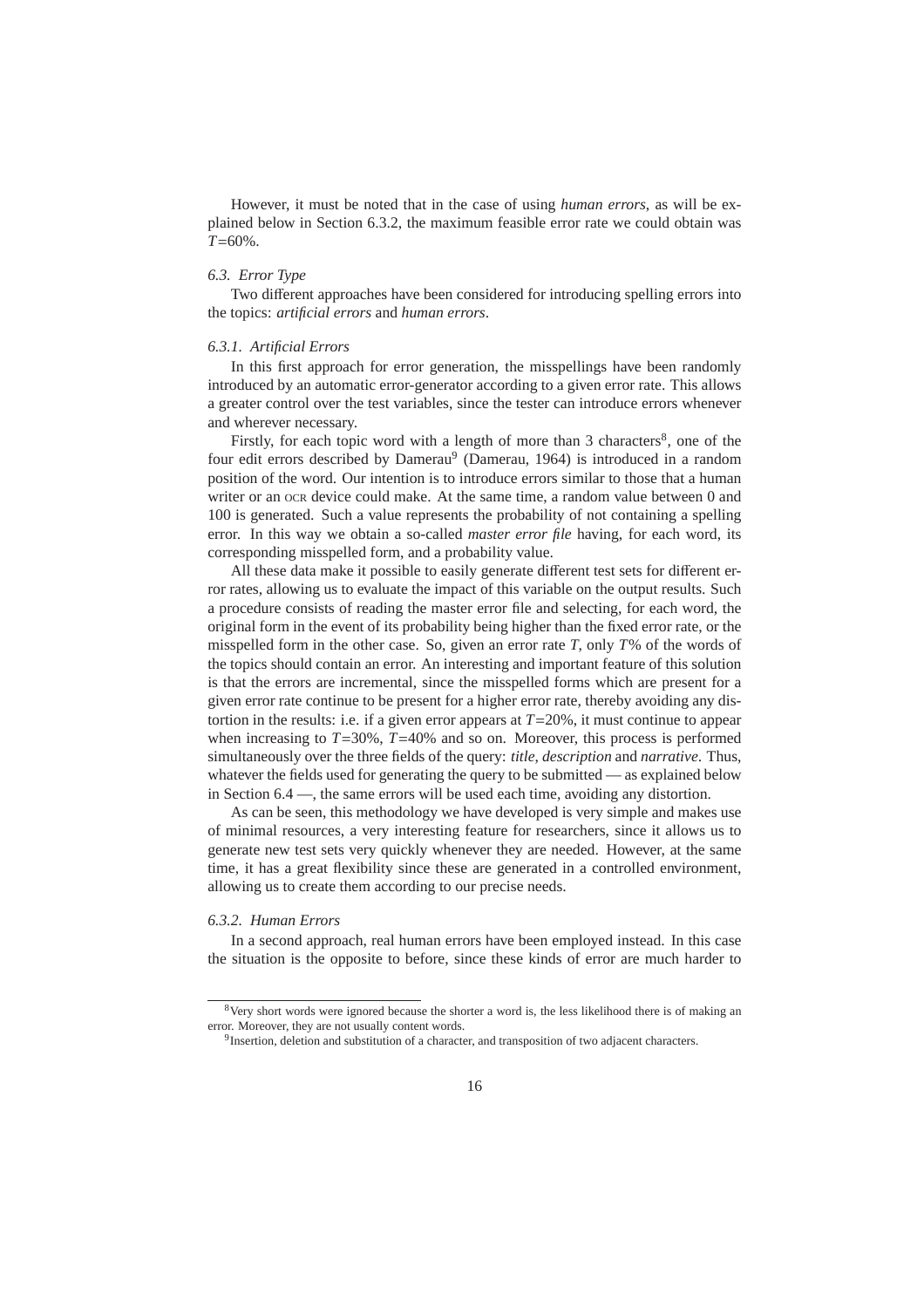However, it must be noted that in the case of using *human errors*, as will be explained below in Section 6.3.2, the maximum feasible error rate we could obtain was $T$=60%.

### 6.3. *Error Type*

Two different approaches have been considered for introducing spelling errors into the topics: *artificial errors* and *human errors*.

#### 6.3.1. *Artificial Errors*

In this first approach for error generation, the misspellings have been randomly introduced by an automatic error-generator according to a given error rate. This allows a greater control over the test variables, since the tester can introduce errors whenever and wherever necessary.

Firstly, for each topic word with a length of more than 3 characters[8], one of the four edit errors described by Damerau[9] (Damerau, 1964) is introduced in a random position of the word. Our intention is to introduce errors similar to those that a human writer or an OCR device could make. At the same time, a random value between 0 and 100 is generated. Such a value represents the probability of not containing a spelling error. In this way we obtain a so-called *master error file* having, for each word, its corresponding misspelled form, and a probability value.

All these data make it possible to easily generate different test sets for different error rates, allowing us to evaluate the impact of this variable on the output results. Such a procedure consists of reading the master error file and selecting, for each word, the original form in the event of its probability being higher than the fixed error rate, or the misspelled form in the other case. So, given an error rate $T$, only $T$% of the words of the topics should contain an error. An interesting and important feature of this solution is that the errors are incremental, since the misspelled forms which are present for a given error rate continue to be present for a higher error rate, thereby avoiding any distortion in the results: i.e. if a given error appears at $T$=20%, it must continue to appear when increasing to $T$=30%, $T$=40% and so on. Moreover, this process is performed simultaneously over the three fields of the query: *title*, *description* and *narrative*. Thus, whatever the fields used for generating the query to be submitted — as explained below in Section 6.4 —, the same errors will be used each time, avoiding any distortion.

As can be seen, this methodology we have developed is very simple and makes use of minimal resources, a very interesting feature for researchers, since it allows us to generate new test sets very quickly whenever they are needed. However, at the same time, it has a great flexibility since these are generated in a controlled environment, allowing us to create them according to our precise needs.

#### 6.3.2. *Human Errors*

In a second approach, real human errors have been employed instead. In this case the situation is the opposite to before, since these kinds of error are much harder to

---

[8] Very short words were ignored because the shorter a word is, the less likelihood there is of making an error. Moreover, they are not usually content words.

[9] Insertion, deletion and substitution of a character, and transposition of two adjacent characters.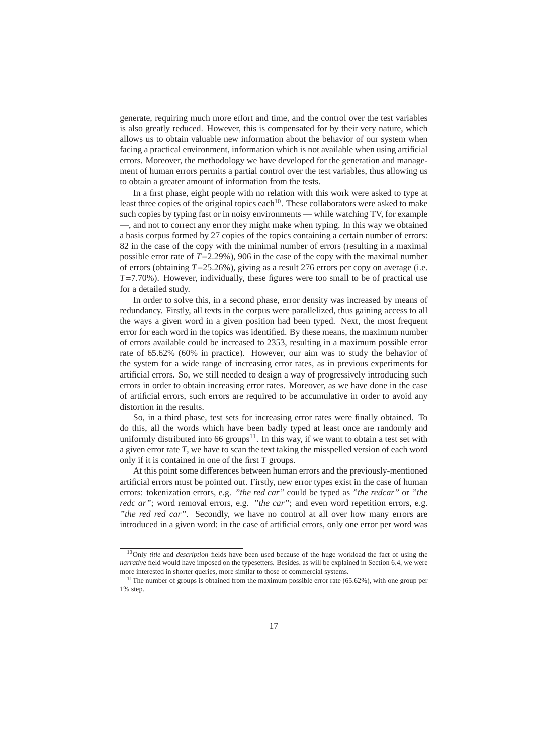generate, requiring much more effort and time, and the control over the test variables is also greatly reduced. However, this is compensated for by their very nature, which allows us to obtain valuable new information about the behavior of our system when facing a practical environment, information which is not available when using artificial errors. Moreover, the methodology we have developed for the generation and management of human errors permits a partial control over the test variables, thus allowing us to obtain a greater amount of information from the tests.

In a first phase, eight people with no relation with this work were asked to type at least three copies of the original topics each[10]. These collaborators were asked to make such copies by typing fast or in noisy environments — while watching TV, for example —, and not to correct any error they might make when typing. In this way we obtained a basis corpus formed by 27 copies of the topics containing a certain number of errors: 82 in the case of the copy with the minimal number of errors (resulting in a maximal possible error rate of $T$=2.29%), 906 in the case of the copy with the maximal number of errors (obtaining $T$=25.26%), giving as a result 276 errors per copy on average (i.e. $T$=7.70%). However, individually, these figures were too small to be of practical use for a detailed study.

In order to solve this, in a second phase, error density was increased by means of redundancy. Firstly, all texts in the corpus were parallelized, thus gaining access to all the ways a given word in a given position had been typed. Next, the most frequent error for each word in the topics was identified. By these means, the maximum number of errors available could be increased to 2353, resulting in a maximum possible error rate of 65.62% (60% in practice). However, our aim was to study the behavior of the system for a wide range of increasing error rates, as in previous experiments for artificial errors. So, we still needed to design a way of progressively introducing such errors in order to obtain increasing error rates. Moreover, as we have done in the case of artificial errors, such errors are required to be accumulative in order to avoid any distortion in the results.

So, in a third phase, test sets for increasing error rates were finally obtained. To do this, all the words which have been badly typed at least once are randomly and uniformly distributed into 66 groups[11]. In this way, if we want to obtain a test set with a given error rate $T$, we have to scan the text taking the misspelled version of each word only if it is contained in one of the first $T$ groups.

At this point some differences between human errors and the previously-mentioned artificial errors must be pointed out. Firstly, new error types exist in the case of human errors: tokenization errors, e.g. *"the red car"* could be typed as *"the redcar"* or *"the redc ar"*; word removal errors, e.g. *"the car"*; and even word repetition errors, e.g. *"the red red car"*. Secondly, we have no control at all over how many errors are introduced in a given word: in the case of artificial errors, only one error per word was

[10] Only *title* and *description* fields have been used because of the huge workload the fact of using the *narrative* field would have imposed on the typesetters. Besides, as will be explained in Section 6.4, we were more interested in shorter queries, more similar to those of commercial systems.

[11] The number of groups is obtained from the maximum possible error rate (65.62%), with one group per 1% step.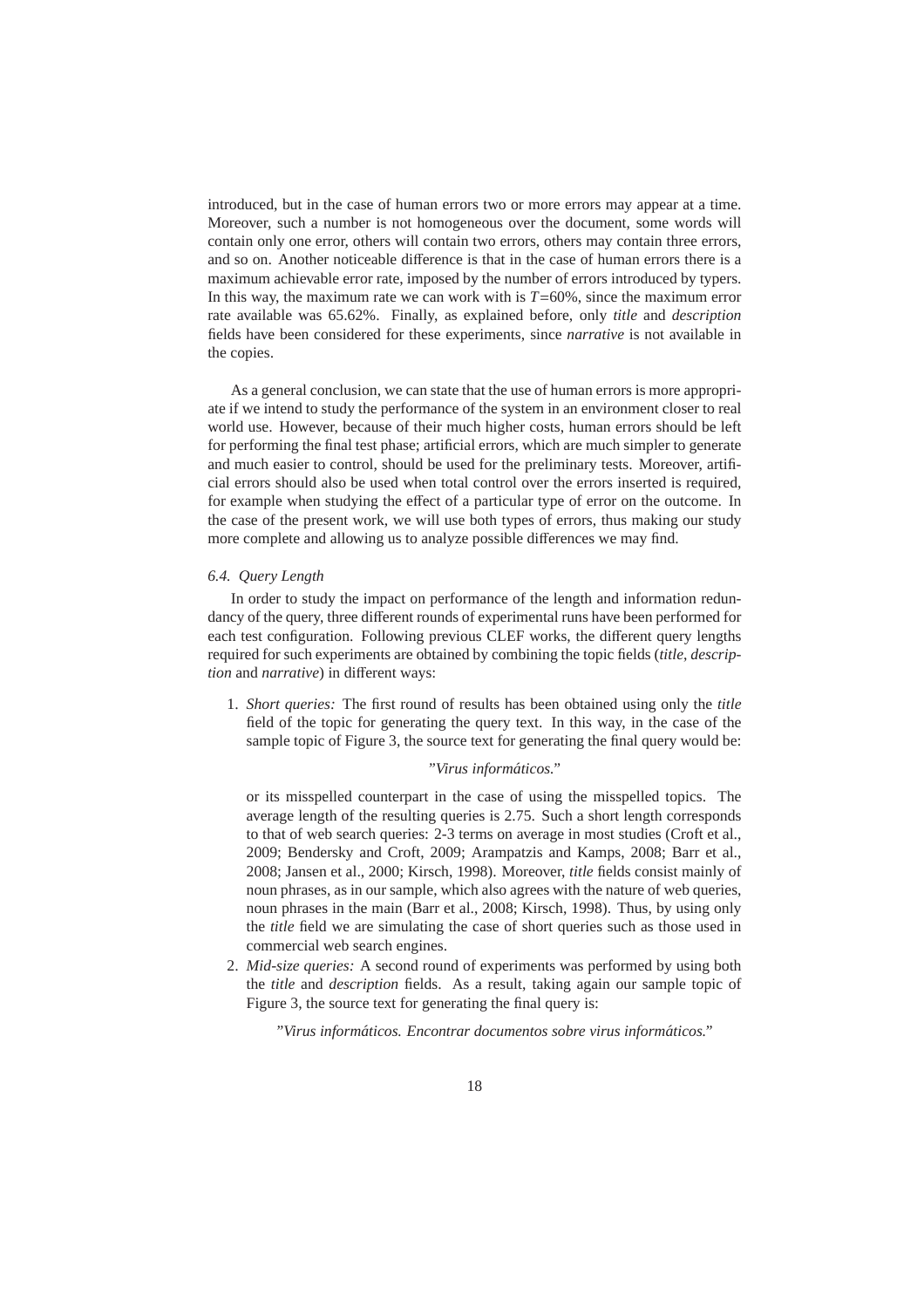introduced, but in the case of human errors two or more errors may appear at a time. Moreover, such a number is not homogeneous over the document, some words will contain only one error, others will contain two errors, others may contain three errors, and so on. Another noticeable difference is that in the case of human errors there is a maximum achievable error rate, imposed by the number of errors introduced by typers. In this way, the maximum rate we can work with is $T$=60%, since the maximum error rate available was 65.62%. Finally, as explained before, only *title* and *description* fields have been considered for these experiments, since *narrative* is not available in the copies.

As a general conclusion, we can state that the use of human errors is more appropriate if we intend to study the performance of the system in an environment closer to real world use. However, because of their much higher costs, human errors should be left for performing the final test phase; artificial errors, which are much simpler to generate and much easier to control, should be used for the preliminary tests. Moreover, artificial errors should also be used when total control over the errors inserted is required, for example when studying the effect of a particular type of error on the outcome. In the case of the present work, we will use both types of errors, thus making our study more complete and allowing us to analyze possible differences we may find.

### *6.4. Query Length*

In order to study the impact on performance of the length and information redundancy of the query, three different rounds of experimental runs have been performed for each test configuration. Following previous CLEF works, the different query lengths required for such experiments are obtained by combining the topic fields (*title*, *description* and *narrative*) in different ways:

1. *Short queries:* The first round of results has been obtained using only the *title* field of the topic for generating the query text. In this way, in the case of the sample topic of Figure 3, the source text for generating the final query would be:

   "*Virus informáticos.*"

   or its misspelled counterpart in the case of using the misspelled topics. The average length of the resulting queries is 2.75. Such a short length corresponds to that of web search queries: 2-3 terms on average in most studies (Croft et al., 2009; Bendersky and Croft, 2009; Arampatzis and Kamps, 2008; Barr et al., 2008; Jansen et al., 2000; Kirsch, 1998). Moreover, *title* fields consist mainly of noun phrases, as in our sample, which also agrees with the nature of web queries, noun phrases in the main (Barr et al., 2008; Kirsch, 1998). Thus, by using only the *title* field we are simulating the case of short queries such as those used in commercial web search engines.

2. *Mid-size queries:* A second round of experiments was performed by using both the *title* and *description* fields. As a result, taking again our sample topic of Figure 3, the source text for generating the final query is:

   "*Virus informáticos. Encontrar documentos sobre virus informáticos.*"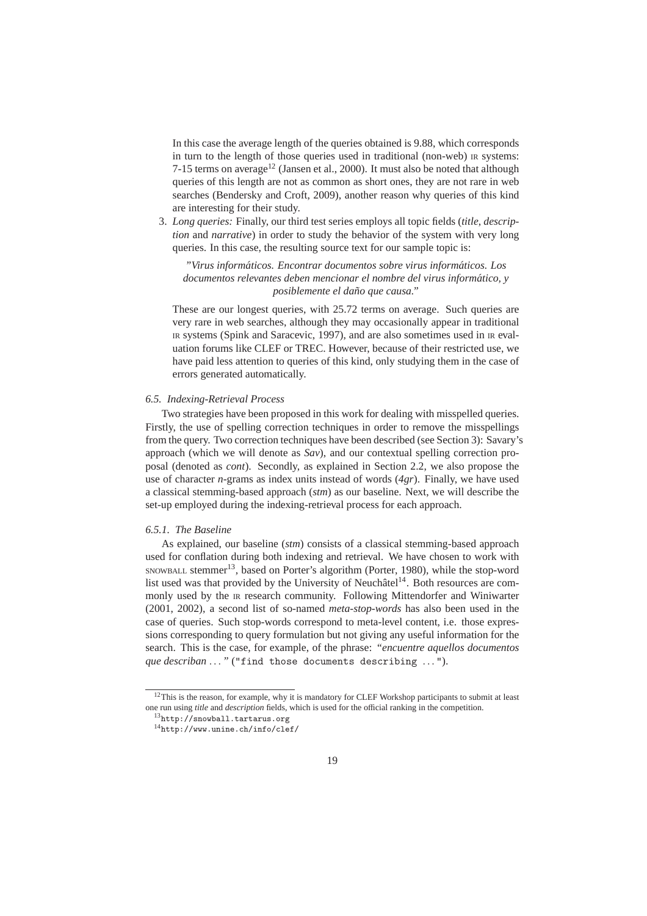In this case the average length of the queries obtained is 9.88, which corresponds in turn to the length of those queries used in traditional (non-web) IR systems: 7-15 terms on average[12] (Jansen et al., 2000). It must also be noted that although queries of this length are not as common as short ones, they are not rare in web searches (Bendersky and Croft, 2009), another reason why queries of this kind are interesting for their study.

3. *Long queries:* Finally, our third test series employs all topic fields (*title*, *description* and *narrative*) in order to study the behavior of the system with very long queries. In this case, the resulting source text for our sample topic is:

   *"Virus informáticos. Encontrar documentos sobre virus informáticos. Los documentos relevantes deben mencionar el nombre del virus informático, y posiblemente el daño que causa."*

   These are our longest queries, with 25.72 terms on average. Such queries are very rare in web searches, although they may occasionally appear in traditional IR systems (Spink and Saracevic, 1997), and are also sometimes used in IR evaluation forums like CLEF or TREC. However, because of their restricted use, we have paid less attention to queries of this kind, only studying them in the case of errors generated automatically.

### *6.5. Indexing-Retrieval Process*

Two strategies have been proposed in this work for dealing with misspelled queries. Firstly, the use of spelling correction techniques in order to remove the misspellings from the query. Two correction techniques have been described (see Section 3): Savary's approach (which we will denote as *Sav*), and our contextual spelling correction proposal (denoted as *cont*). Secondly, as explained in Section 2.2, we also propose the use of character *n*-grams as index units instead of words (*4gr*). Finally, we have used a classical stemming-based approach (*stm*) as our baseline. Next, we will describe the set-up employed during the indexing-retrieval process for each approach.

#### *6.5.1. The Baseline*

As explained, our baseline (*stm*) consists of a classical stemming-based approach used for conflation during both indexing and retrieval. We have chosen to work with SNOWBALL stemmer[13], based on Porter's algorithm (Porter, 1980), while the stop-word list used was that provided by the University of Neuchâtel[14]. Both resources are commonly used by the IR research community. Following Mittendorfer and Winiwarter (2001, 2002), a second list of so-named *meta-stop-words* has also been used in the case of queries. Such stop-words correspond to meta-level content, i.e. those expressions corresponding to query formulation but not giving any useful information for the search. This is the case, for example, of the phrase: *"encuentre aquellos documentos que describan ..."* (`"find those documents describing ..."`).

---

[12] This is the reason, for example, why it is mandatory for CLEF Workshop participants to submit at least one run using *title* and *description* fields, which is used for the official ranking in the competition.

[13] http://snowball.tartarus.org

[14] http://www.unine.ch/info/clef/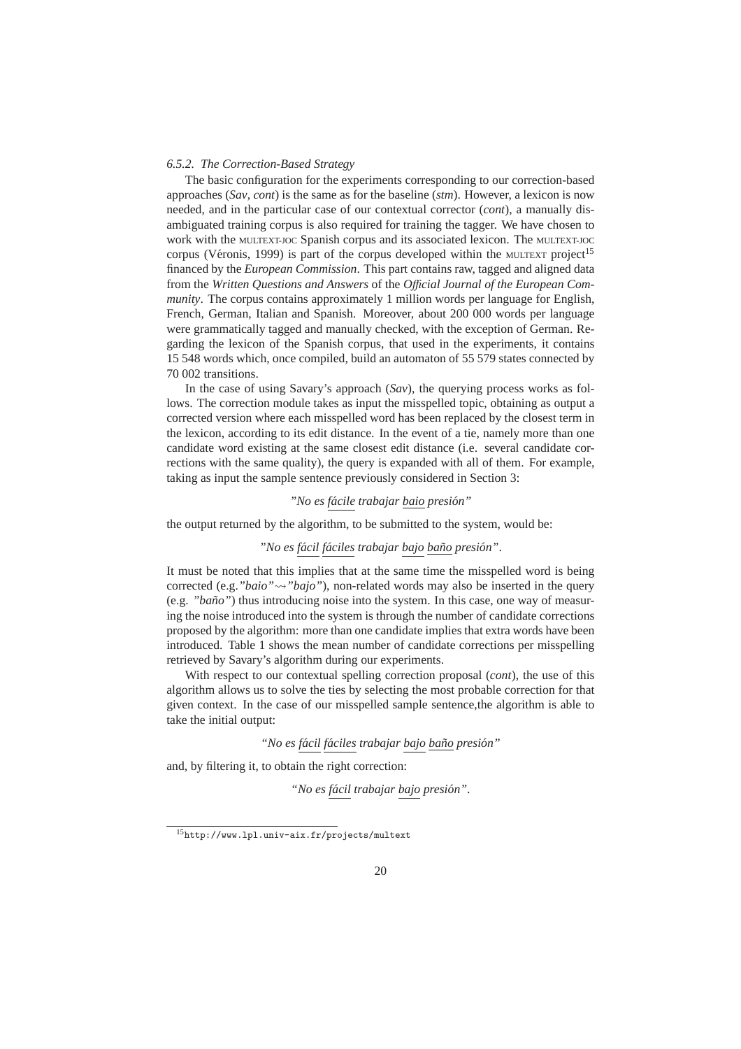#### *6.5.2. The Correction-Based Strategy*

The basic configuration for the experiments corresponding to our correction-based approaches (*Sav*, *cont*) is the same as for the baseline (*stm*). However, a lexicon is now needed, and in the particular case of our contextual corrector (*cont*), a manually disambiguated training corpus is also required for training the tagger. We have chosen to work with the MULTEXT-JOC Spanish corpus and its associated lexicon. The MULTEXT-JOC corpus (Véronis, 1999) is part of the corpus developed within the MULTEXT project[15] financed by the *European Commission*. This part contains raw, tagged and aligned data from the *Written Questions and Answers* of the *Official Journal of the European Community*. The corpus contains approximately 1 million words per language for English, French, German, Italian and Spanish. Moreover, about 200 000 words per language were grammatically tagged and manually checked, with the exception of German. Regarding the lexicon of the Spanish corpus, that used in the experiments, it contains 15 548 words which, once compiled, build an automaton of 55 579 states connected by 70 002 transitions.

In the case of using Savary's approach (*Sav*), the querying process works as follows. The correction module takes as input the misspelled topic, obtaining as output a corrected version where each misspelled word has been replaced by the closest term in the lexicon, according to its edit distance. In the event of a tie, namely more than one candidate word existing at the same closest edit distance (i.e. several candidate corrections with the same quality), the query is expanded with all of them. For example, taking as input the sample sentence previously considered in Section 3:

*"No es fácile trabajar baio presión"*

the output returned by the algorithm, to be submitted to the system, would be:

*"No es fácil fáciles trabajar bajo baño presión"*.

It must be noted that this implies that at the same time the misspelled word is being corrected (e.g.*"baio"*⇝*"bajo"*), non-related words may also be inserted in the query (e.g. *"baño"*) thus introducing noise into the system. In this case, one way of measuring the noise introduced into the system is through the number of candidate corrections proposed by the algorithm: more than one candidate implies that extra words have been introduced. Table 1 shows the mean number of candidate corrections per misspelling retrieved by Savary's algorithm during our experiments.

With respect to our contextual spelling correction proposal (*cont*), the use of this algorithm allows us to solve the ties by selecting the most probable correction for that given context. In the case of our misspelled sample sentence,the algorithm is able to take the initial output:

*"No es fácil fáciles trabajar bajo baño presión"*

and, by filtering it, to obtain the right correction:

*"No es fácil trabajar bajo presión"*.

[15] http://www.lpl.univ-aix.fr/projects/multext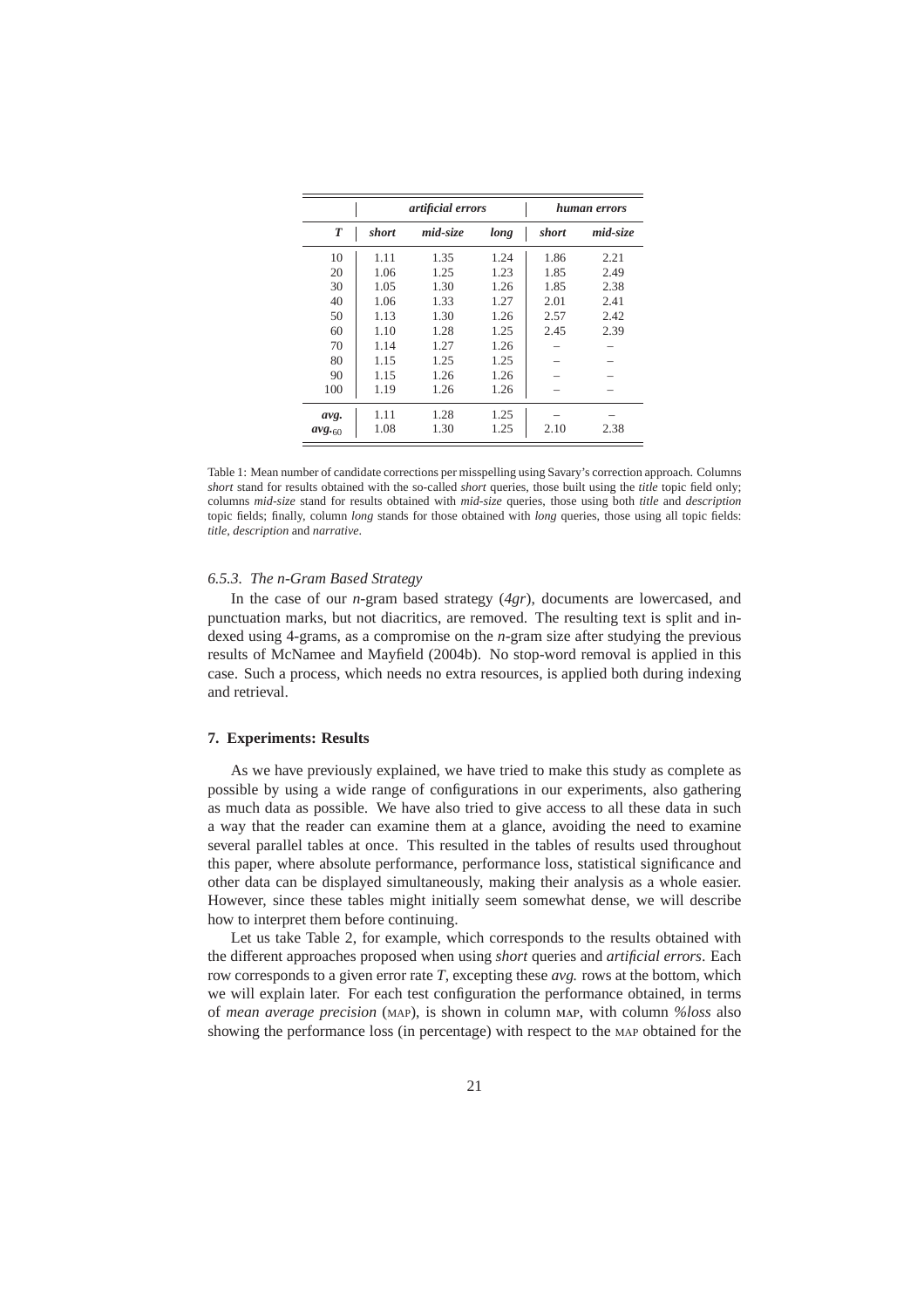| | *artificial errors* | | | *human errors* | |
|---|---|---|---|---|---|
| ***T*** | ***short*** | ***mid-size*** | ***long*** | ***short*** | ***mid-size*** |
| 10 | 1.11 | 1.35 | 1.24 | 1.86 | 2.21 |
| 20 | 1.06 | 1.25 | 1.23 | 1.85 | 2.49 |
| 30 | 1.05 | 1.30 | 1.26 | 1.85 | 2.38 |
| 40 | 1.06 | 1.33 | 1.27 | 2.01 | 2.41 |
| 50 | 1.13 | 1.30 | 1.26 | 2.57 | 2.42 |
| 60 | 1.10 | 1.28 | 1.25 | 2.45 | 2.39 |
| 70 | 1.14 | 1.27 | 1.26 | – | – |
| 80 | 1.15 | 1.25 | 1.25 | – | – |
| 90 | 1.15 | 1.26 | 1.26 | – | – |
| 100 | 1.19 | 1.26 | 1.26 | – | – |
| ***avg.*** | 1.11 | 1.28 | 1.25 | – | – |
| ***avg.***$_{60}$ | 1.08 | 1.30 | 1.25 | 2.10 | 2.38 |

Table 1: Mean number of candidate corrections per misspelling using Savary's correction approach. Columns *short* stand for results obtained with the so-called *short* queries, those built using the *title* topic field only; columns *mid-size* stand for results obtained with *mid-size* queries, those using both *title* and *description* topic fields; finally, column *long* stands for those obtained with *long* queries, those using all topic fields: *title*, *description* and *narrative*.

### *6.5.3. The n-Gram Based Strategy*

In the case of our *n*-gram based strategy (*4gr*), documents are lowercased, and punctuation marks, but not diacritics, are removed. The resulting text is split and indexed using 4-grams, as a compromise on the *n*-gram size after studying the previous results of McNamee and Mayfield (2004b). No stop-word removal is applied in this case. Such a process, which needs no extra resources, is applied both during indexing and retrieval.

## **7. Experiments: Results**

As we have previously explained, we have tried to make this study as complete as possible by using a wide range of configurations in our experiments, also gathering as much data as possible. We have also tried to give access to all these data in such a way that the reader can examine them at a glance, avoiding the need to examine several parallel tables at once. This resulted in the tables of results used throughout this paper, where absolute performance, performance loss, statistical significance and other data can be displayed simultaneously, making their analysis as a whole easier. However, since these tables might initially seem somewhat dense, we will describe how to interpret them before continuing.

Let us take Table 2, for example, which corresponds to the results obtained with the different approaches proposed when using *short* queries and *artificial errors*. Each row corresponds to a given error rate *T*, excepting these *avg.* rows at the bottom, which we will explain later. For each test configuration the performance obtained, in terms of *mean average precision* (MAP), is shown in column MAP, with column *%loss* also showing the performance loss (in percentage) with respect to the MAP obtained for the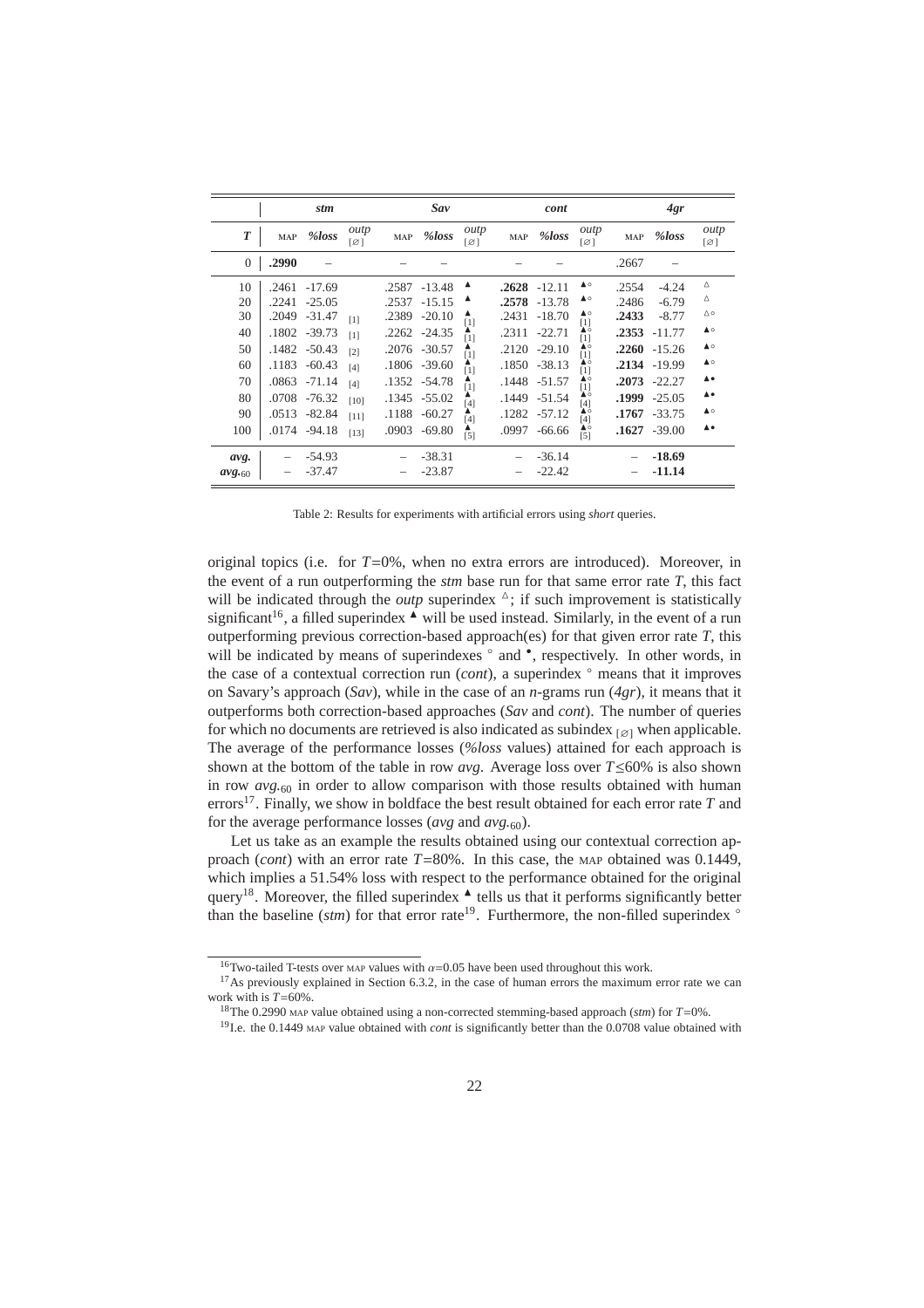| | *stm* | | | *Sav* | | | *cont* | | | *4gr* | | |
|---|---|---|---|---|---|---|---|---|---|---|---|---|
| ***T*** | MAP | *%loss* | *outp* $_{[\varnothing]}$ | MAP | *%loss* | *outp* $_{[\varnothing]}$ | MAP | *%loss* | *outp* $_{[\varnothing]}$ | MAP | *%loss* | *outp* $_{[\varnothing]}$ |
| 0 | **.2990** | – | | – | – | | – | – | | .2667 | – | |
| 10 | .2461 | -17.69 | | .2587 | -13.48 | ▲ | **.2628** | -12.11 | ▲∘ | .2554 | -4.24 | △ |
| 20 | .2241 | -25.05 | | .2537 | -15.15 | ▲ | **.2578** | -13.78 | ▲∘ | .2486 | -6.79 | △ |
| 30 | .2049 | -31.47 | [1] | .2389 | -20.10 | ▲ [1] | .2431 | -18.70 | ▲∘ [1] | **.2433** | -8.77 | △∘ |
| 40 | .1802 | -39.73 | [1] | .2262 | -24.35 | ▲ [1] | .2311 | -22.71 | ▲∘ [1] | **.2353** | -11.77 | ▲∘ |
| 50 | .1482 | -50.43 | [2] | .2076 | -30.57 | ▲ [1] | .2120 | -29.10 | ▲∘ [1] | **.2260** | -15.26 | ▲∘ |
| 60 | .1183 | -60.43 | [4] | .1806 | -39.60 | ▲ [1] | .1850 | -38.13 | ▲∘ [1] | **.2134** | -19.99 | ▲∘ |
| 70 | .0863 | -71.14 | [4] | .1352 | -54.78 | ▲ [1] | .1448 | -51.57 | ▲∘ [1] | **.2073** | -22.27 | ▲• |
| 80 | .0708 | -76.32 | [10] | .1345 | -55.02 | ▲ [4] | .1449 | -51.54 | ▲∘ [4] | **.1999** | -25.05 | ▲• |
| 90 | .0513 | -82.84 | [11] | .1188 | -60.27 | ▲ [4] | .1282 | -57.12 | ▲∘ [4] | **.1767** | -33.75 | ▲∘ |
| 100 | .0174 | -94.18 | [13] | .0903 | -69.80 | ▲ [5] | .0997 | -66.66 | ▲∘ [5] | **.1627** | -39.00 | ▲• |
| ***avg.*** | – | -54.93 | | – | -38.31 | | – | -36.14 | | – | **-18.69** | |
| ***avg.***$_{60}$ | – | -37.47 | | – | -23.87 | | – | -22.42 | | – | **-11.14** | |

Table 2: Results for experiments with artificial errors using *short* queries.

original topics (i.e. for $T$=0%, when no extra errors are introduced). Moreover, in the event of a run outperforming the *stm* base run for that same error rate $T$, this fact will be indicated through the *outp* superindex $^{\triangle}$; if such improvement is statistically significant[16], a filled superindex $^{\blacktriangle}$ will be used instead. Similarly, in the event of a run outperforming previous correction-based approach(es) for that given error rate $T$, this will be indicated by means of superindexes $^{\circ}$ and $^{\bullet}$, respectively. In other words, in the case of a contextual correction run (*cont*), a superindex $^{\circ}$ means that it improves on Savary's approach (*Sav*), while in the case of an *n*-grams run (*4gr*), it means that it outperforms both correction-based approaches (*Sav* and *cont*). The number of queries for which no documents are retrieved is also indicated as subindex $_{[\varnothing]}$ when applicable. The average of the performance losses (*%loss* values) attained for each approach is shown at the bottom of the table in row *avg*. Average loss over $T \leq 60\%$ is also shown in row *avg.*$_{60}$ in order to allow comparison with those results obtained with human errors[17]. Finally, we show in boldface the best result obtained for each error rate $T$ and for the average performance losses (*avg* and *avg.*$_{60}$).

Let us take as an example the results obtained using our contextual correction approach (*cont*) with an error rate $T$=80%. In this case, the MAP obtained was 0.1449, which implies a 51.54% loss with respect to the performance obtained for the original query[18]. Moreover, the filled superindex $^{\blacktriangle}$ tells us that it performs significantly better than the baseline (*stm*) for that error rate[19]. Furthermore, the non-filled superindex $^{\circ}$

[16] Two-tailed T-tests over MAP values with $\alpha$=0.05 have been used throughout this work.

[17] As previously explained in Section 6.3.2, in the case of human errors the maximum error rate we can work with is $T$=60%.

[18] The 0.2990 MAP value obtained using a non-corrected stemming-based approach (*stm*) for $T$=0%.

[19] I.e. the 0.1449 MAP value obtained with *cont* is significantly better than the 0.0708 value obtained with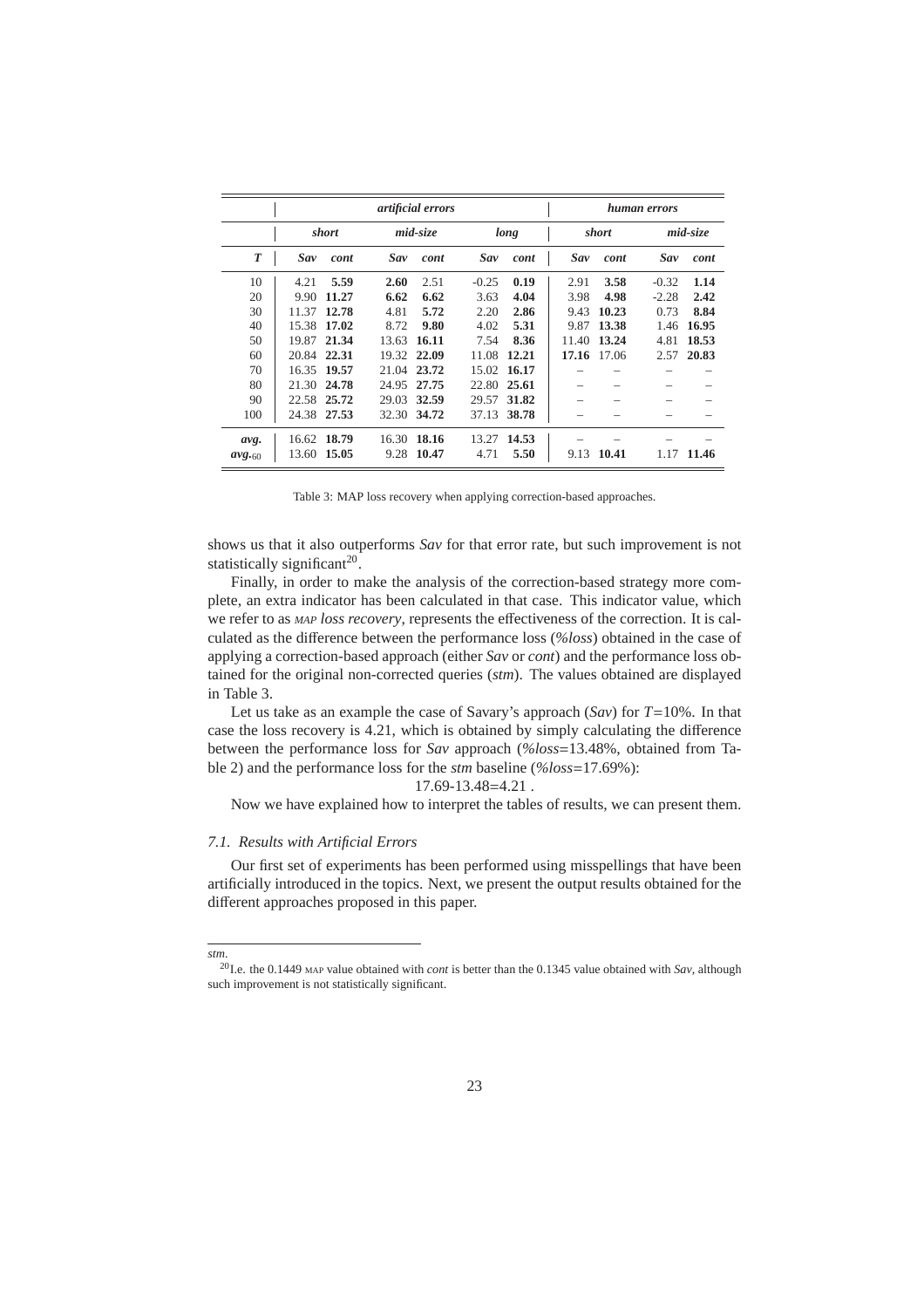| | *artificial errors* | | | | | | *human errors* | | | |
|---|---|---|---|---|---|---|---|---|---|---|
| | *short* | | *mid-size* | | *long* | | *short* | | *mid-size* | |
| ***T*** | ***Sav*** | ***cont*** | ***Sav*** | ***cont*** | ***Sav*** | ***cont*** | ***Sav*** | ***cont*** | ***Sav*** | ***cont*** |
| 10 | 4.21 | **5.59** | **2.60** | 2.51 | -0.25 | **0.19** | 2.91 | **3.58** | -0.32 | **1.14** |
| 20 | 9.90 | **11.27** | **6.62** | **6.62** | 3.63 | **4.04** | 3.98 | **4.98** | -2.28 | **2.42** |
| 30 | 11.37 | **12.78** | 4.81 | **5.72** | 2.20 | **2.86** | 9.43 | **10.23** | 0.73 | **8.84** |
| 40 | 15.38 | **17.02** | 8.72 | **9.80** | 4.02 | **5.31** | 9.87 | **13.38** | 1.46 | **16.95** |
| 50 | 19.87 | **21.34** | 13.63 | **16.11** | 7.54 | **8.36** | 11.40 | **13.24** | 4.81 | **18.53** |
| 60 | 20.84 | **22.31** | 19.32 | **22.09** | 11.08 | **12.21** | **17.16** | 17.06 | 2.57 | **20.83** |
| 70 | 16.35 | **19.57** | 21.04 | **23.72** | 15.02 | **16.17** | – | – | – | – |
| 80 | 21.30 | **24.78** | 24.95 | **27.75** | 22.80 | **25.61** | – | – | – | – |
| 90 | 22.58 | **25.72** | 29.03 | **32.59** | 29.57 | **31.82** | – | – | – | – |
| 100 | 24.38 | **27.53** | 32.30 | **34.72** | 37.13 | **38.78** | – | – | – | – |
| ***avg.*** | 16.62 | **18.79** | 16.30 | **18.16** | 13.27 | **14.53** | – | – | – | – |
| ***avg.***$_{60}$ | 13.60 | **15.05** | 9.28 | **10.47** | 4.71 | **5.50** | 9.13 | **10.41** | 1.17 | **11.46** |

Table 3: MAP loss recovery when applying correction-based approaches.

shows us that it also outperforms *Sav* for that error rate, but such improvement is not statistically significant[20].

Finally, in order to make the analysis of the correction-based strategy more complete, an extra indicator has been calculated in that case. This indicator value, which we refer to as *MAP loss recovery*, represents the effectiveness of the correction. It is calculated as the difference between the performance loss (*%loss*) obtained in the case of applying a correction-based approach (either *Sav* or *cont*) and the performance loss obtained for the original non-corrected queries (*stm*). The values obtained are displayed in Table 3.

Let us take as an example the case of Savary's approach (*Sav*) for $T$=10%. In that case the loss recovery is 4.21, which is obtained by simply calculating the difference between the performance loss for *Sav* approach (*%loss*=13.48%, obtained from Table 2) and the performance loss for the *stm* baseline (*%loss*=17.69%):

$$17.69\text{-}13.48\text{=}4.21\ .$$

Now we have explained how to interpret the tables of results, we can present them.

### 7.1. Results with Artificial Errors

Our first set of experiments has been performed using misspellings that have been artificially introduced in the topics. Next, we present the output results obtained for the different approaches proposed in this paper.

---

*stm*.

[20] I.e. the 0.1449 MAP value obtained with *cont* is better than the 0.1345 value obtained with *Sav*, although such improvement is not statistically significant.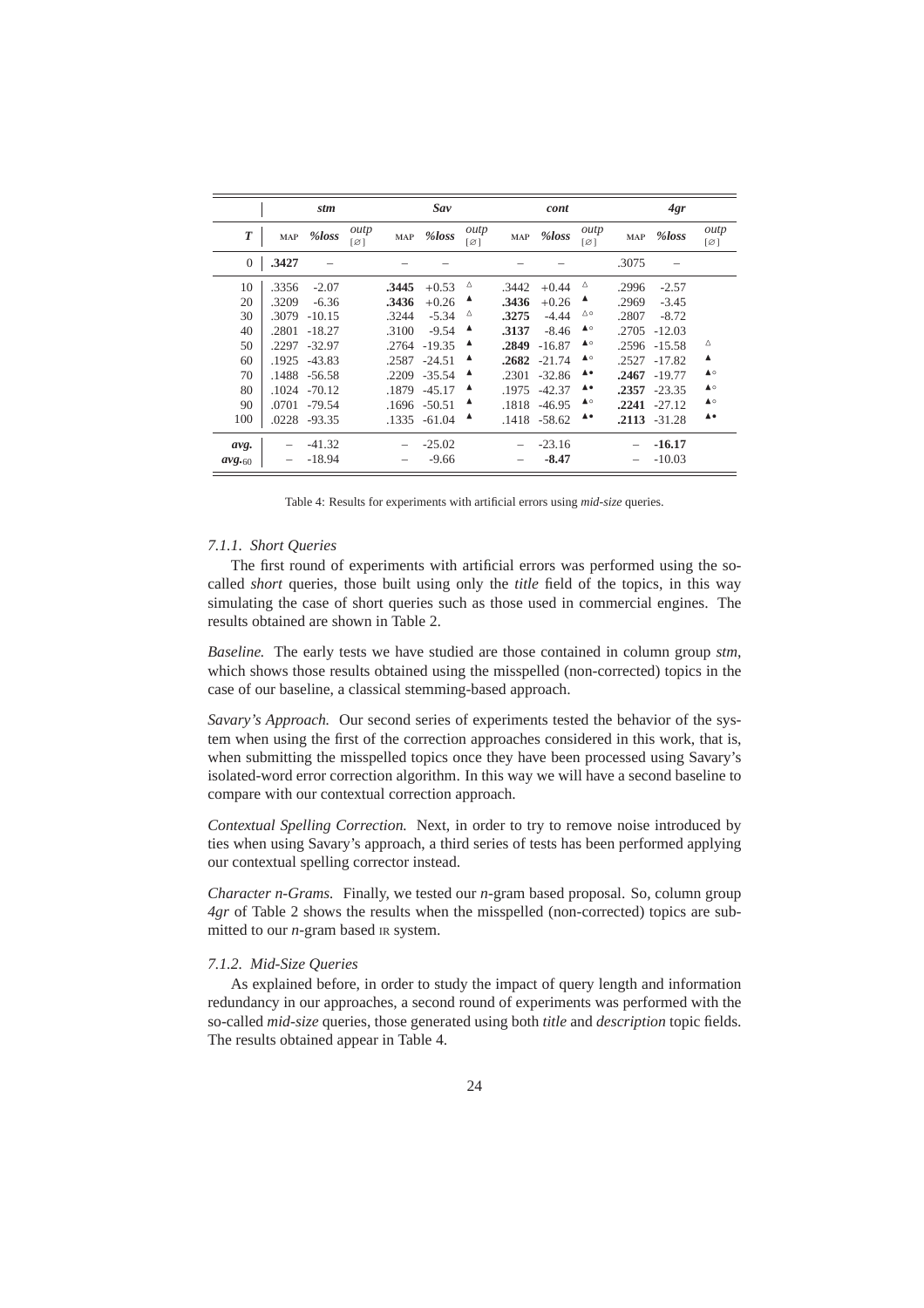| | *stm* | | | *Sav* | | | *cont* | | | *4gr* | | |
|---|---|---|---|---|---|---|---|---|---|---|---|---|
| ***T*** | MAP | *%loss* | *outp* [∅] | MAP | *%loss* | *outp* [∅] | MAP | *%loss* | *outp* [∅] | MAP | *%loss* | *outp* [∅] |
| 0 | **.3427** | – | | – | – | | – | – | | .3075 | – | |
| 10 | .3356 | -2.07 | | **.3445** | +0.53 | △ | .3442 | +0.44 | △ | .2996 | -2.57 | |
| 20 | .3209 | -6.36 | | **.3436** | +0.26 | ▲ | **.3436** | +0.26 | ▲ | .2969 | -3.45 | |
| 30 | .3079 | -10.15 | | .3244 | -5.34 | △ | **.3275** | -4.44 | △○ | .2807 | -8.72 | |
| 40 | .2801 | -18.27 | | .3100 | -9.54 | ▲ | **.3137** | -8.46 | ▲○ | .2705 | -12.03 | |
| 50 | .2297 | -32.97 | | .2764 | -19.35 | ▲ | **.2849** | -16.87 | ▲○ | .2596 | -15.58 | △ |
| 60 | .1925 | -43.83 | | .2587 | -24.51 | ▲ | **.2682** | -21.74 | ▲○ | .2527 | -17.82 | ▲ |
| 70 | .1488 | -56.58 | | .2209 | -35.54 | ▲ | .2301 | -32.86 | ▲• | **.2467** | -19.77 | ▲○ |
| 80 | .1024 | -70.12 | | .1879 | -45.17 | ▲ | .1975 | -42.37 | ▲• | **.2357** | -23.35 | ▲○ |
| 90 | .0701 | -79.54 | | .1696 | -50.51 | ▲ | .1818 | -46.95 | ▲○ | **.2241** | -27.12 | ▲○ |
| 100 | .0228 | -93.35 | | .1335 | -61.04 | ▲ | .1418 | -58.62 | ▲• | **.2113** | -31.28 | ▲• |
| ***avg.*** | – | -41.32 | | – | -25.02 | | – | -23.16 | | – | **-16.17** | |
| ***avg.***$_{60}$ | – | -18.94 | | – | -9.66 | | – | **-8.47** | | – | -10.03 | |

Table 4: Results for experiments with artificial errors using *mid-size* queries.

#### 7.1.1. Short Queries

The first round of experiments with artificial errors was performed using the so-called *short* queries, those built using only the *title* field of the topics, in this way simulating the case of short queries such as those used in commercial engines. The results obtained are shown in Table 2.

*Baseline.* The early tests we have studied are those contained in column group *stm*, which shows those results obtained using the misspelled (non-corrected) topics in the case of our baseline, a classical stemming-based approach.

*Savary's Approach.* Our second series of experiments tested the behavior of the system when using the first of the correction approaches considered in this work, that is, when submitting the misspelled topics once they have been processed using Savary's isolated-word error correction algorithm. In this way we will have a second baseline to compare with our contextual correction approach.

*Contextual Spelling Correction.* Next, in order to try to remove noise introduced by ties when using Savary's approach, a third series of tests has been performed applying our contextual spelling corrector instead.

*Character n-Grams.* Finally, we tested our *n*-gram based proposal. So, column group *4gr* of Table 2 shows the results when the misspelled (non-corrected) topics are submitted to our *n*-gram based IR system.

#### 7.1.2. Mid-Size Queries

As explained before, in order to study the impact of query length and information redundancy in our approaches, a second round of experiments was performed with the so-called *mid-size* queries, those generated using both *title* and *description* topic fields. The results obtained appear in Table 4.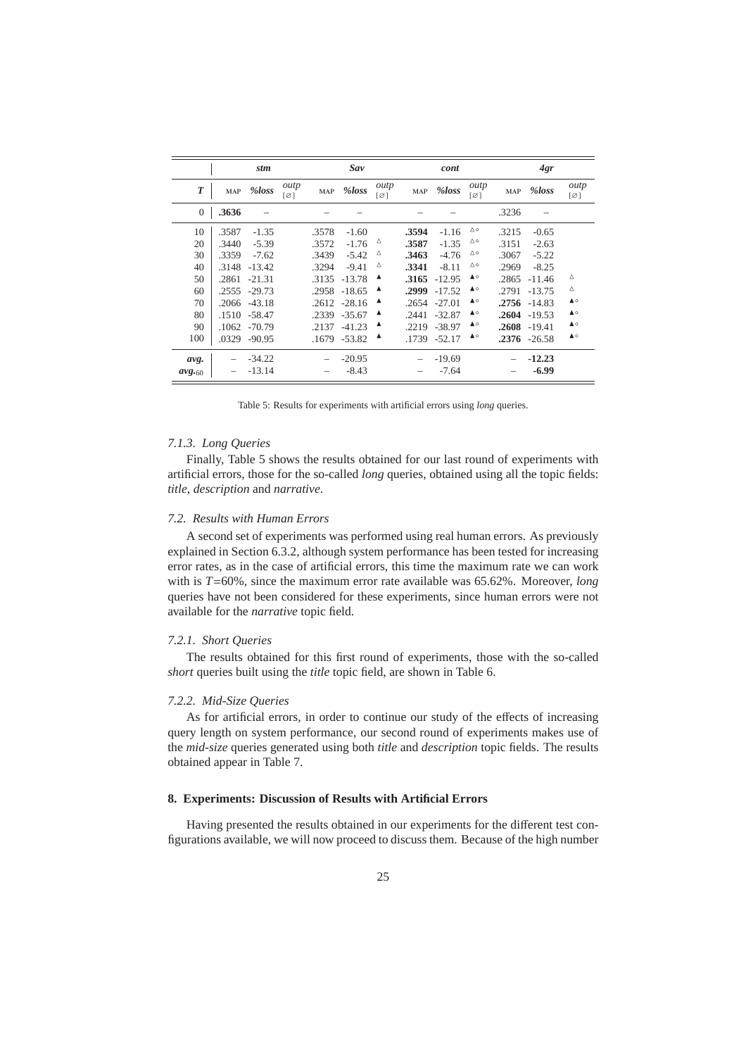| | *stm* | | | *Sav* | | | *cont* | | | *4gr* | | |
|---|---|---|---|---|---|---|---|---|---|---|---|---|
| ***T*** | MAP | *%loss* | *outp* [∅] | MAP | *%loss* | *outp* [∅] | MAP | *%loss* | *outp* [∅] | MAP | *%loss* | *outp* [∅] |
| 0 | **.3636** | – | | – | – | | – | – | | .3236 | – | |
| 10 | .3587 | -1.35 | | .3578 | -1.60 | | **.3594** | -1.16 | △○ | .3215 | -0.65 | |
| 20 | .3440 | -5.39 | | .3572 | -1.76 | △ | **.3587** | -1.35 | △○ | .3151 | -2.63 | |
| 30 | .3359 | -7.62 | | .3439 | -5.42 | △ | **.3463** | -4.76 | △○ | .3067 | -5.22 | |
| 40 | .3148 | -13.42 | | .3294 | -9.41 | △ | **.3341** | -8.11 | △○ | .2969 | -8.25 | |
| 50 | .2861 | -21.31 | | .3135 | -13.78 | ▲ | **.3165** | -12.95 | ▲○ | .2865 | -11.46 | △ |
| 60 | .2555 | -29.73 | | .2958 | -18.65 | ▲ | **.2999** | -17.52 | ▲○ | .2791 | -13.75 | △ |
| 70 | .2066 | -43.18 | | .2612 | -28.16 | ▲ | .2654 | -27.01 | ▲○ | **.2756** | -14.83 | ▲○ |
| 80 | .1510 | -58.47 | | .2339 | -35.67 | ▲ | .2441 | -32.87 | ▲○ | **.2604** | -19.53 | ▲○ |
| 90 | .1062 | -70.79 | | .2137 | -41.23 | ▲ | .2219 | -38.97 | ▲○ | **.2608** | -19.41 | ▲○ |
| 100 | .0329 | -90.95 | | .1679 | -53.82 | ▲ | .1739 | -52.17 | ▲○ | **.2376** | -26.58 | ▲○ |
| ***avg.*** | – | -34.22 | | – | -20.95 | | – | -19.69 | | – | **-12.23** | |
| ***avg.***$_{60}$ | – | -13.14 | | – | -8.43 | | – | -7.64 | | – | **-6.99** | |

Table 5: Results for experiments with artificial errors using *long* queries.

### 7.1.3. Long Queries

Finally, Table 5 shows the results obtained for our last round of experiments with artificial errors, those for the so-called *long* queries, obtained using all the topic fields: *title*, *description* and *narrative*.

## 7.2. Results with Human Errors

A second set of experiments was performed using real human errors. As previously explained in Section 6.3.2, although system performance has been tested for increasing error rates, as in the case of artificial errors, this time the maximum rate we can work with is $T$=60%, since the maximum error rate available was 65.62%. Moreover, *long* queries have not been considered for these experiments, since human errors were not available for the *narrative* topic field.

### 7.2.1. Short Queries

The results obtained for this first round of experiments, those with the so-called *short* queries built using the *title* topic field, are shown in Table 6.

### 7.2.2. Mid-Size Queries

As for artificial errors, in order to continue our study of the effects of increasing query length on system performance, our second round of experiments makes use of the *mid-size* queries generated using both *title* and *description* topic fields. The results obtained appear in Table 7.

# 8. Experiments: Discussion of Results with Artificial Errors

Having presented the results obtained in our experiments for the different test configurations available, we will now proceed to discuss them. Because of the high number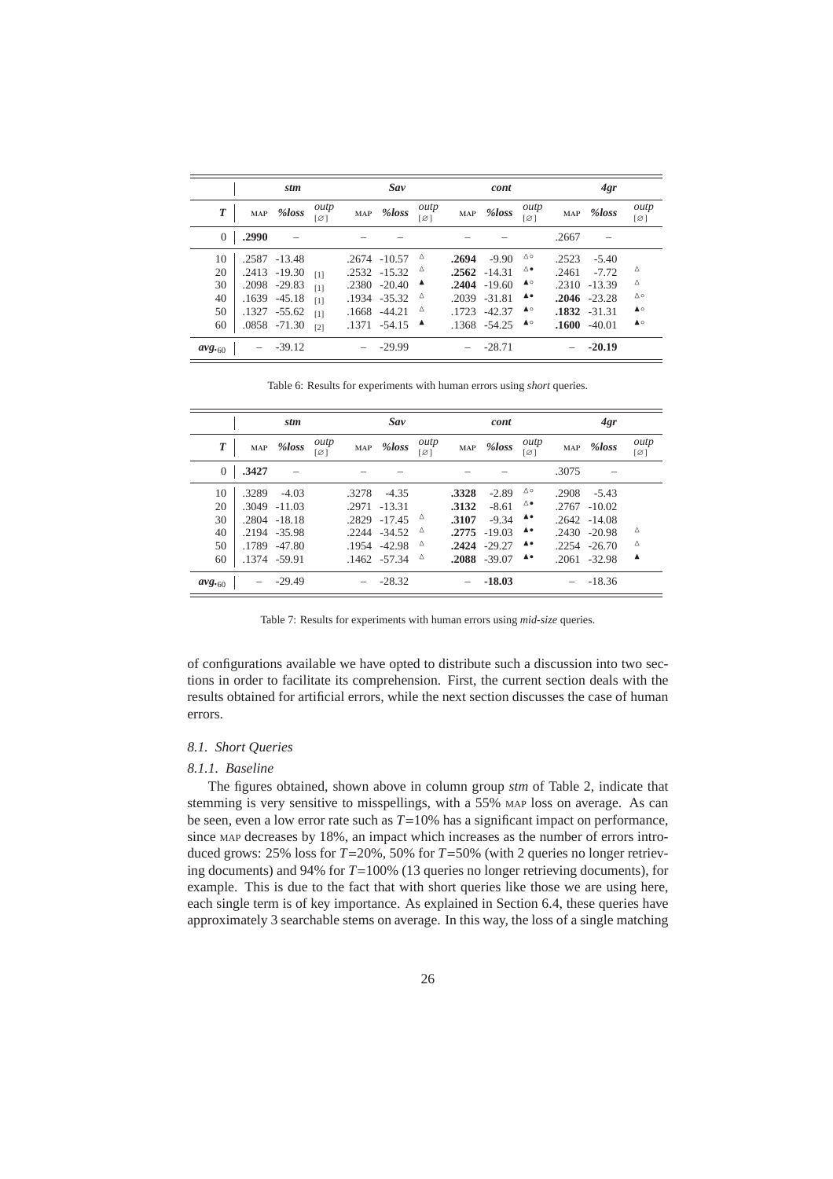| *T* | stm | | | Sav | | | cont | | | 4gr | | |
|---|---|---|---|---|---|---|---|---|---|---|---|---|
| | MAP | %loss | outp [∅] | MAP | %loss | outp [∅] | MAP | %loss | outp [∅] | MAP | %loss | outp [∅] |
| 0 | **.2990** | – | | – | – | | – | – | | .2667 | – | |
| 10 | .2587 | -13.48 | | .2674 | -10.57 | △ | **.2694** | -9.90 | △◦ | .2523 | -5.40 | |
| 20 | .2413 | -19.30 | [1] | .2532 | -15.32 | △ | **.2562** | -14.31 | △• | .2461 | -7.72 | △ |
| 30 | .2098 | -29.83 | [1] | .2380 | -20.40 | ▲ | **.2404** | -19.60 | ▲◦ | .2310 | -13.39 | △ |
| 40 | .1639 | -45.18 | [1] | .1934 | -35.32 | △ | .2039 | -31.81 | ▲• | **.2046** | -23.28 | △◦ |
| 50 | .1327 | -55.62 | [1] | .1668 | -44.21 | △ | .1723 | -42.37 | ▲◦ | **.1832** | -31.31 | ▲◦ |
| 60 | .0858 | -71.30 | [2] | .1371 | -54.15 | ▲ | .1368 | -54.25 | ▲◦ | **.1600** | -40.01 | ▲◦ |
| $avg._{60}$ | – | -39.12 | | – | -29.99 | | – | -28.71 | | – | **-20.19** | |

Table 6: Results for experiments with human errors using *short* queries.

| *T* | stm | | | Sav | | | cont | | | 4gr | | |
|---|---|---|---|---|---|---|---|---|---|---|---|---|
| | MAP | %loss | outp [∅] | MAP | %loss | outp [∅] | MAP | %loss | outp [∅] | MAP | %loss | outp [∅] |
| 0 | **.3427** | – | | – | – | | – | – | | .3075 | – | |
| 10 | .3289 | -4.03 | | .3278 | -4.35 | | **.3328** | -2.89 | △◦ | .2908 | -5.43 | |
| 20 | .3049 | -11.03 | | .2971 | -13.31 | | **.3132** | -8.61 | △• | .2767 | -10.02 | |
| 30 | .2804 | -18.18 | | .2829 | -17.45 | △ | **.3107** | -9.34 | ▲• | .2642 | -14.08 | |
| 40 | .2194 | -35.98 | | .2244 | -34.52 | △ | **.2775** | -19.03 | ▲• | .2430 | -20.98 | △ |
| 50 | .1789 | -47.80 | | .1954 | -42.98 | △ | **.2424** | -29.27 | ▲• | .2254 | -26.70 | △ |
| 60 | .1374 | -59.91 | | .1462 | -57.34 | △ | **.2088** | -39.07 | ▲• | .2061 | -32.98 | ▲ |
| $avg._{60}$ | – | -29.49 | | – | -28.32 | | – | **-18.03** | | – | -18.36 | |

Table 7: Results for experiments with human errors using *mid-size* queries.

of configurations available we have opted to distribute such a discussion into two sections in order to facilitate its comprehension. First, the current section deals with the results obtained for artificial errors, while the next section discusses the case of human errors.

### 8.1. Short Queries

#### 8.1.1. Baseline

The figures obtained, shown above in column group *stm* of Table 2, indicate that stemming is very sensitive to misspellings, with a 55% MAP loss on average. As can be seen, even a low error rate such as $T$=10% has a significant impact on performance, since MAP decreases by 18%, an impact which increases as the number of errors introduced grows: 25% loss for $T$=20%, 50% for $T$=50% (with 2 queries no longer retrieving documents) and 94% for $T$=100% (13 queries no longer retrieving documents), for example. This is due to the fact that with short queries like those we are using here, each single term is of key importance. As explained in Section 6.4, these queries have approximately 3 searchable stems on average. In this way, the loss of a single matching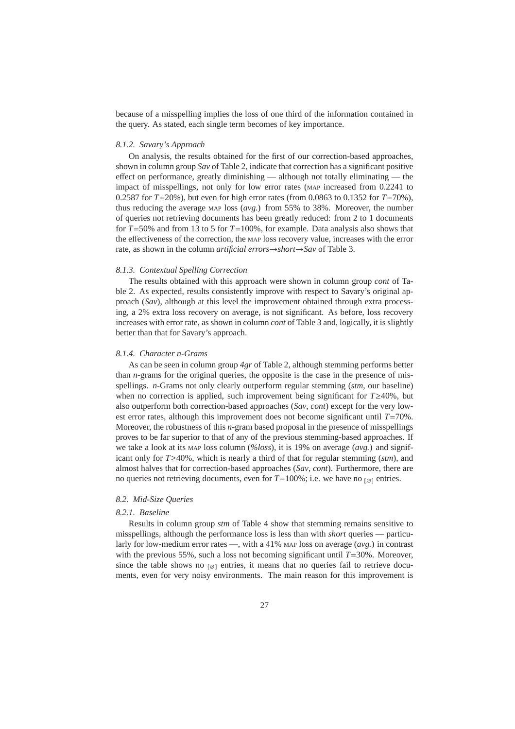because of a misspelling implies the loss of one third of the information contained in the query. As stated, each single term becomes of key importance.

#### 8.1.2. Savary's Approach

On analysis, the results obtained for the first of our correction-based approaches, shown in column group *Sav* of Table 2, indicate that correction has a significant positive effect on performance, greatly diminishing — although not totally eliminating — the impact of misspellings, not only for low error rates (MAP increased from 0.2241 to 0.2587 for $T$=20%), but even for high error rates (from 0.0863 to 0.1352 for $T$=70%), thus reducing the average MAP loss (*avg.*) from 55% to 38%. Moreover, the number of queries not retrieving documents has been greatly reduced: from 2 to 1 documents for $T$=50% and from 13 to 5 for $T$=100%, for example. Data analysis also shows that the effectiveness of the correction, the MAP loss recovery value, increases with the error rate, as shown in the column *artificial errors→short→Sav* of Table 3.

#### 8.1.3. Contextual Spelling Correction

The results obtained with this approach were shown in column group *cont* of Table 2. As expected, results consistently improve with respect to Savary's original approach (*Sav*), although at this level the improvement obtained through extra processing, a 2% extra loss recovery on average, is not significant. As before, loss recovery increases with error rate, as shown in column *cont* of Table 3 and, logically, it is slightly better than that for Savary's approach.

#### 8.1.4. Character n-Grams

As can be seen in column group *4gr* of Table 2, although stemming performs better than *n*-grams for the original queries, the opposite is the case in the presence of misspellings. *n*-Grams not only clearly outperform regular stemming (*stm*, our baseline) when no correction is applied, such improvement being significant for $T\geq$40%, but also outperform both correction-based approaches (*Sav*, *cont*) except for the very lowest error rates, although this improvement does not become significant until $T$=70%. Moreover, the robustness of this *n*-gram based proposal in the presence of misspellings proves to be far superior to that of any of the previous stemming-based approaches. If we take a look at its MAP loss column (*%loss*), it is 19% on average (*avg.*) and significant only for $T\geq$40%, which is nearly a third of that for regular stemming (*stm*), and almost halves that for correction-based approaches (*Sav*, *cont*). Furthermore, there are no queries not retrieving documents, even for $T$=100%; i.e. we have no $_{[\varnothing]}$ entries.

### 8.2. Mid-Size Queries

#### 8.2.1. Baseline

Results in column group *stm* of Table 4 show that stemming remains sensitive to misspellings, although the performance loss is less than with *short* queries — particularly for low-medium error rates —, with a 41% MAP loss on average (*avg.*) in contrast with the previous 55%, such a loss not becoming significant until $T$=30%. Moreover, since the table shows no $_{[\varnothing]}$ entries, it means that no queries fail to retrieve documents, even for very noisy environments. The main reason for this improvement is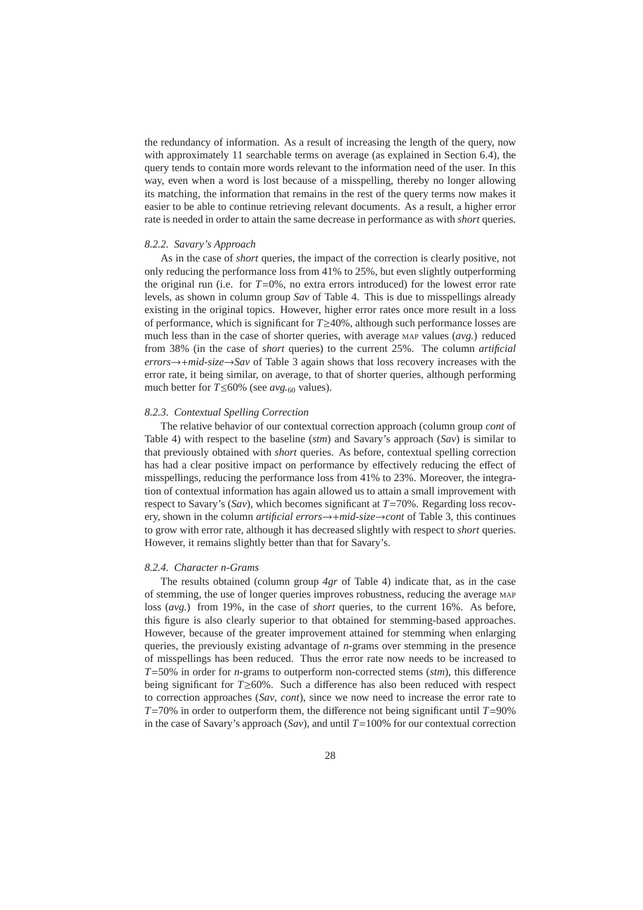the redundancy of information. As a result of increasing the length of the query, now with approximately 11 searchable terms on average (as explained in Section 6.4), the query tends to contain more words relevant to the information need of the user. In this way, even when a word is lost because of a misspelling, thereby no longer allowing its matching, the information that remains in the rest of the query terms now makes it easier to be able to continue retrieving relevant documents. As a result, a higher error rate is needed in order to attain the same decrease in performance as with *short* queries.

#### 8.2.2. *Savary's Approach*

As in the case of *short* queries, the impact of the correction is clearly positive, not only reducing the performance loss from 41% to 25%, but even slightly outperforming the original run (i.e. for $T$=0%, no extra errors introduced) for the lowest error rate levels, as shown in column group *Sav* of Table 4. This is due to misspellings already existing in the original topics. However, higher error rates once more result in a loss of performance, which is significant for $T \geq 40\%$, although such performance losses are much less than in the case of shorter queries, with average MAP values (*avg.*) reduced from 38% (in the case of *short* queries) to the current 25%. The column *artificial errors→+mid-size→Sav* of Table 3 again shows that loss recovery increases with the error rate, it being similar, on average, to that of shorter queries, although performing much better for $T \leq 60\%$ (see $avg._{60}$ values).

#### 8.2.3. *Contextual Spelling Correction*

The relative behavior of our contextual correction approach (column group *cont* of Table 4) with respect to the baseline (*stm*) and Savary's approach (*Sav*) is similar to that previously obtained with *short* queries. As before, contextual spelling correction has had a clear positive impact on performance by effectively reducing the effect of misspellings, reducing the performance loss from 41% to 23%. Moreover, the integration of contextual information has again allowed us to attain a small improvement with respect to Savary's (*Sav*), which becomes significant at $T$=70%. Regarding loss recovery, shown in the column *artificial errors→+mid-size→cont* of Table 3, this continues to grow with error rate, although it has decreased slightly with respect to *short* queries. However, it remains slightly better than that for Savary's.

#### 8.2.4. *Character n-Grams*

The results obtained (column group *4gr* of Table 4) indicate that, as in the case of stemming, the use of longer queries improves robustness, reducing the average MAP loss (*avg.*) from 19%, in the case of *short* queries, to the current 16%. As before, this figure is also clearly superior to that obtained for stemming-based approaches. However, because of the greater improvement attained for stemming when enlarging queries, the previously existing advantage of *n*-grams over stemming in the presence of misspellings has been reduced. Thus the error rate now needs to be increased to $T$=50% in order for *n*-grams to outperform non-corrected stems (*stm*), this difference being significant for $T \geq 60\%$. Such a difference has also been reduced with respect to correction approaches (*Sav*, *cont*), since we now need to increase the error rate to $T$=70% in order to outperform them, the difference not being significant until $T$=90% in the case of Savary's approach (*Sav*), and until $T$=100% for our contextual correction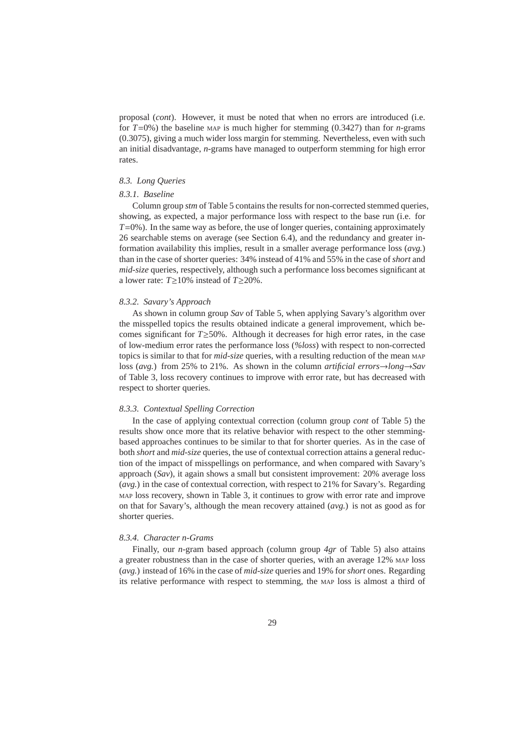proposal (*cont*). However, it must be noted that when no errors are introduced (i.e. for $T$=0%) the baseline MAP is much higher for stemming (0.3427) than for *n*-grams (0.3075), giving a much wider loss margin for stemming. Nevertheless, even with such an initial disadvantage, *n*-grams have managed to outperform stemming for high error rates.

### *8.3. Long Queries*

#### *8.3.1. Baseline*

Column group *stm* of Table 5 contains the results for non-corrected stemmed queries, showing, as expected, a major performance loss with respect to the base run (i.e. for $T$=0%). In the same way as before, the use of longer queries, containing approximately 26 searchable stems on average (see Section 6.4), and the redundancy and greater information availability this implies, result in a smaller average performance loss (*avg.*) than in the case of shorter queries: 34% instead of 41% and 55% in the case of *short* and *mid-size* queries, respectively, although such a performance loss becomes significant at a lower rate: $T \geq 10\%$ instead of $T \geq 20\%$.

#### *8.3.2. Savary's Approach*

As shown in column group *Sav* of Table 5, when applying Savary's algorithm over the misspelled topics the results obtained indicate a general improvement, which becomes significant for $T \geq 50\%$. Although it decreases for high error rates, in the case of low-medium error rates the performance loss (*%loss*) with respect to non-corrected topics is similar to that for *mid-size* queries, with a resulting reduction of the mean MAP loss (*avg.*) from 25% to 21%. As shown in the column *artificial errors→long→Sav* of Table 3, loss recovery continues to improve with error rate, but has decreased with respect to shorter queries.

#### *8.3.3. Contextual Spelling Correction*

In the case of applying contextual correction (column group *cont* of Table 5) the results show once more that its relative behavior with respect to the other stemming-based approaches continues to be similar to that for shorter queries. As in the case of both *short* and *mid-size* queries, the use of contextual correction attains a general reduction of the impact of misspellings on performance, and when compared with Savary's approach (*Sav*), it again shows a small but consistent improvement: 20% average loss (*avg.*) in the case of contextual correction, with respect to 21% for Savary's. Regarding MAP loss recovery, shown in Table 3, it continues to grow with error rate and improve on that for Savary's, although the mean recovery attained (*avg.*) is not as good as for shorter queries.

#### *8.3.4. Character n-Grams*

Finally, our *n*-gram based approach (column group *4gr* of Table 5) also attains a greater robustness than in the case of shorter queries, with an average 12% MAP loss (*avg.*) instead of 16% in the case of *mid-size* queries and 19% for *short* ones. Regarding its relative performance with respect to stemming, the MAP loss is almost a third of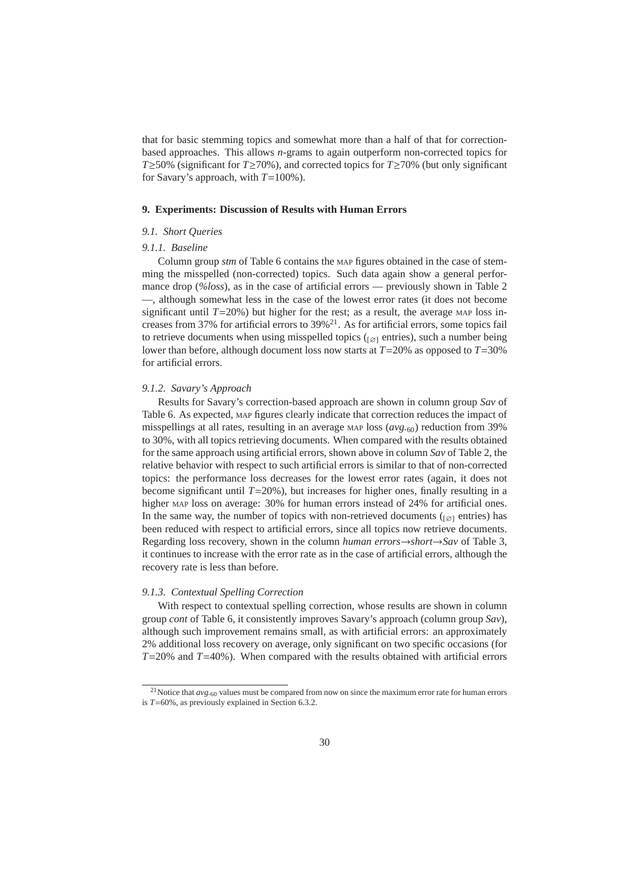that for basic stemming topics and somewhat more than a half of that for correction-based approaches. This allows *n*-grams to again outperform non-corrected topics for $T \geq 50\%$ (significant for $T \geq 70\%$), and corrected topics for $T \geq 70\%$ (but only significant for Savary's approach, with $T = 100\%$).

## 9. Experiments: Discussion of Results with Human Errors

### 9.1. Short Queries

#### 9.1.1. Baseline

Column group *stm* of Table 6 contains the MAP figures obtained in the case of stemming the misspelled (non-corrected) topics. Such data again show a general performance drop (*%loss*), as in the case of artificial errors — previously shown in Table 2 —, although somewhat less in the case of the lowest error rates (it does not become significant until $T = 20\%$) but higher for the rest; as a result, the average MAP loss increases from 37% for artificial errors to 39%[21]. As for artificial errors, some topics fail to retrieve documents when using misspelled topics ($_{[\varnothing]}$ entries), such a number being lower than before, although document loss now starts at $T = 20\%$ as opposed to $T = 30\%$ for artificial errors.

#### 9.1.2. Savary's Approach

Results for Savary's correction-based approach are shown in column group *Sav* of Table 6. As expected, MAP figures clearly indicate that correction reduces the impact of misspellings at all rates, resulting in an average MAP loss ($avg._{60}$) reduction from 39% to 30%, with all topics retrieving documents. When compared with the results obtained for the same approach using artificial errors, shown above in column *Sav* of Table 2, the relative behavior with respect to such artificial errors is similar to that of non-corrected topics: the performance loss decreases for the lowest error rates (again, it does not become significant until $T = 20\%$), but increases for higher ones, finally resulting in a higher MAP loss on average: 30% for human errors instead of 24% for artificial ones. In the same way, the number of topics with non-retrieved documents ($_{[\varnothing]}$ entries) has been reduced with respect to artificial errors, since all topics now retrieve documents. Regarding loss recovery, shown in the column *human errors→short→Sav* of Table 3, it continues to increase with the error rate as in the case of artificial errors, although the recovery rate is less than before.

#### 9.1.3. Contextual Spelling Correction

With respect to contextual spelling correction, whose results are shown in column group *cont* of Table 6, it consistently improves Savary's approach (column group *Sav*), although such improvement remains small, as with artificial errors: an approximately 2% additional loss recovery on average, only significant on two specific occasions (for $T = 20\%$ and $T = 40\%$). When compared with the results obtained with artificial errors

[21] Notice that $avg._{60}$ values must be compared from now on since the maximum error rate for human errors is $T = 60\%$, as previously explained in Section 6.3.2.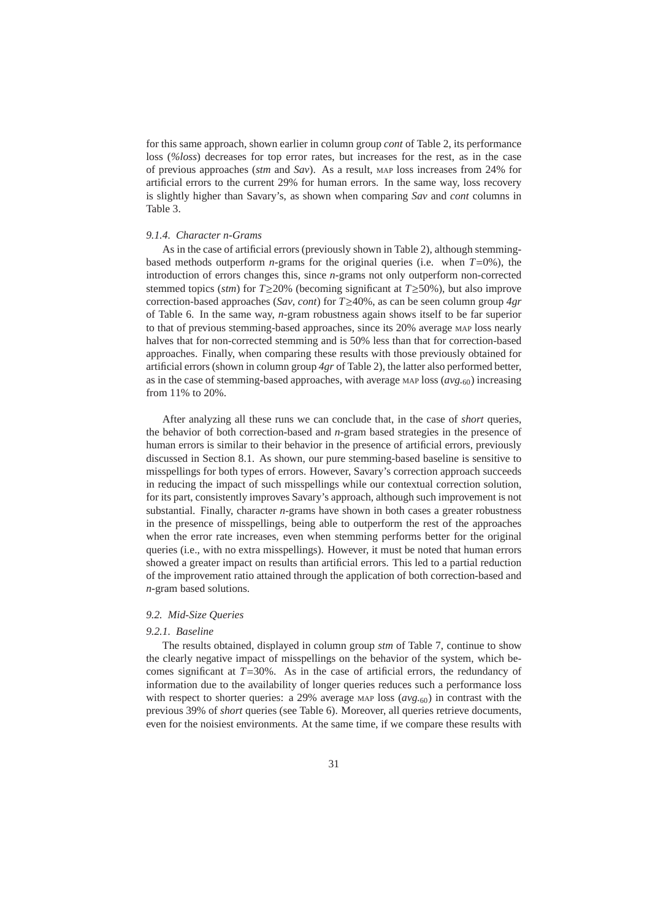for this same approach, shown earlier in column group *cont* of Table 2, its performance loss (*%loss*) decreases for top error rates, but increases for the rest, as in the case of previous approaches (*stm* and *Sav*). As a result, MAP loss increases from 24% for artificial errors to the current 29% for human errors. In the same way, loss recovery is slightly higher than Savary's, as shown when comparing *Sav* and *cont* columns in Table 3.

#### *9.1.4. Character n-Grams*

As in the case of artificial errors (previously shown in Table 2), although stemming-based methods outperform *n*-grams for the original queries (i.e. when $T$=0%), the introduction of errors changes this, since *n*-grams not only outperform non-corrected stemmed topics (*stm*) for $T \geq 20\%$ (becoming significant at $T \geq 50\%$), but also improve correction-based approaches (*Sav*, *cont*) for $T \geq 40\%$, as can be seen column group *4gr* of Table 6. In the same way, *n*-gram robustness again shows itself to be far superior to that of previous stemming-based approaches, since its 20% average MAP loss nearly halves that for non-corrected stemming and is 50% less than that for correction-based approaches. Finally, when comparing these results with those previously obtained for artificial errors (shown in column group *4gr* of Table 2), the latter also performed better, as in the case of stemming-based approaches, with average MAP loss ($avg._{60}$) increasing from 11% to 20%.

After analyzing all these runs we can conclude that, in the case of *short* queries, the behavior of both correction-based and *n*-gram based strategies in the presence of human errors is similar to their behavior in the presence of artificial errors, previously discussed in Section 8.1. As shown, our pure stemming-based baseline is sensitive to misspellings for both types of errors. However, Savary's correction approach succeeds in reducing the impact of such misspellings while our contextual correction solution, for its part, consistently improves Savary's approach, although such improvement is not substantial. Finally, character *n*-grams have shown in both cases a greater robustness in the presence of misspellings, being able to outperform the rest of the approaches when the error rate increases, even when stemming performs better for the original queries (i.e., with no extra misspellings). However, it must be noted that human errors showed a greater impact on results than artificial errors. This led to a partial reduction of the improvement ratio attained through the application of both correction-based and *n*-gram based solutions.

### *9.2. Mid-Size Queries*

#### *9.2.1. Baseline*

The results obtained, displayed in column group *stm* of Table 7, continue to show the clearly negative impact of misspellings on the behavior of the system, which becomes significant at $T$=30%. As in the case of artificial errors, the redundancy of information due to the availability of longer queries reduces such a performance loss with respect to shorter queries: a 29% average MAP loss ($avg._{60}$) in contrast with the previous 39% of *short* queries (see Table 6). Moreover, all queries retrieve documents, even for the noisiest environments. At the same time, if we compare these results with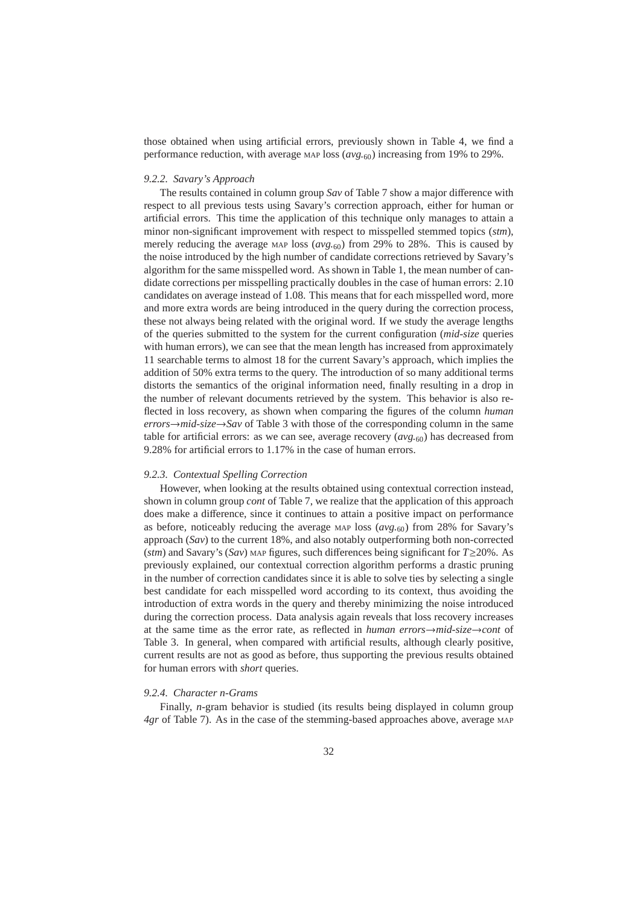those obtained when using artificial errors, previously shown in Table 4, we find a performance reduction, with average MAP loss ($avg._{60}$) increasing from 19% to 29%.

### 9.2.2. Savary's Approach

The results contained in column group *Sav* of Table 7 show a major difference with respect to all previous tests using Savary's correction approach, either for human or artificial errors. This time the application of this technique only manages to attain a minor non-significant improvement with respect to misspelled stemmed topics (*stm*), merely reducing the average MAP loss ($avg._{60}$) from 29% to 28%. This is caused by the noise introduced by the high number of candidate corrections retrieved by Savary's algorithm for the same misspelled word. As shown in Table 1, the mean number of candidate corrections per misspelling practically doubles in the case of human errors: 2.10 candidates on average instead of 1.08. This means that for each misspelled word, more and more extra words are being introduced in the query during the correction process, these not always being related with the original word. If we study the average lengths of the queries submitted to the system for the current configuration (*mid-size* queries with human errors), we can see that the mean length has increased from approximately 11 searchable terms to almost 18 for the current Savary's approach, which implies the addition of 50% extra terms to the query. The introduction of so many additional terms distorts the semantics of the original information need, finally resulting in a drop in the number of relevant documents retrieved by the system. This behavior is also reflected in loss recovery, as shown when comparing the figures of the column *human errors→mid-size→Sav* of Table 3 with those of the corresponding column in the same table for artificial errors: as we can see, average recovery ($avg._{60}$) has decreased from 9.28% for artificial errors to 1.17% in the case of human errors.

### 9.2.3. Contextual Spelling Correction

However, when looking at the results obtained using contextual correction instead, shown in column group *cont* of Table 7, we realize that the application of this approach does make a difference, since it continues to attain a positive impact on performance as before, noticeably reducing the average MAP loss ($avg._{60}$) from 28% for Savary's approach (*Sav*) to the current 18%, and also notably outperforming both non-corrected (*stm*) and Savary's (*Sav*) MAP figures, such differences being significant for $T \geq 20\%$. As previously explained, our contextual correction algorithm performs a drastic pruning in the number of correction candidates since it is able to solve ties by selecting a single best candidate for each misspelled word according to its context, thus avoiding the introduction of extra words in the query and thereby minimizing the noise introduced during the correction process. Data analysis again reveals that loss recovery increases at the same time as the error rate, as reflected in *human errors→mid-size→cont* of Table 3. In general, when compared with artificial results, although clearly positive, current results are not as good as before, thus supporting the previous results obtained for human errors with *short* queries.

### 9.2.4. Character n-Grams

Finally, *n*-gram behavior is studied (its results being displayed in column group *4gr* of Table 7). As in the case of the stemming-based approaches above, average MAP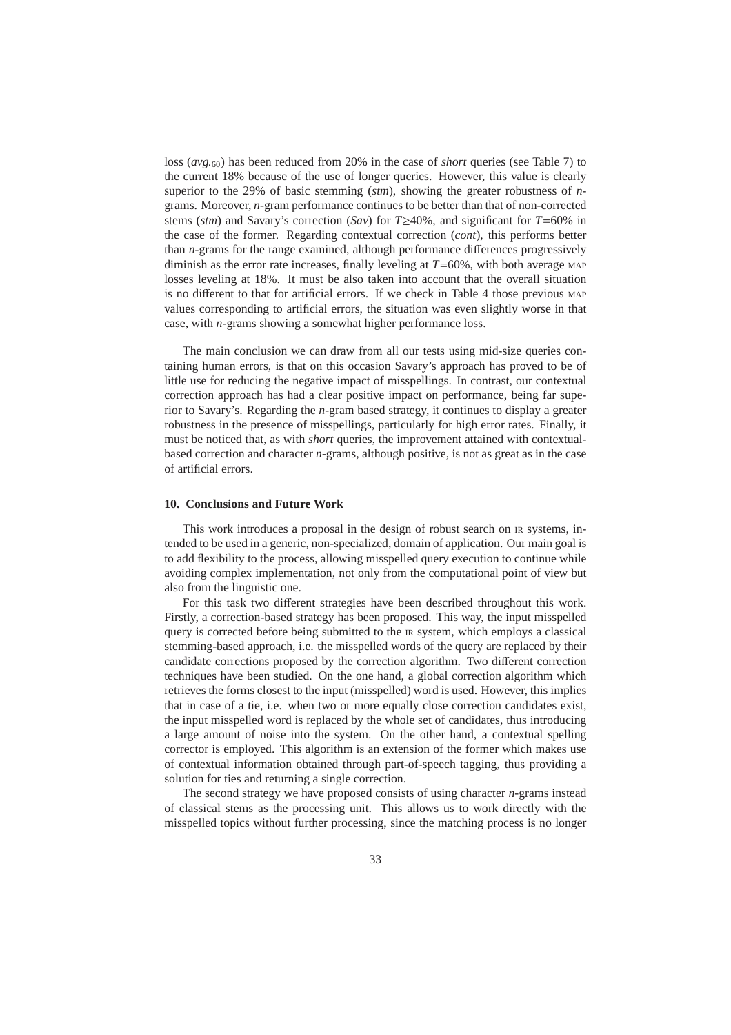loss ($avg._{60}$) has been reduced from 20% in the case of *short* queries (see Table 7) to the current 18% because of the use of longer queries. However, this value is clearly superior to the 29% of basic stemming (*stm*), showing the greater robustness of *n*-grams. Moreover, *n*-gram performance continues to be better than that of non-corrected stems (*stm*) and Savary's correction (*Sav*) for $T \geq 40\%$, and significant for $T=60\%$ in the case of the former. Regarding contextual correction (*cont*), this performs better than *n*-grams for the range examined, although performance differences progressively diminish as the error rate increases, finally leveling at $T=60\%$, with both average MAP losses leveling at 18%. It must be also taken into account that the overall situation is no different to that for artificial errors. If we check in Table 4 those previous MAP values corresponding to artificial errors, the situation was even slightly worse in that case, with *n*-grams showing a somewhat higher performance loss.

The main conclusion we can draw from all our tests using mid-size queries containing human errors, is that on this occasion Savary's approach has proved to be of little use for reducing the negative impact of misspellings. In contrast, our contextual correction approach has had a clear positive impact on performance, being far superior to Savary's. Regarding the *n*-gram based strategy, it continues to display a greater robustness in the presence of misspellings, particularly for high error rates. Finally, it must be noticed that, as with *short* queries, the improvement attained with contextual-based correction and character *n*-grams, although positive, is not as great as in the case of artificial errors.

## 10. Conclusions and Future Work

This work introduces a proposal in the design of robust search on IR systems, intended to be used in a generic, non-specialized, domain of application. Our main goal is to add flexibility to the process, allowing misspelled query execution to continue while avoiding complex implementation, not only from the computational point of view but also from the linguistic one.

For this task two different strategies have been described throughout this work. Firstly, a correction-based strategy has been proposed. This way, the input misspelled query is corrected before being submitted to the IR system, which employs a classical stemming-based approach, i.e. the misspelled words of the query are replaced by their candidate corrections proposed by the correction algorithm. Two different correction techniques have been studied. On the one hand, a global correction algorithm which retrieves the forms closest to the input (misspelled) word is used. However, this implies that in case of a tie, i.e. when two or more equally close correction candidates exist, the input misspelled word is replaced by the whole set of candidates, thus introducing a large amount of noise into the system. On the other hand, a contextual spelling corrector is employed. This algorithm is an extension of the former which makes use of contextual information obtained through part-of-speech tagging, thus providing a solution for ties and returning a single correction.

The second strategy we have proposed consists of using character *n*-grams instead of classical stems as the processing unit. This allows us to work directly with the misspelled topics without further processing, since the matching process is no longer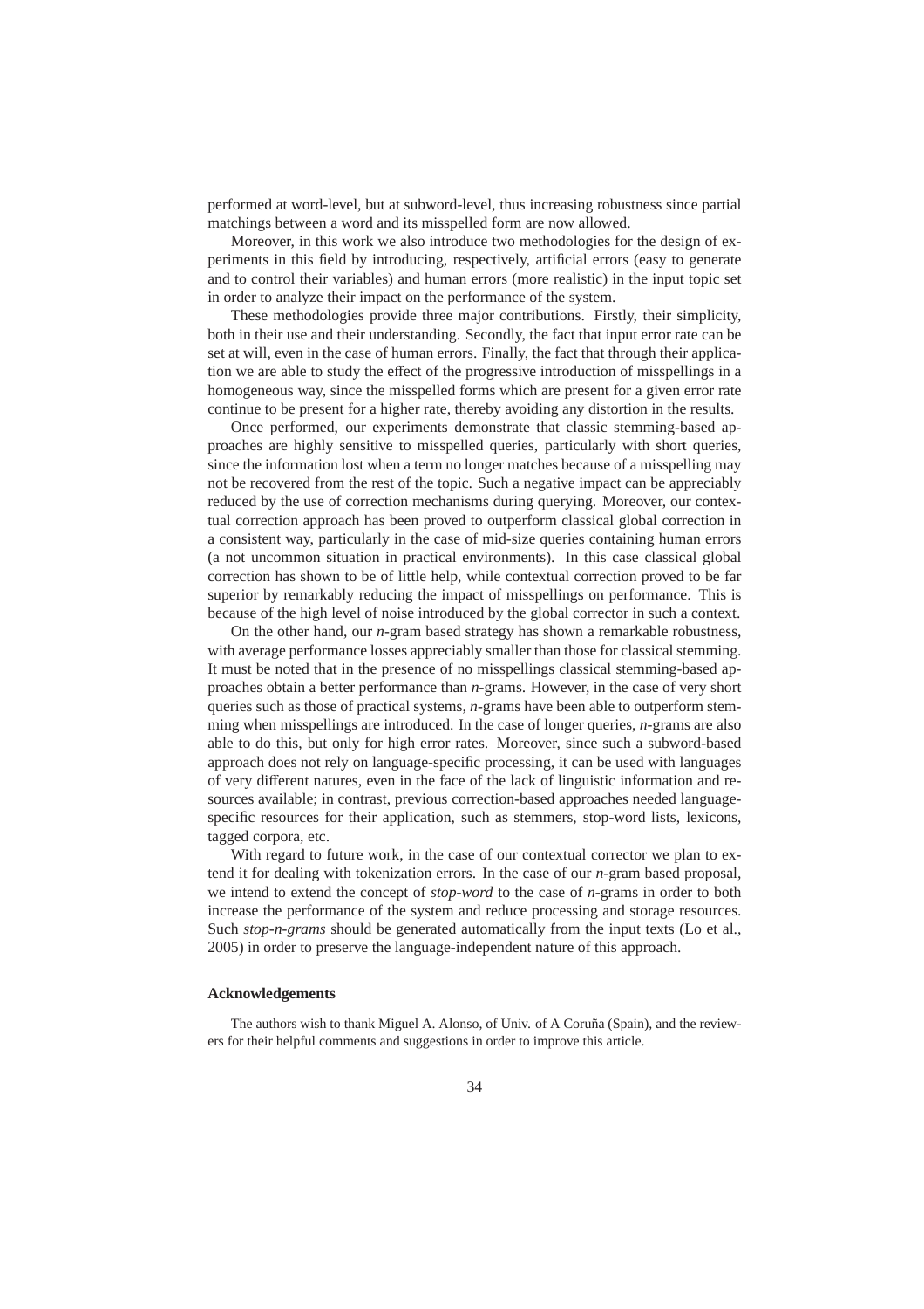performed at word-level, but at subword-level, thus increasing robustness since partial matchings between a word and its misspelled form are now allowed.

Moreover, in this work we also introduce two methodologies for the design of experiments in this field by introducing, respectively, artificial errors (easy to generate and to control their variables) and human errors (more realistic) in the input topic set in order to analyze their impact on the performance of the system.

These methodologies provide three major contributions. Firstly, their simplicity, both in their use and their understanding. Secondly, the fact that input error rate can be set at will, even in the case of human errors. Finally, the fact that through their application we are able to study the effect of the progressive introduction of misspellings in a homogeneous way, since the misspelled forms which are present for a given error rate continue to be present for a higher rate, thereby avoiding any distortion in the results.

Once performed, our experiments demonstrate that classic stemming-based approaches are highly sensitive to misspelled queries, particularly with short queries, since the information lost when a term no longer matches because of a misspelling may not be recovered from the rest of the topic. Such a negative impact can be appreciably reduced by the use of correction mechanisms during querying. Moreover, our contextual correction approach has been proved to outperform classical global correction in a consistent way, particularly in the case of mid-size queries containing human errors (a not uncommon situation in practical environments). In this case classical global correction has shown to be of little help, while contextual correction proved to be far superior by remarkably reducing the impact of misspellings on performance. This is because of the high level of noise introduced by the global corrector in such a context.

On the other hand, our *n*-gram based strategy has shown a remarkable robustness, with average performance losses appreciably smaller than those for classical stemming. It must be noted that in the presence of no misspellings classical stemming-based approaches obtain a better performance than *n*-grams. However, in the case of very short queries such as those of practical systems, *n*-grams have been able to outperform stemming when misspellings are introduced. In the case of longer queries, *n*-grams are also able to do this, but only for high error rates. Moreover, since such a subword-based approach does not rely on language-specific processing, it can be used with languages of very different natures, even in the face of the lack of linguistic information and resources available; in contrast, previous correction-based approaches needed language-specific resources for their application, such as stemmers, stop-word lists, lexicons, tagged corpora, etc.

With regard to future work, in the case of our contextual corrector we plan to extend it for dealing with tokenization errors. In the case of our *n*-gram based proposal, we intend to extend the concept of *stop-word* to the case of *n*-grams in order to both increase the performance of the system and reduce processing and storage resources. Such *stop-n-grams* should be generated automatically from the input texts (Lo et al., 2005) in order to preserve the language-independent nature of this approach.

## Acknowledgements

The authors wish to thank Miguel A. Alonso, of Univ. of A Coruña (Spain), and the reviewers for their helpful comments and suggestions in order to improve this article.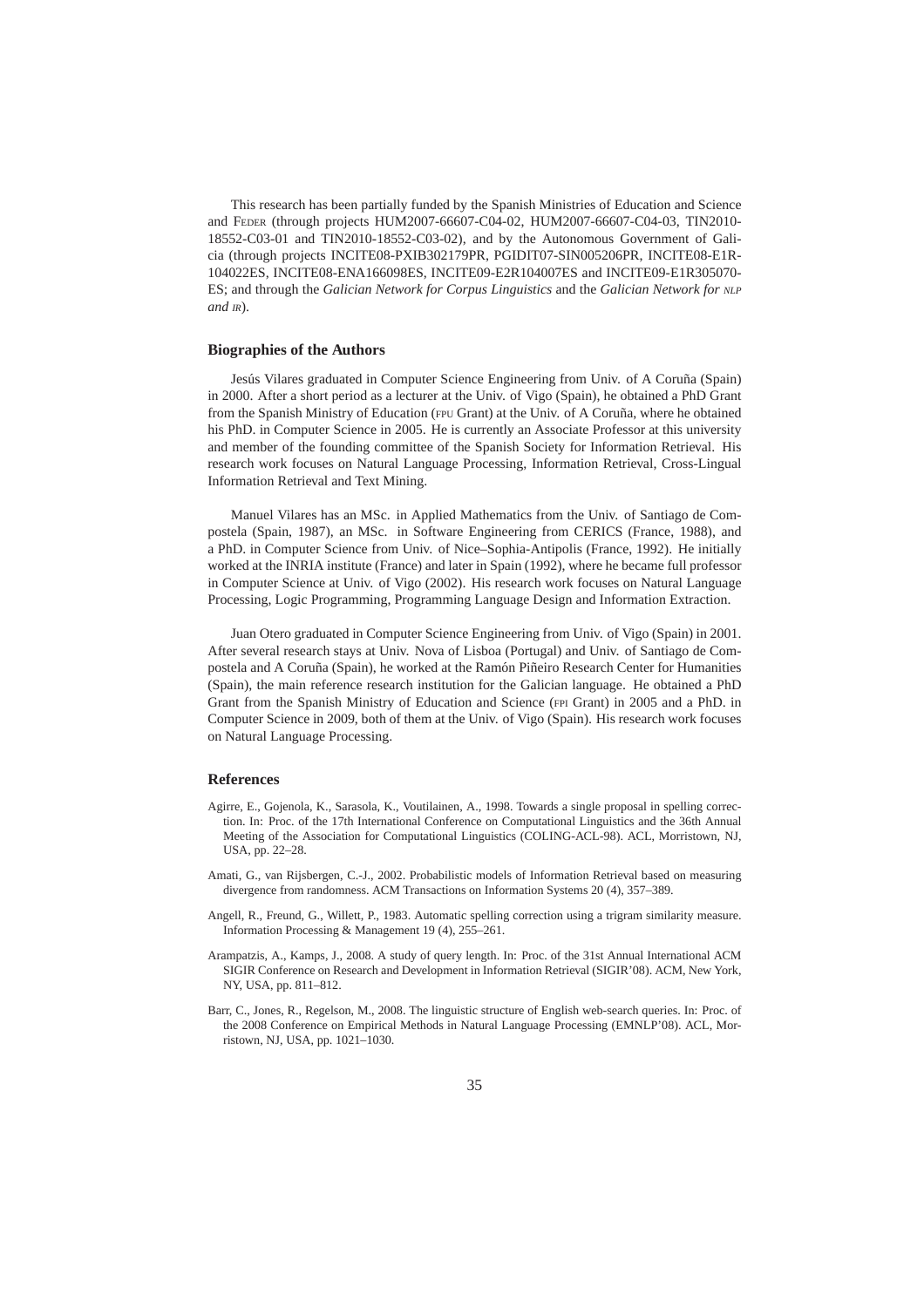This research has been partially funded by the Spanish Ministries of Education and Science and FEDER (through projects HUM2007-66607-C04-02, HUM2007-66607-C04-03, TIN2010-18552-C03-01 and TIN2010-18552-C03-02), and by the Autonomous Government of Galicia (through projects INCITE08-PXIB302179PR, PGIDIT07-SIN005206PR, INCITE08-E1R-104022ES, INCITE08-ENA166098ES, INCITE09-E2R104007ES and INCITE09-E1R305070-ES; and through the *Galician Network for Corpus Linguistics* and the *Galician Network for NLP and IR*).

### Biographies of the Authors

Jesús Vilares graduated in Computer Science Engineering from Univ. of A Coruña (Spain) in 2000. After a short period as a lecturer at the Univ. of Vigo (Spain), he obtained a PhD Grant from the Spanish Ministry of Education (FPU Grant) at the Univ. of A Coruña, where he obtained his PhD. in Computer Science in 2005. He is currently an Associate Professor at this university and member of the founding committee of the Spanish Society for Information Retrieval. His research work focuses on Natural Language Processing, Information Retrieval, Cross-Lingual Information Retrieval and Text Mining.

Manuel Vilares has an MSc. in Applied Mathematics from the Univ. of Santiago de Compostela (Spain, 1987), an MSc. in Software Engineering from CERICS (France, 1988), and a PhD. in Computer Science from Univ. of Nice–Sophia-Antipolis (France, 1992). He initially worked at the INRIA institute (France) and later in Spain (1992), where he became full professor in Computer Science at Univ. of Vigo (2002). His research work focuses on Natural Language Processing, Logic Programming, Programming Language Design and Information Extraction.

Juan Otero graduated in Computer Science Engineering from Univ. of Vigo (Spain) in 2001. After several research stays at Univ. Nova of Lisboa (Portugal) and Univ. of Santiago de Compostela and A Coruña (Spain), he worked at the Ramón Piñeiro Research Center for Humanities (Spain), the main reference research institution for the Galician language. He obtained a PhD Grant from the Spanish Ministry of Education and Science (FPI Grant) in 2005 and a PhD. in Computer Science in 2009, both of them at the Univ. of Vigo (Spain). His research work focuses on Natural Language Processing.

### References

Agirre, E., Gojenola, K., Sarasola, K., Voutilainen, A., 1998. Towards a single proposal in spelling correction. In: Proc. of the 17th International Conference on Computational Linguistics and the 36th Annual Meeting of the Association for Computational Linguistics (COLING-ACL-98). ACL, Morristown, NJ, USA, pp. 22–28.

Amati, G., van Rijsbergen, C.-J., 2002. Probabilistic models of Information Retrieval based on measuring divergence from randomness. ACM Transactions on Information Systems 20 (4), 357–389.

Angell, R., Freund, G., Willett, P., 1983. Automatic spelling correction using a trigram similarity measure. Information Processing & Management 19 (4), 255–261.

Arampatzis, A., Kamps, J., 2008. A study of query length. In: Proc. of the 31st Annual International ACM SIGIR Conference on Research and Development in Information Retrieval (SIGIR'08). ACM, New York, NY, USA, pp. 811–812.

Barr, C., Jones, R., Regelson, M., 2008. The linguistic structure of English web-search queries. In: Proc. of the 2008 Conference on Empirical Methods in Natural Language Processing (EMNLP'08). ACL, Morristown, NJ, USA, pp. 1021–1030.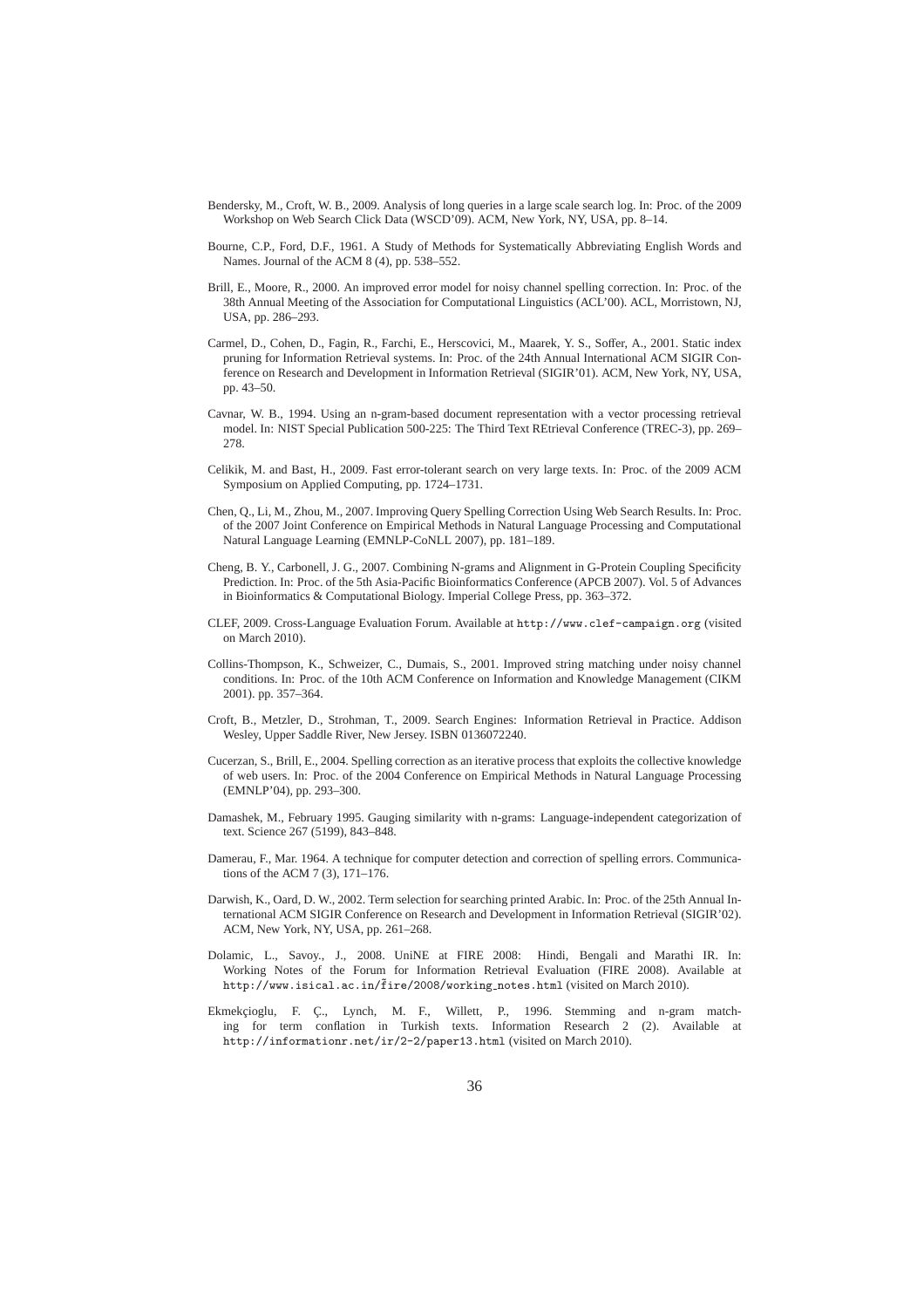Bendersky, M., Croft, W. B., 2009. Analysis of long queries in a large scale search log. In: Proc. of the 2009 Workshop on Web Search Click Data (WSCD'09). ACM, New York, NY, USA, pp. 8–14.

Bourne, C.P., Ford, D.F., 1961. A Study of Methods for Systematically Abbreviating English Words and Names. Journal of the ACM 8 (4), pp. 538–552.

Brill, E., Moore, R., 2000. An improved error model for noisy channel spelling correction. In: Proc. of the 38th Annual Meeting of the Association for Computational Linguistics (ACL'00). ACL, Morristown, NJ, USA, pp. 286–293.

Carmel, D., Cohen, D., Fagin, R., Farchi, E., Herscovici, M., Maarek, Y. S., Soffer, A., 2001. Static index pruning for Information Retrieval systems. In: Proc. of the 24th Annual International ACM SIGIR Conference on Research and Development in Information Retrieval (SIGIR'01). ACM, New York, NY, USA, pp. 43–50.

Cavnar, W. B., 1994. Using an n-gram-based document representation with a vector processing retrieval model. In: NIST Special Publication 500-225: The Third Text REtrieval Conference (TREC-3), pp. 269–278.

Celikik, M. and Bast, H., 2009. Fast error-tolerant search on very large texts. In: Proc. of the 2009 ACM Symposium on Applied Computing, pp. 1724–1731.

Chen, Q., Li, M., Zhou, M., 2007. Improving Query Spelling Correction Using Web Search Results. In: Proc. of the 2007 Joint Conference on Empirical Methods in Natural Language Processing and Computational Natural Language Learning (EMNLP-CoNLL 2007), pp. 181–189.

Cheng, B. Y., Carbonell, J. G., 2007. Combining N-grams and Alignment in G-Protein Coupling Specificity Prediction. In: Proc. of the 5th Asia-Pacific Bioinformatics Conference (APCB 2007). Vol. 5 of Advances in Bioinformatics & Computational Biology. Imperial College Press, pp. 363–372.

CLEF, 2009. Cross-Language Evaluation Forum. Available at http://www.clef-campaign.org (visited on March 2010).

Collins-Thompson, K., Schweizer, C., Dumais, S., 2001. Improved string matching under noisy channel conditions. In: Proc. of the 10th ACM Conference on Information and Knowledge Management (CIKM 2001). pp. 357–364.

Croft, B., Metzler, D., Strohman, T., 2009. Search Engines: Information Retrieval in Practice. Addison Wesley, Upper Saddle River, New Jersey. ISBN 0136072240.

Cucerzan, S., Brill, E., 2004. Spelling correction as an iterative process that exploits the collective knowledge of web users. In: Proc. of the 2004 Conference on Empirical Methods in Natural Language Processing (EMNLP'04), pp. 293–300.

Damashek, M., February 1995. Gauging similarity with n-grams: Language-independent categorization of text. Science 267 (5199), 843–848.

Damerau, F., Mar. 1964. A technique for computer detection and correction of spelling errors. Communications of the ACM 7 (3), 171–176.

Darwish, K., Oard, D. W., 2002. Term selection for searching printed Arabic. In: Proc. of the 25th Annual International ACM SIGIR Conference on Research and Development in Information Retrieval (SIGIR'02). ACM, New York, NY, USA, pp. 261–268.

Dolamic, L., Savoy., J., 2008. UniNE at FIRE 2008: Hindi, Bengali and Marathi IR. In: Working Notes of the Forum for Information Retrieval Evaluation (FIRE 2008). Available at http://www.isical.ac.in/~fire/2008/working_notes.html (visited on March 2010).

Ekmekçioglu, F. Ç., Lynch, M. F., Willett, P., 1996. Stemming and n-gram matching for term conflation in Turkish texts. Information Research 2 (2). Available at http://informationr.net/ir/2-2/paper13.html (visited on March 2010).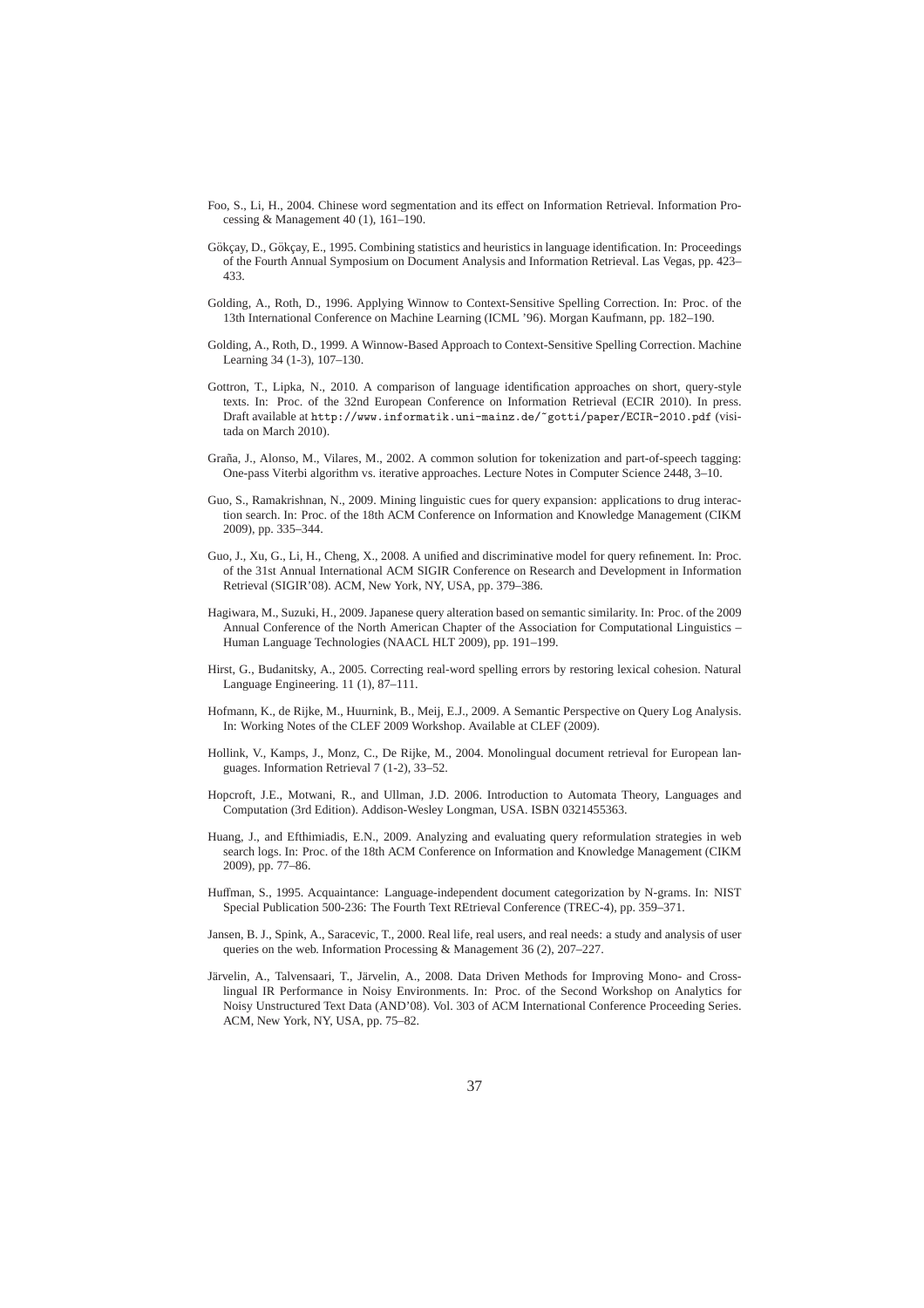Foo, S., Li, H., 2004. Chinese word segmentation and its effect on Information Retrieval. Information Processing & Management 40 (1), 161–190.

Gökçay, D., Gökçay, E., 1995. Combining statistics and heuristics in language identification. In: Proceedings of the Fourth Annual Symposium on Document Analysis and Information Retrieval. Las Vegas, pp. 423–433.

Golding, A., Roth, D., 1996. Applying Winnow to Context-Sensitive Spelling Correction. In: Proc. of the 13th International Conference on Machine Learning (ICML '96). Morgan Kaufmann, pp. 182–190.

Golding, A., Roth, D., 1999. A Winnow-Based Approach to Context-Sensitive Spelling Correction. Machine Learning 34 (1-3), 107–130.

Gottron, T., Lipka, N., 2010. A comparison of language identification approaches on short, query-style texts. In: Proc. of the 32nd European Conference on Information Retrieval (ECIR 2010). In press. Draft available at `http://www.informatik.uni-mainz.de/~gotti/paper/ECIR-2010.pdf` (visitada on March 2010).

Graña, J., Alonso, M., Vilares, M., 2002. A common solution for tokenization and part-of-speech tagging: One-pass Viterbi algorithm vs. iterative approaches. Lecture Notes in Computer Science 2448, 3–10.

Guo, S., Ramakrishnan, N., 2009. Mining linguistic cues for query expansion: applications to drug interaction search. In: Proc. of the 18th ACM Conference on Information and Knowledge Management (CIKM 2009), pp. 335–344.

Guo, J., Xu, G., Li, H., Cheng, X., 2008. A unified and discriminative model for query refinement. In: Proc. of the 31st Annual International ACM SIGIR Conference on Research and Development in Information Retrieval (SIGIR'08). ACM, New York, NY, USA, pp. 379–386.

Hagiwara, M., Suzuki, H., 2009. Japanese query alteration based on semantic similarity. In: Proc. of the 2009 Annual Conference of the North American Chapter of the Association for Computational Linguistics – Human Language Technologies (NAACL HLT 2009), pp. 191–199.

Hirst, G., Budanitsky, A., 2005. Correcting real-word spelling errors by restoring lexical cohesion. Natural Language Engineering. 11 (1), 87–111.

Hofmann, K., de Rijke, M., Huurnink, B., Meij, E.J., 2009. A Semantic Perspective on Query Log Analysis. In: Working Notes of the CLEF 2009 Workshop. Available at CLEF (2009).

Hollink, V., Kamps, J., Monz, C., De Rijke, M., 2004. Monolingual document retrieval for European languages. Information Retrieval 7 (1-2), 33–52.

Hopcroft, J.E., Motwani, R., and Ullman, J.D. 2006. Introduction to Automata Theory, Languages and Computation (3rd Edition). Addison-Wesley Longman, USA. ISBN 0321455363.

Huang, J., and Efthimiadis, E.N., 2009. Analyzing and evaluating query reformulation strategies in web search logs. In: Proc. of the 18th ACM Conference on Information and Knowledge Management (CIKM 2009), pp. 77–86.

Huffman, S., 1995. Acquaintance: Language-independent document categorization by N-grams. In: NIST Special Publication 500-236: The Fourth Text REtrieval Conference (TREC-4), pp. 359–371.

Jansen, B. J., Spink, A., Saracevic, T., 2000. Real life, real users, and real needs: a study and analysis of user queries on the web. Information Processing & Management 36 (2), 207–227.

Järvelin, A., Talvensaari, T., Järvelin, A., 2008. Data Driven Methods for Improving Mono- and Cross-lingual IR Performance in Noisy Environments. In: Proc. of the Second Workshop on Analytics for Noisy Unstructured Text Data (AND'08). Vol. 303 of ACM International Conference Proceeding Series. ACM, New York, NY, USA, pp. 75–82.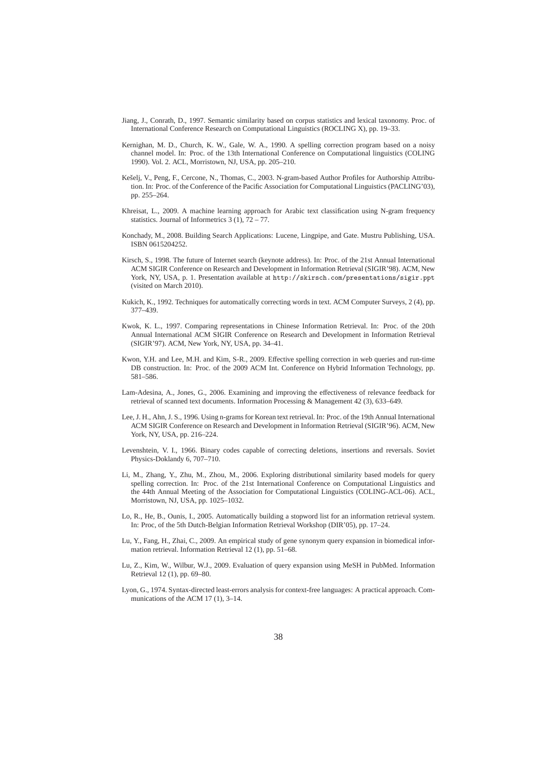Jiang, J., Conrath, D., 1997. Semantic similarity based on corpus statistics and lexical taxonomy. Proc. of International Conference Research on Computational Linguistics (ROCLING X), pp. 19–33.

Kernighan, M. D., Church, K. W., Gale, W. A., 1990. A spelling correction program based on a noisy channel model. In: Proc. of the 13th International Conference on Computational linguistics (COLING 1990). Vol. 2. ACL, Morristown, NJ, USA, pp. 205–210.

Kešelj, V., Peng, F., Cercone, N., Thomas, C., 2003. N-gram-based Author Profiles for Authorship Attribution. In: Proc. of the Conference of the Pacific Association for Computational Linguistics (PACLING'03), pp. 255–264.

Khreisat, L., 2009. A machine learning approach for Arabic text classification using N-gram frequency statistics. Journal of Informetrics 3 (1), 72 – 77.

Konchady, M., 2008. Building Search Applications: Lucene, Lingpipe, and Gate. Mustru Publishing, USA. ISBN 0615204252.

Kirsch, S., 1998. The future of Internet search (keynote address). In: Proc. of the 21st Annual International ACM SIGIR Conference on Research and Development in Information Retrieval (SIGIR'98). ACM, New York, NY, USA, p. 1. Presentation available at `http://skirsch.com/presentations/sigir.ppt` (visited on March 2010).

Kukich, K., 1992. Techniques for automatically correcting words in text. ACM Computer Surveys, 2 (4), pp. 377–439.

Kwok, K. L., 1997. Comparing representations in Chinese Information Retrieval. In: Proc. of the 20th Annual International ACM SIGIR Conference on Research and Development in Information Retrieval (SIGIR'97). ACM, New York, NY, USA, pp. 34–41.

Kwon, Y.H. and Lee, M.H. and Kim, S-R., 2009. Effective spelling correction in web queries and run-time DB construction. In: Proc. of the 2009 ACM Int. Conference on Hybrid Information Technology, pp. 581–586.

Lam-Adesina, A., Jones, G., 2006. Examining and improving the effectiveness of relevance feedback for retrieval of scanned text documents. Information Processing & Management 42 (3), 633–649.

Lee, J. H., Ahn, J. S., 1996. Using n-grams for Korean text retrieval. In: Proc. of the 19th Annual International ACM SIGIR Conference on Research and Development in Information Retrieval (SIGIR'96). ACM, New York, NY, USA, pp. 216–224.

Levenshtein, V. I., 1966. Binary codes capable of correcting deletions, insertions and reversals. Soviet Physics-Doklandy 6, 707–710.

Li, M., Zhang, Y., Zhu, M., Zhou, M., 2006. Exploring distributional similarity based models for query spelling correction. In: Proc. of the 21st International Conference on Computational Linguistics and the 44th Annual Meeting of the Association for Computational Linguistics (COLING-ACL-06). ACL, Morristown, NJ, USA, pp. 1025–1032.

Lo, R., He, B., Ounis, I., 2005. Automatically building a stopword list for an information retrieval system. In: Proc, of the 5th Dutch-Belgian Information Retrieval Workshop (DIR'05), pp. 17–24.

Lu, Y., Fang, H., Zhai, C., 2009. An empirical study of gene synonym query expansion in biomedical information retrieval. Information Retrieval 12 (1), pp. 51–68.

Lu, Z., Kim, W., Wilbur, W.J., 2009. Evaluation of query expansion using MeSH in PubMed. Information Retrieval 12 (1), pp. 69–80.

Lyon, G., 1974. Syntax-directed least-errors analysis for context-free languages: A practical approach. Communications of the ACM 17 (1), 3–14.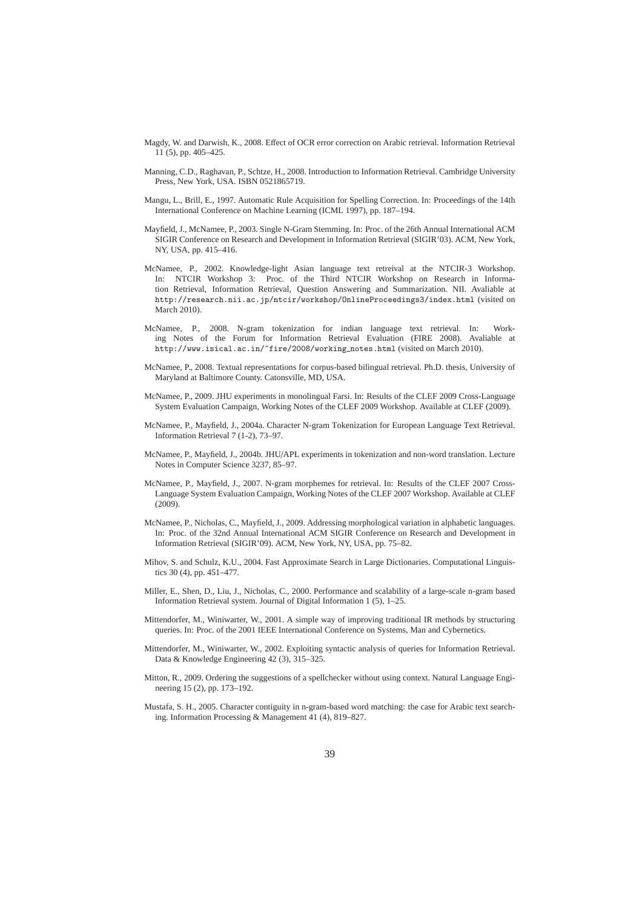Magdy, W. and Darwish, K., 2008. Effect of OCR error correction on Arabic retrieval. Information Retrieval 11 (5), pp. 405–425.

Manning, C.D., Raghavan, P., Schtze, H., 2008. Introduction to Information Retrieval. Cambridge University Press, New York, USA. ISBN 0521865719.

Mangu, L., Brill, E., 1997. Automatic Rule Acquisition for Spelling Correction. In: Proceedings of the 14th International Conference on Machine Learning (ICML 1997), pp. 187–194.

Mayfield, J., McNamee, P., 2003. Single N-Gram Stemming. In: Proc. of the 26th Annual International ACM SIGIR Conference on Research and Development in Information Retrieval (SIGIR'03). ACM, New York, NY, USA, pp. 415–416.

McNamee, P., 2002. Knowledge-light Asian language text retreival at the NTCIR-3 Workshop. In: NTCIR Workshop 3: Proc. of the Third NTCIR Workshop on Research in Information Retrieval, Information Retrieval, Question Answering and Summarization. NII. Avaliable at `http://research.nii.ac.jp/ntcir/workshop/OnlineProceedings3/index.html` (visited on March 2010).

McNamee, P., 2008. N-gram tokenization for indian language text retrieval. In: Working Notes of the Forum for Information Retrieval Evaluation (FIRE 2008). Avaliable at `http://www.isical.ac.in/~fire/2008/working_notes.html` (visited on March 2010).

McNamee, P., 2008. Textual representations for corpus-based bilingual retrieval. Ph.D. thesis, University of Maryland at Baltimore County. Catonsville, MD, USA.

McNamee, P., 2009. JHU experiments in monolingual Farsi. In: Results of the CLEF 2009 Cross-Language System Evaluation Campaign, Working Notes of the CLEF 2009 Workshop. Available at CLEF (2009).

McNamee, P., Mayfield, J., 2004a. Character N-gram Tokenization for European Language Text Retrieval. Information Retrieval 7 (1-2), 73–97.

McNamee, P., Mayfield, J., 2004b. JHU/APL experiments in tokenization and non-word translation. Lecture Notes in Computer Science 3237, 85–97.

McNamee, P., Mayfield, J., 2007. N-gram morphemes for retrieval. In: Results of the CLEF 2007 Cross-Language System Evaluation Campaign, Working Notes of the CLEF 2007 Workshop. Available at CLEF (2009).

McNamee, P., Nicholas, C., Mayfield, J., 2009. Addressing morphological variation in alphabetic languages. In: Proc. of the 32nd Annual International ACM SIGIR Conference on Research and Development in Information Retrieval (SIGIR'09). ACM, New York, NY, USA, pp. 75–82.

Mihov, S. and Schulz, K.U., 2004. Fast Approximate Search in Large Dictionaries. Computational Linguistics 30 (4), pp. 451–477.

Miller, E., Shen, D., Liu, J., Nicholas, C., 2000. Performance and scalability of a large-scale n-gram based Information Retrieval system. Journal of Digital Information 1 (5), 1–25.

Mittendorfer, M., Winiwarter, W., 2001. A simple way of improving traditional IR methods by structuring queries. In: Proc. of the 2001 IEEE International Conference on Systems, Man and Cybernetics.

Mittendorfer, M., Winiwarter, W., 2002. Exploiting syntactic analysis of queries for Information Retrieval. Data & Knowledge Engineering 42 (3), 315–325.

Mitton, R., 2009. Ordering the suggestions of a spellchecker without using context. Natural Language Engineering 15 (2), pp. 173–192.

Mustafa, S. H., 2005. Character contiguity in n-gram-based word matching: the case for Arabic text searching. Information Processing & Management 41 (4), 819–827.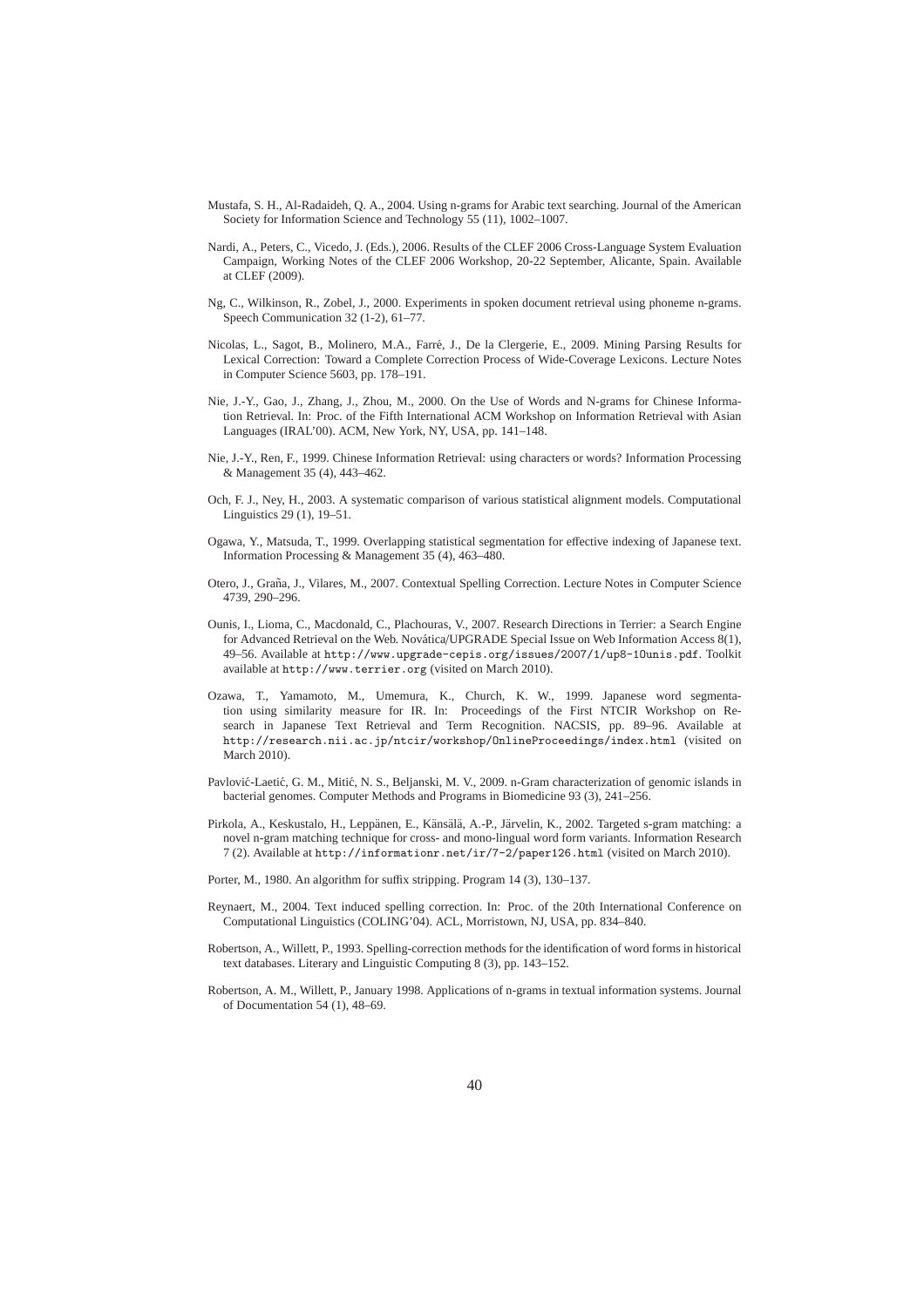Mustafa, S. H., Al-Radaideh, Q. A., 2004. Using n-grams for Arabic text searching. Journal of the American Society for Information Science and Technology 55 (11), 1002–1007.

Nardi, A., Peters, C., Vicedo, J. (Eds.), 2006. Results of the CLEF 2006 Cross-Language System Evaluation Campaign, Working Notes of the CLEF 2006 Workshop, 20-22 September, Alicante, Spain. Available at CLEF (2009).

Ng, C., Wilkinson, R., Zobel, J., 2000. Experiments in spoken document retrieval using phoneme n-grams. Speech Communication 32 (1-2), 61–77.

Nicolas, L., Sagot, B., Molinero, M.A., Farré, J., De la Clergerie, E., 2009. Mining Parsing Results for Lexical Correction: Toward a Complete Correction Process of Wide-Coverage Lexicons. Lecture Notes in Computer Science 5603, pp. 178–191.

Nie, J.-Y., Gao, J., Zhang, J., Zhou, M., 2000. On the Use of Words and N-grams for Chinese Information Retrieval. In: Proc. of the Fifth International ACM Workshop on Information Retrieval with Asian Languages (IRAL'00). ACM, New York, NY, USA, pp. 141–148.

Nie, J.-Y., Ren, F., 1999. Chinese Information Retrieval: using characters or words? Information Processing & Management 35 (4), 443–462.

Och, F. J., Ney, H., 2003. A systematic comparison of various statistical alignment models. Computational Linguistics 29 (1), 19–51.

Ogawa, Y., Matsuda, T., 1999. Overlapping statistical segmentation for effective indexing of Japanese text. Information Processing & Management 35 (4), 463–480.

Otero, J., Graña, J., Vilares, M., 2007. Contextual Spelling Correction. Lecture Notes in Computer Science 4739, 290–296.

Ounis, I., Lioma, C., Macdonald, C., Plachouras, V., 2007. Research Directions in Terrier: a Search Engine for Advanced Retrieval on the Web. Novática/UPGRADE Special Issue on Web Information Access 8(1), 49–56. Available at http://www.upgrade-cepis.org/issues/2007/1/up8-1Ounis.pdf. Toolkit available at http://www.terrier.org (visited on March 2010).

Ozawa, T., Yamamoto, M., Umemura, K., Church, K. W., 1999. Japanese word segmentation using similarity measure for IR. In: Proceedings of the First NTCIR Workshop on Research in Japanese Text Retrieval and Term Recognition. NACSIS, pp. 89–96. Available at http://research.nii.ac.jp/ntcir/workshop/OnlineProceedings/index.html (visited on March 2010).

Pavlović-Laetić, G. M., Mitić, N. S., Beljanski, M. V., 2009. n-Gram characterization of genomic islands in bacterial genomes. Computer Methods and Programs in Biomedicine 93 (3), 241–256.

Pirkola, A., Keskustalo, H., Leppänen, E., Känsälä, A.-P., Järvelin, K., 2002. Targeted s-gram matching: a novel n-gram matching technique for cross- and mono-lingual word form variants. Information Research 7 (2). Available at http://informationr.net/ir/7-2/paper126.html (visited on March 2010).

Porter, M., 1980. An algorithm for suffix stripping. Program 14 (3), 130–137.

Reynaert, M., 2004. Text induced spelling correction. In: Proc. of the 20th International Conference on Computational Linguistics (COLING'04). ACL, Morristown, NJ, USA, pp. 834–840.

Robertson, A., Willett, P., 1993. Spelling-correction methods for the identification of word forms in historical text databases. Literary and Linguistic Computing 8 (3), pp. 143–152.

Robertson, A. M., Willett, P., January 1998. Applications of n-grams in textual information systems. Journal of Documentation 54 (1), 48–69.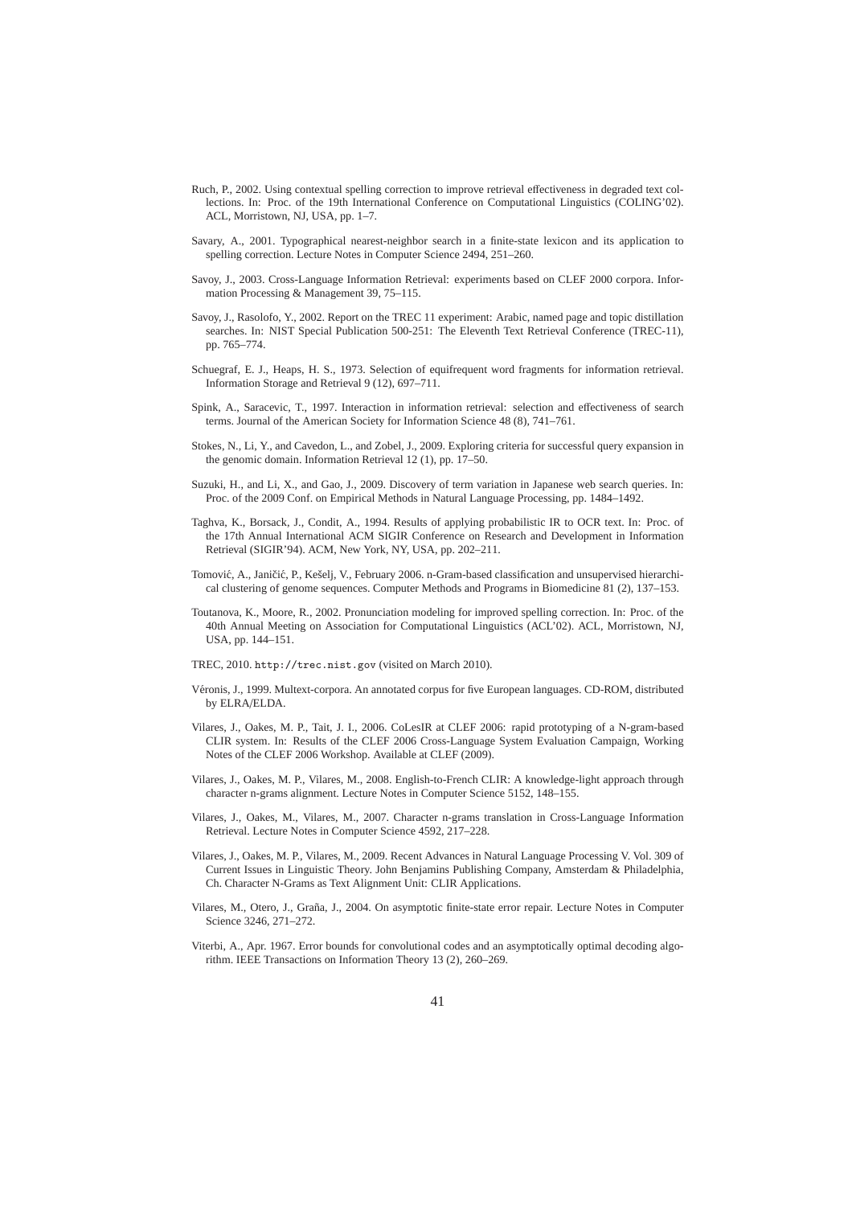Ruch, P., 2002. Using contextual spelling correction to improve retrieval effectiveness in degraded text collections. In: Proc. of the 19th International Conference on Computational Linguistics (COLING'02). ACL, Morristown, NJ, USA, pp. 1–7.

Savary, A., 2001. Typographical nearest-neighbor search in a finite-state lexicon and its application to spelling correction. Lecture Notes in Computer Science 2494, 251–260.

Savoy, J., 2003. Cross-Language Information Retrieval: experiments based on CLEF 2000 corpora. Information Processing & Management 39, 75–115.

Savoy, J., Rasolofo, Y., 2002. Report on the TREC 11 experiment: Arabic, named page and topic distillation searches. In: NIST Special Publication 500-251: The Eleventh Text Retrieval Conference (TREC-11), pp. 765–774.

Schuegraf, E. J., Heaps, H. S., 1973. Selection of equifrequent word fragments for information retrieval. Information Storage and Retrieval 9 (12), 697–711.

Spink, A., Saracevic, T., 1997. Interaction in information retrieval: selection and effectiveness of search terms. Journal of the American Society for Information Science 48 (8), 741–761.

Stokes, N., Li, Y., and Cavedon, L., and Zobel, J., 2009. Exploring criteria for successful query expansion in the genomic domain. Information Retrieval 12 (1), pp. 17–50.

Suzuki, H., and Li, X., and Gao, J., 2009. Discovery of term variation in Japanese web search queries. In: Proc. of the 2009 Conf. on Empirical Methods in Natural Language Processing, pp. 1484–1492.

Taghva, K., Borsack, J., Condit, A., 1994. Results of applying probabilistic IR to OCR text. In: Proc. of the 17th Annual International ACM SIGIR Conference on Research and Development in Information Retrieval (SIGIR'94). ACM, New York, NY, USA, pp. 202–211.

Tomović, A., Janičić, P., Kešelj, V., February 2006. n-Gram-based classification and unsupervised hierarchical clustering of genome sequences. Computer Methods and Programs in Biomedicine 81 (2), 137–153.

Toutanova, K., Moore, R., 2002. Pronunciation modeling for improved spelling correction. In: Proc. of the 40th Annual Meeting on Association for Computational Linguistics (ACL'02). ACL, Morristown, NJ, USA, pp. 144–151.

TREC, 2010. `http://trec.nist.gov` (visited on March 2010).

Véronis, J., 1999. Multext-corpora. An annotated corpus for five European languages. CD-ROM, distributed by ELRA/ELDA.

Vilares, J., Oakes, M. P., Tait, J. I., 2006. CoLesIR at CLEF 2006: rapid prototyping of a N-gram-based CLIR system. In: Results of the CLEF 2006 Cross-Language System Evaluation Campaign, Working Notes of the CLEF 2006 Workshop. Available at CLEF (2009).

Vilares, J., Oakes, M. P., Vilares, M., 2008. English-to-French CLIR: A knowledge-light approach through character n-grams alignment. Lecture Notes in Computer Science 5152, 148–155.

Vilares, J., Oakes, M., Vilares, M., 2007. Character n-grams translation in Cross-Language Information Retrieval. Lecture Notes in Computer Science 4592, 217–228.

Vilares, J., Oakes, M. P., Vilares, M., 2009. Recent Advances in Natural Language Processing V. Vol. 309 of Current Issues in Linguistic Theory. John Benjamins Publishing Company, Amsterdam & Philadelphia, Ch. Character N-Grams as Text Alignment Unit: CLIR Applications.

Vilares, M., Otero, J., Graña, J., 2004. On asymptotic finite-state error repair. Lecture Notes in Computer Science 3246, 271–272.

Viterbi, A., Apr. 1967. Error bounds for convolutional codes and an asymptotically optimal decoding algorithm. IEEE Transactions on Information Theory 13 (2), 260–269.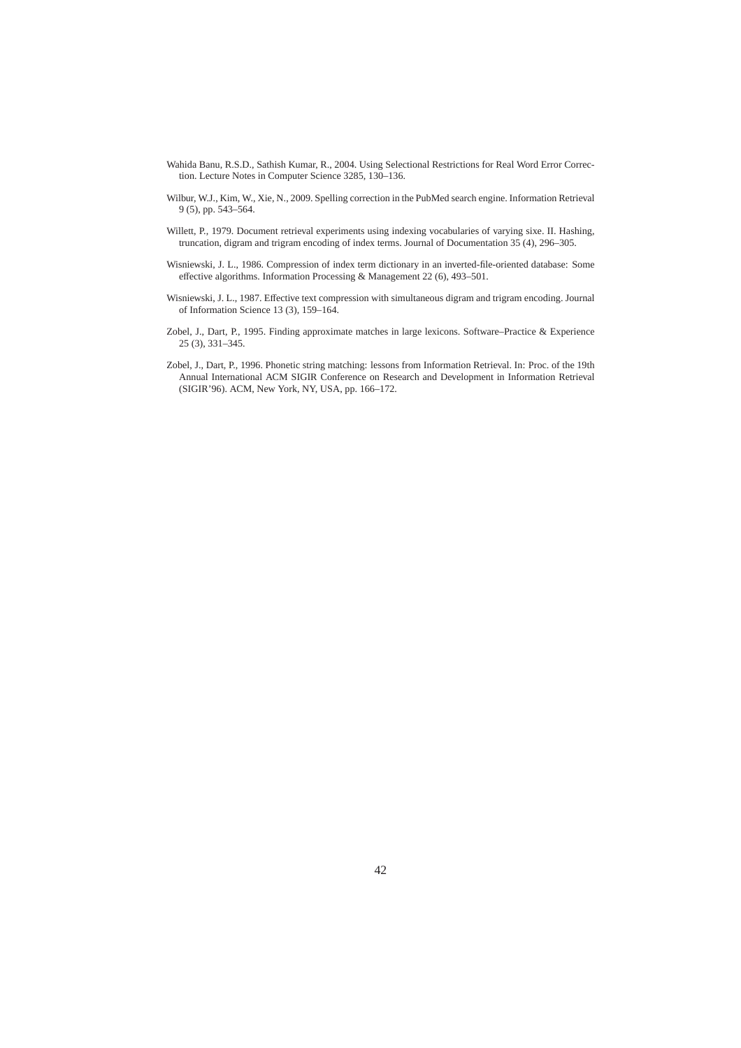Wahida Banu, R.S.D., Sathish Kumar, R., 2004. Using Selectional Restrictions for Real Word Error Correction. Lecture Notes in Computer Science 3285, 130–136.

Wilbur, W.J., Kim, W., Xie, N., 2009. Spelling correction in the PubMed search engine. Information Retrieval 9 (5), pp. 543–564.

Willett, P., 1979. Document retrieval experiments using indexing vocabularies of varying sixe. II. Hashing, truncation, digram and trigram encoding of index terms. Journal of Documentation 35 (4), 296–305.

Wisniewski, J. L., 1986. Compression of index term dictionary in an inverted-file-oriented database: Some effective algorithms. Information Processing & Management 22 (6), 493–501.

Wisniewski, J. L., 1987. Effective text compression with simultaneous digram and trigram encoding. Journal of Information Science 13 (3), 159–164.

Zobel, J., Dart, P., 1995. Finding approximate matches in large lexicons. Software–Practice & Experience 25 (3), 331–345.

Zobel, J., Dart, P., 1996. Phonetic string matching: lessons from Information Retrieval. In: Proc. of the 19th Annual International ACM SIGIR Conference on Research and Development in Information Retrieval (SIGIR'96). ACM, New York, NY, USA, pp. 166–172.